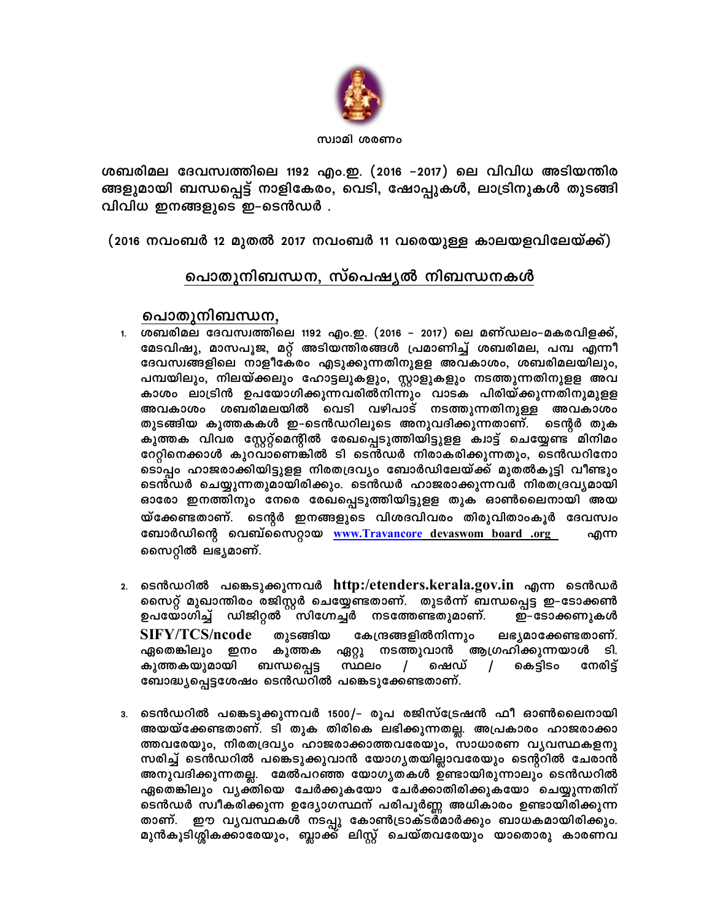സ്വാമി ശരണം

**ശബരിമല ദേവസ്വത്തിലെ 1192 എം.ഇ. (2016 –2017) ലെ വിവിധ അടിയന്തിര ങ്ങളുമായി ബന്ധപ്പെട്ട് നാളികേരം, വെടി, ഷോപ്പുകൾ, ലാട്രിനുകൾ തുടങ്ങി വിവിധ ഇനങ്ങളുടെ ഇ-ടെൻഡർ .**

**(2016 നവംബർ 12 മുതൽ 2017 നവംബർ 11 വരെയുള്ള കാലയളവിലേയ്ക്ക്)**

## പൊതുനിബന്ധന, സ്പെഷ്യൽ നിബന്ധനകൾ

### പൊതുനിബന്ധന,

1. ശബരിമല ദേവസ്വത്തിലെ 1192 എം.ഇ. (2016 – 2017) ലെ മണ്ഡലം-മകരവിളക്ക്, മേടവിഷു, മാസപൂജ, മറ്റ് അടിയന്തിരങ്ങൾ പ്രമാണിച്ച് ശബരിമല, പമ്പ എന്നീ ദേവസ്വങ്ങളിലെ നാളീകേരം എടുക്കുന്നതിനുള്ള അവകാശം, ശബരിമലയിലും, പമ്പയിലും, നിലയ്ക്കലും ഹോട്ടലുകളും, സ്റ്റാളുകളും നടത്തുന്നതിനുള്ള അവകാശം ലാട്രിൻ ഉപയോഗിക്കുന്നവരിൽനിന്നും വാടക പിരിയ്ക്കുന്നതിനുമുളള അവകാശം ശബരിമലയിൽ വെടി വഴിപാട് നടത്തുന്നതിനുള്ള അവകാശം തുടങ്ങിയ കുത്തകകൾ ഇ-ടെൻഡറിലൂടെ അനുവദിക്കുന്നതാണ്. ടെന്റർ തുക കുത്തക വിവര സ്റ്റേറ്റ്മെന്റിൽ രേഖപ്പെടുത്തിയിട്ടുള്ള ക്വാട്ട് ചെയ്യേണ്ട മിനിമം റേറ്റിനെക്കാൾ കുറവാണെങ്കിൽ ടി ടെൻഡർ നിരാകരിക്കുന്നതും, ടെൻഡറിനോടൊപ്പം ഹാജരാക്കിയിട്ടുള്ള നിരതദ്രവ്യം ബോർഡിലേയ്ക്ക് മുതൽകൂട്ടി വീണ്ടും ടെൻഡർ ചെയ്യുന്നതുമായിരിക്കും. ടെൻഡർ ഹാജരാക്കുന്നവർ നിരതദ്രവ്യമായി ഓരോ ഇനത്തിനും നേരെ രേഖപ്പെടുത്തിയിട്ടുള്ള തുക ഓൺലൈനായി അയയ്ക്കേണ്ടതാണ്. ടെന്റർ ഇനങ്ങളുടെ വിശദവിവരം തിരുവിതാംകൂർ ദേവസ്വം ബോർഡിന്റെ വെബ്സൈറ്റായ www.Travancore devaswom board .org എന്ന സൈറ്റിൽ ലഭ്യമാണ്.

2. ടെൻഡറിൽ പങ്കെടുക്കുന്നവർ **http:/etenders.kerala.gov.in** എന്ന ടെൻഡർ സൈറ്റ് മുഖാന്തിരം രജിസ്റ്റർ ചെയ്യേണ്ടതാണ്. തുടർന്ന് ബന്ധപ്പെട്ട ഇ-ടോക്കൺ ഉപയോഗിച്ച് ഡിജിറ്റൽ സിഗ്നേച്ചർ നടത്തേണ്ടതുമാണ്. ഇ-ടോക്കണുകൾ **SIFY/TCS/ncode** തുടങ്ങിയ കേന്ദ്രങ്ങളിൽനിന്നും ലഭ്യമാക്കേണ്ടതാണ്. ഏതെങ്കിലും ഇനം കുത്തക ഏറ്റു നടത്തുവാൻ ആഗ്രഹിക്കുന്നയാൾ ടി. കുത്തകയുമായി ബന്ധപ്പെട്ട സ്ഥലം / ഷെഡ് / കെട്ടിടം നേരിട്ട് ബോദ്ധ്യപ്പെട്ടശേഷം ടെൻഡറിൽ പങ്കെടുക്കേണ്ടതാണ്.

3. ടെൻഡറിൽ പങ്കെടുക്കുന്നവർ 1500/- രൂപ രജിസ്ട്രേഷൻ ഫീ ഓൺലൈനായി അയയ്ക്കേണ്ടതാണ്. ടി തുക തിരികെ ലഭിക്കുന്നതല്ല. അപ്രകാരം ഹാജരാക്കാത്തവരേയും, നിരതദ്രവ്യം ഹാജരാക്കാത്തവരേയും, സാധാരണ വ്യവസ്ഥകളനുസരിച്ച് ടെൻഡറിൽ പങ്കെടുക്കുവാൻ യോഗ്യതയില്ലാവരേയും ടെന്ററിൽ ചേരാൻ അനുവദിക്കുന്നതല്ല. മേൽപറഞ്ഞ യോഗ്യതകൾ ഉണ്ടായിരുന്നാലും ടെൻഡറിൽ ഏതെങ്കിലും വ്യക്തിയെ ചേർക്കുകയോ ചേർക്കാതിരിക്കുകയോ ചെയ്യുന്നതിന് ടെൻഡർ സ്വീകരിക്കുന്ന ഉദ്യോഗസ്ഥന് പരിപൂർണ്ണ അധികാരം ഉണ്ടായിരിക്കുന്നതാണ്. ഈ വ്യവസ്ഥകൾ നടപ്പു കോൺട്രാക്ടർമാർക്കും ബാധകമായിരിക്കും. മുൻകുടിശ്ശികക്കാരേയും, ബ്ലാക്ക് ലിസ്റ്റ് ചെയ്തവരേയും യാതൊരു കാരണവ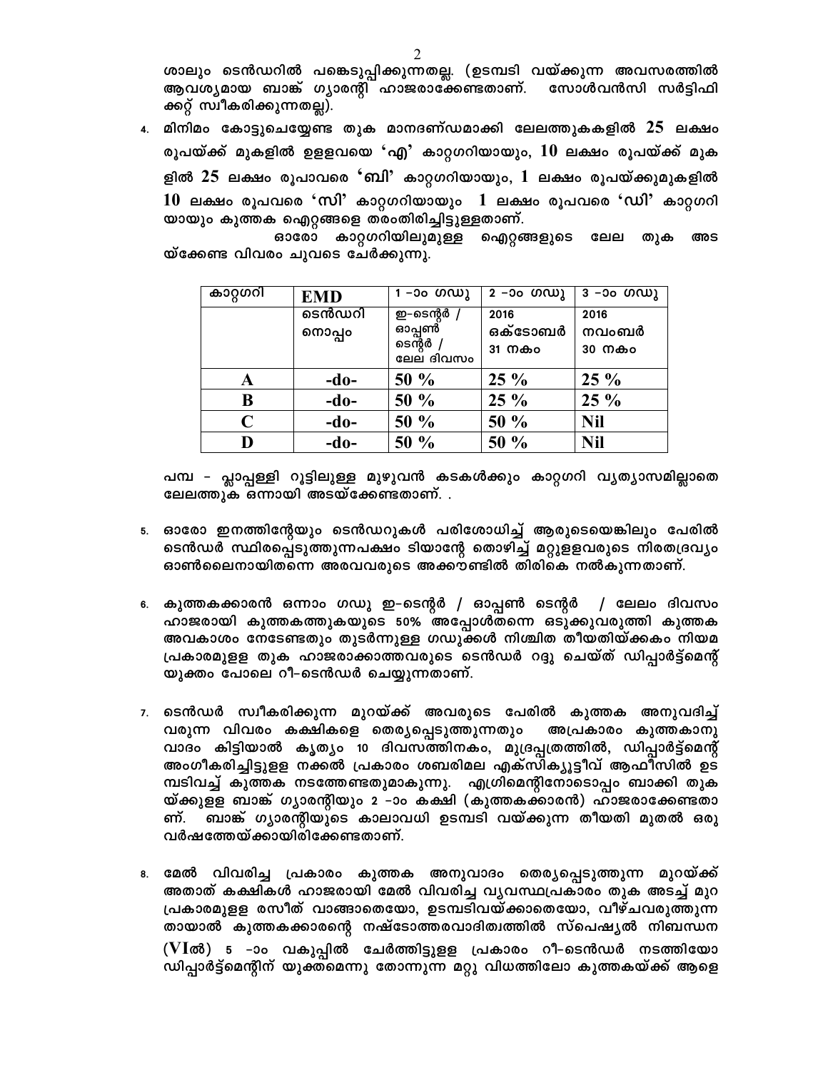ശാലും ടെൻഡറിൽ പങ്കെടുപ്പിക്കുന്നതല്ല. (ഉടമ്പടി വയ്ക്കുന്ന അവസരത്തിൽ ആവശ്യമായ ബാങ്ക് ഗ്യാരന്റി ഹാജരാക്കേണ്ടതാണ്. സോൾവൻസി സർട്ടിഫിക്കറ്റ് സ്വീകരിക്കുന്നതല്ല).

4. മിനിമം കോട്ടുചെയ്യേണ്ട തുക മാനദണ്ഡമാക്കി ലേലത്തുകകളിൽ **25** ലക്ഷം രൂപയ്ക്ക് മുകളിൽ ഉളളവയെ **'എ'** കാറ്റഗറിയായും, **10** ലക്ഷം രൂപയ്ക്ക് മുകളിൽ **25** ലക്ഷം രൂപാവരെ **'ബി'** കാറ്റഗറിയായും, **1** ലക്ഷം രൂപയ്ക്കുമുകളിൽ **10** ലക്ഷം രൂപവരെ **'സി'** കാറ്റഗറിയായും **1** ലക്ഷം രൂപവരെ **'ഡി'** കാറ്റഗറിയായും കുത്തക ഐറ്റങ്ങളെ തരംതിരിച്ചിട്ടുള്ളതാണ്.

    ഓരോ കാറ്റഗറിയിലുമുള്ള ഐറ്റങ്ങളുടെ ലേല തുക അടയ്ക്കേണ്ട വിവരം ചുവടെ ചേർക്കുന്നു.

| കാറ്റഗറി | EMD | 1 -ാം ഗഡു | 2 -ാം ഗഡു | 3 -ാം ഗഡു |
|---|---|---|---|---|
| | ടെൻഡറിനൊപ്പം | ഇ-ടെന്റർ / ഓപ്പൺ ടെന്റർ / ലേല ദിവസം | 2016 ഒക്ടോബർ 31 നകം | 2016 നവംബർ 30 നകം |
| A | -do- | 50 % | 25 % | 25 % |
| B | -do- | 50 % | 25 % | 25 % |
| C | -do- | 50 % | 50 % | Nil |
| D | -do- | 50 % | 50 % | Nil |

പമ്പ - പ്ലാപ്പള്ളി റൂട്ടിലുള്ള മുഴുവൻ കടകൾക്കും കാറ്റഗറി വ്യത്യാസമില്ലാതെ ലേലത്തുക ഒന്നായി അടയ്ക്കേണ്ടതാണ്. .

5. ഓരോ ഇനത്തിന്റേയും ടെൻഡറുകൾ പരിശോധിച്ച് ആരുടെയെങ്കിലും പേരിൽ ടെൻഡർ സ്ഥിരപ്പെടുത്തുന്നപക്ഷം ടിയാന്റേ തൊഴിച്ച് മറ്റുളളവരുടെ നിരതദ്രവ്യം ഓൺലൈനായിതന്നെ അരവവരുടെ അക്കൗണ്ടിൽ തിരികെ നൽകുന്നതാണ്.

6. കുത്തകക്കാരൻ ഒന്നാം ഗഡു ഇ-ടെന്റർ / ഓപ്പൺ ടെന്റർ / ലേലം ദിവസം ഹാജരായി കുത്തകത്തുകയുടെ 50% അപ്പോൾതന്നെ ഒടുക്കുവരുത്തി കുത്തക അവകാശം നേടേണ്ടതും തുടർന്നുള്ള ഗഡുക്കൾ നിശ്ചിത തീയതിയ്ക്കകം നിയമ പ്രകാരമുള്ള തുക ഹാജരാക്കാത്തവരുടെ ടെൻഡർ റദ്ദു ചെയ്ത് ഡിപ്പാർട്ട്മെന്റ് യുക്തം പോലെ റീ-ടെൻഡർ ചെയ്യുന്നതാണ്.

7. ടെൻഡർ സ്വീകരിക്കുന്ന മുറയ്ക്ക് അവരുടെ പേരിൽ കുത്തക അനുവദിച്ച് വരുന്ന വിവരം കക്ഷികളെ തെര്യപ്പെടുത്തുന്നതും അപ്രകാരം കുത്തകാനുവാദം കിട്ടിയാൽ കൃത്യം 10 ദിവസത്തിനകം, മുദ്രപ്പത്രത്തിൽ, ഡിപ്പാർട്ട്മെന്റ് അംഗീകരിച്ചിട്ടുളള നക്കൽ പ്രകാരം ശബരിമല എക്സിക്യൂട്ടീവ് ആഫീസിൽ ഉടമ്പടിവച്ച് കുത്തക നടത്തേണ്ടതുമാകുന്നു. എഗ്രിമെന്റിനോടൊപ്പം ബാക്കി തുകയ്ക്കുളള ബാങ്ക് ഗ്യാരന്റിയും 2 -ാം കക്ഷി (കുത്തകക്കാരൻ) ഹാജരാക്കേണ്ടതാണ്. ബാങ്ക് ഗ്യാരന്റിയുടെ കാലാവധി ഉടമ്പടി വയ്ക്കുന്ന തീയതി മുതൽ ഒരു വർഷത്തേയ്ക്കായിരിക്കേണ്ടതാണ്.

8. മേൽ വിവരിച്ച പ്രകാരം കുത്തക അനുവാദം തെര്യപ്പെടുത്തുന്ന മുറയ്ക്ക് അതാത് കക്ഷികൾ ഹാജരായി മേൽ വിവരിച്ച വ്യവസ്ഥപ്രകാരം തുക അടച്ച് മുറ പ്രകാരമുളള രസീത് വാങ്ങാതെയോ, ഉടമ്പടിവയ്ക്കാതെയോ, വീഴ്ചവരുത്തുന്നതായാൽ കുത്തകക്കാരന്റെ നഷ്ടോത്തരവാദിത്വത്തിൽ സ്പെഷ്യൽ നിബന്ധന (VIൽ) 5 -ാം വകുപ്പിൽ ചേർത്തിട്ടുളള പ്രകാരം റീ-ടെൻഡർ നടത്തിയോ ഡിപ്പാർട്ട്മെന്റിന് യുക്തമെന്നു തോന്നുന്ന മറ്റു വിധത്തിലോ കുത്തകയ്ക്ക് ആളെ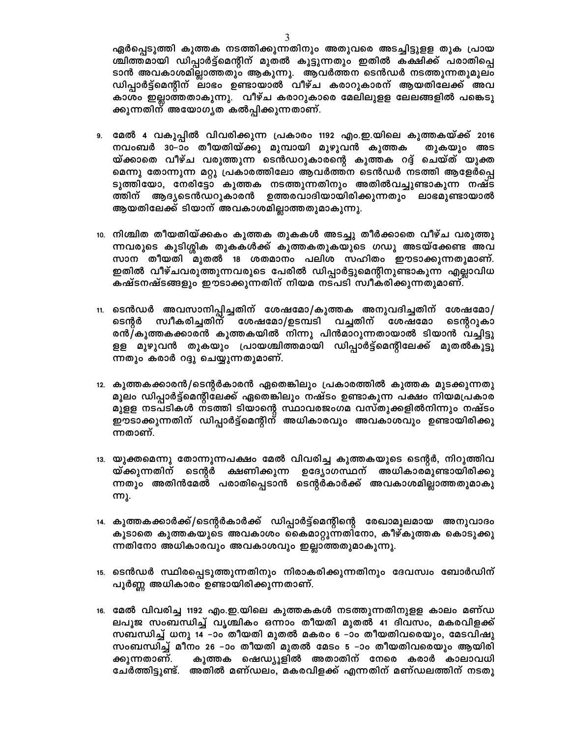ഏർപ്പെടുത്തി കുത്തക നടത്തിക്കുന്നതിനും അതുവരെ അടച്ചിട്ടുള്ള തുക പ്രായശ്ചിത്തമായി ഡിപ്പാർട്ട്മെന്റിന് മുതൽ കൂട്ടുന്നതും ഇതിൽ കക്ഷിക്ക് പരാതിപ്പെടാൻ അവകാശമില്ലാത്തതും ആകുന്നു. ആവർത്തന ടെൻഡർ നടത്തുന്നതുമൂലം ഡിപ്പാർട്ട്മെന്റിന് ലാഭം ഉണ്ടായാൽ വീഴ്ച കരാറുകാരന് ആയതിലേക്ക് അവകാശം ഇല്ലാത്തതാകുന്നു. വീഴ്ച കരാറുകാരെ മേലിലുള്ള ലേലങ്ങളിൽ പങ്കെടുക്കുന്നതിന് അയോഗ്യത കൽപ്പിക്കുന്നതാണ്.

9. മേൽ 4 വകുപ്പിൽ വിവരിക്കുന്ന പ്രകാരം 1192 എം.ഇ.യിലെ കുത്തകയ്ക്ക് 2016 നവംബർ 30–ാം തീയതിയ്ക്കു മുമ്പായി മുഴുവൻ കുത്തക തുകയും അടയ്ക്കാതെ വീഴ്ച വരുത്തുന്ന ടെൻഡറുകാരന്റെ കുത്തക റദ്ദ് ചെയ്ത് യുക്തമെന്നു തോന്നുന്ന മറ്റു പ്രകാരത്തിലോ ആവർത്തന ടെൻഡർ നടത്തി ആളേർപ്പെടുത്തിയോ, നേരിട്ടോ കുത്തക നടത്തുന്നതിനും അതിൽവച്ചുണ്ടാകുന്ന നഷ്ടത്തിന് ആദ്യടെൻഡറുകാരൻ ഉത്തരവാദിയായിരിക്കുന്നതും ലാഭമുണ്ടായാൽ ആയതിലേക്ക് ടിയാന് അവകാശമില്ലാത്തതുമാകുന്നു.

10. നിശ്ചിത തീയതിയ്ക്കകം കുത്തക തുകകൾ അടച്ചു തീർക്കാതെ വീഴ്ച വരുത്തുന്നവരുടെ കുടിശ്ശിക തുകകൾക്ക് കുത്തകതുകയുടെ ഗഡു അടയ്ക്കേണ്ട അവസാന തീയതി മുതൽ 18 ശതമാനം പലിശ സഹിതം ഈടാക്കുന്നതുമാണ്. ഇതിൽ വീഴ്ചവരുത്തുന്നവരുടെ പേരിൽ ഡിപ്പാർട്ടുമെന്റിനുണ്ടാകുന്ന എല്ലാവിധ കഷ്ടനഷ്ടങ്ങളും ഈടാക്കുന്നതിന് നിയമ നടപടി സ്വീകരിക്കുന്നതുമാണ്.

11. ടെൻഡർ അവസാനിപ്പിച്ചതിന് ശേഷമോ/കുത്തക അനുവദിച്ചതിന് ശേഷമോ/ ടെന്റർ സ്വീകരിച്ചതിന് ശേഷമോ/ഉടമ്പടി വച്ചതിന് ശേഷമോ ടെന്ററുകാരൻ/കുത്തകക്കാരൻ കുത്തകയിൽ നിന്നു പിൻമാറുന്നതായാൽ ടിയാൻ വച്ചിട്ടുള്ള മുഴുവൻ തുകയും പ്രായശ്ചിത്തമായി ഡിപ്പാർട്ട്മെന്റിലേക്ക് മുതൽകൂട്ടുന്നതും കരാർ റദ്ദു ചെയ്യുന്നതുമാണ്.

12. കുത്തകക്കാരൻ/ടെന്റർകാരൻ ഏതെങ്കിലും പ്രകാരത്തിൽ കുത്തക മുടക്കുന്നതു മൂലം ഡിപ്പാർട്ട്മെന്റിലേക്ക് ഏതെങ്കിലും നഷ്ടം ഉണ്ടാകുന്ന പക്ഷം നിയമപ്രകാരമുള്ള നടപടികൾ നടത്തി ടിയാന്റെ സ്ഥാവരജംഗമ വസ്തുക്കളിൽനിന്നും നഷ്ടം ഈടാക്കുന്നതിന് ഡിപ്പാർട്ട്മെന്റിന് അധികാരവും അവകാശവും ഉണ്ടായിരിക്കുന്നതാണ്.

13. യുക്തമെന്നു തോന്നുന്നപക്ഷം മേൽ വിവരിച്ച കുത്തകയുടെ ടെന്റർ, നിറുത്തിവയ്ക്കുന്നതിന് ടെന്റർ ക്ഷണിക്കുന്ന ഉദ്യോഗസ്ഥന് അധികാരമുണ്ടായിരിക്കുന്നതും അതിൻമേൽ പരാതിപ്പെടാൻ ടെന്റർകാർക്ക് അവകാശമില്ലാത്തതുമാകുന്നു.

14. കുത്തകക്കാർക്ക്/ടെന്റർകാർക്ക് ഡിപ്പാർട്ട്മെന്റിന്റെ രേഖാമൂലമായ അനുവാദം കൂടാതെ കുത്തകയുടെ അവകാശം കൈമാറ്റുന്നതിനോ, കീഴ്കുത്തക കൊടുക്കുന്നതിനോ അധികാരവും അവകാശവും ഇല്ലാത്തതുമാകുന്നു.

15. ടെൻഡർ സ്ഥിരപ്പെടുത്തുന്നതിനും നിരാകരിക്കുന്നതിനും ദേവസ്വം ബോർഡിന് പൂർണ്ണ അധികാരം ഉണ്ടായിരിക്കുന്നതാണ്.

16. മേൽ വിവരിച്ച 1192 എം.ഇ.യിലെ കുത്തകകൾ നടത്തുന്നതിനുള്ള കാലം മണ്ഡലപൂജ സംബന്ധിച്ച് വൃശ്ചികം ഒന്നാം തീയതി മുതൽ 41 ദിവസം, മകരവിളക്ക് സബന്ധിച്ച് ധനു 14 –ാം തീയതി മുതൽ മകരം 6 –ാം തീയതിവരെയും, മേടവിഷു സംബന്ധിച്ച് മീനം 26 –ാം തീയതി മുതൽ മേടം 5 –ാം തീയതിവരെയും ആയിരിക്കുന്നതാണ്. കുത്തക ഷെഡ്യൂളിൽ അതാതിന് നേരെ കരാർ കാലാവധി ചേർത്തിട്ടുണ്ട്. അതിൽ മണ്ഡലം, മകരവിളക്ക് എന്നതിന് മണ്ഡലത്തിന് നടതു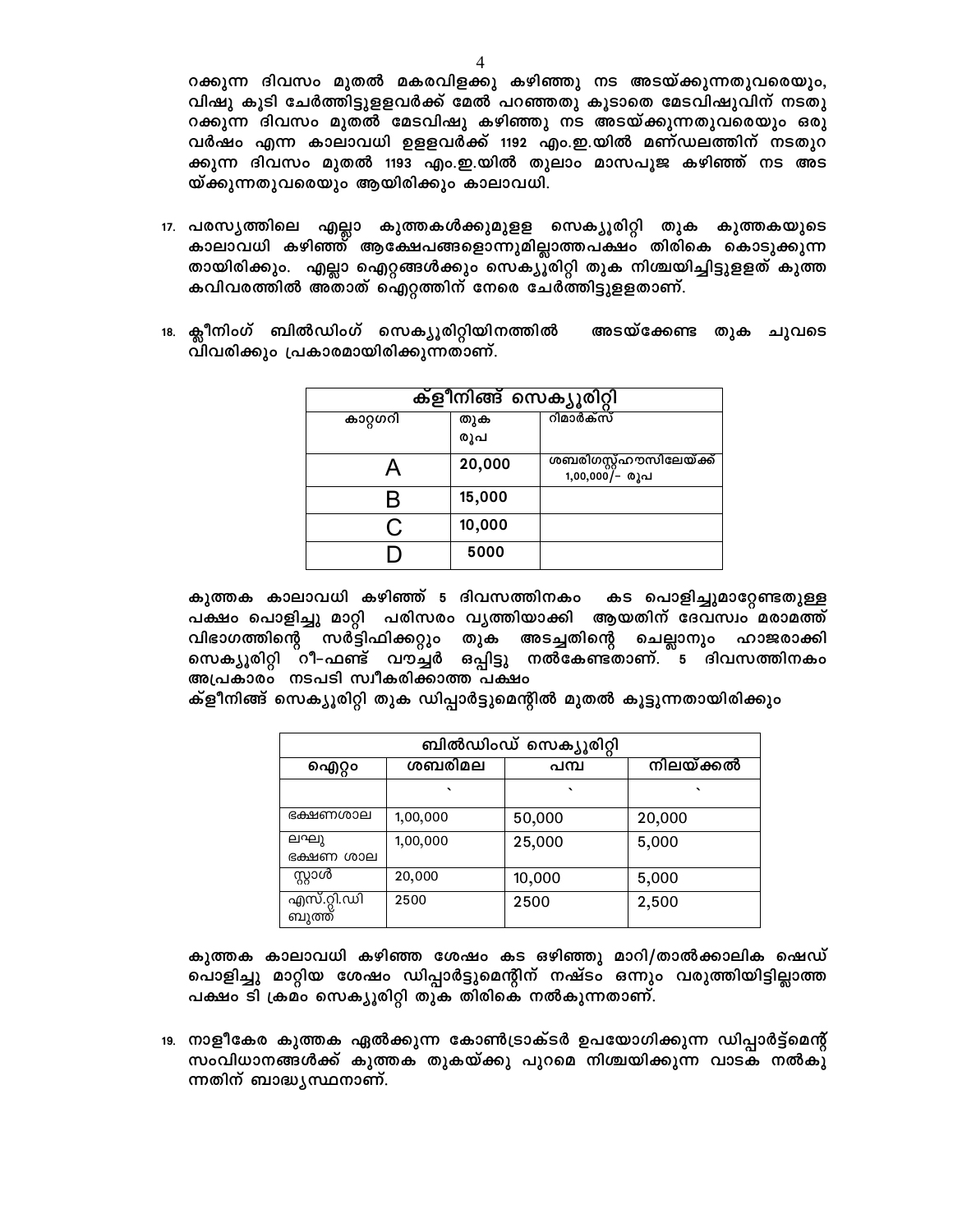റക്കുന്ന ദിവസം മുതൽ മകരവിളക്കു കഴിഞ്ഞു നട അടയ്ക്കുന്നതുവരെയും, വിഷു കൂടി ചേർത്തിട്ടുളളവർക്ക് മേൽ പറഞ്ഞതു കൂടാതെ മേടവിഷുവിന് നടതുറക്കുന്ന ദിവസം മുതൽ മേടവിഷു കഴിഞ്ഞു നട അടയ്ക്കുന്നതുവരെയും ഒരു വർഷം എന്ന കാലാവധി ഉളളവർക്ക് 1192 എം.ഇ.യിൽ മണ്ഡലത്തിന് നടതുറക്കുന്ന ദിവസം മുതൽ 1193 എം.ഇ.യിൽ തുലാം മാസപൂജ കഴിഞ്ഞ് നട അടയ്ക്കുന്നതുവരെയും ആയിരിക്കും കാലാവധി.

17. പരസ്യത്തിലെ എല്ലാ കുത്തകൾക്കുമുളള സെക്യൂരിറ്റി തുക കുത്തകയുടെ കാലാവധി കഴിഞ്ഞ് ആക്ഷേപങ്ങളൊന്നുമില്ലാത്തപക്ഷം തിരികെ കൊടുക്കുന്നതായിരിക്കും. എല്ലാ ഐറ്റങ്ങൾക്കും സെക്യൂരിറ്റി തുക നിശ്ചയിച്ചിട്ടുളളത് കുത്തകവിവരത്തിൽ അതാത് ഐറ്റത്തിന് നേരെ ചേർത്തിട്ടുളളതാണ്.

18. ക്ലീനിംഗ് ബിൽഡിംഗ് സെക്യൂരിറ്റിയിനത്തിൽ അടയ്ക്കേണ്ട തുക ചുവടെ വിവരിക്കും പ്രകാരമായിരിക്കുന്നതാണ്.

| ക്ളീനിങ്ങ് സെക്യൂരിറ്റി | | |
|---|---|---|
| കാറ്റഗറി | തുക രൂപ | റിമാർക്സ് |
| A | 20,000 | ശബരിഗസ്റ്റ്ഹൗസിലേയ്ക്ക് 1,00,000/- രൂപ |
| B | 15,000 | |
| C | 10,000 | |
| D | 5000 | |

കുത്തക കാലാവധി കഴിഞ്ഞ് 5 ദിവസത്തിനകം കട പൊളിച്ചുമാറ്റേണ്ടതുളള പക്ഷം പൊളിച്ചു മാറ്റി പരിസരം വൃത്തിയാക്കി ആയതിന് ദേവസ്വം മരാമത്ത് വിഭാഗത്തിന്റെ സർട്ടിഫിക്കറ്റും തുക അടച്ചതിന്റെ ചെല്ലാനും ഹാജരാക്കി സെക്യൂരിറ്റി റീ-ഫണ്ട് വൗച്ചർ ഒപ്പിട്ടു നൽകേണ്ടതാണ്. 5 ദിവസത്തിനകം അപ്രകാരം നടപടി സ്വീകരിക്കാത്ത പക്ഷം
ക്ളീനിങ്ങ് സെക്യൂരിറ്റി തുക ഡിപ്പാർട്ടുമെന്റിൽ മുതൽ കൂട്ടുന്നതായിരിക്കും

| ബിൽഡിംഗ് സെക്യൂരിറ്റി | | | |
|---|---|---|---|
| ഐറ്റം | ശബരിമല | പമ്പ | നിലയ്ക്കൽ |
| | ` | ` | ` |
| ഭക്ഷണശാല | 1,00,000 | 50,000 | 20,000 |
| ലഘു ഭക്ഷണ ശാല | 1,00,000 | 25,000 | 5,000 |
| സ്റ്റാൾ | 20,000 | 10,000 | 5,000 |
| എസ്.റ്റി.ഡി ബൂത്ത് | 2500 | 2500 | 2,500 |

കുത്തക കാലാവധി കഴിഞ്ഞ ശേഷം കട ഒഴിഞ്ഞു മാറി/താൽക്കാലിക ഷെഡ് പൊളിച്ചു മാറ്റിയ ശേഷം ഡിപ്പാർട്ടുമെന്റിന് നഷ്ടം ഒന്നും വരുത്തിയിട്ടില്ലാത്ത പക്ഷം ടി ക്രമം സെക്യൂരിറ്റി തുക തിരികെ നൽകുന്നതാണ്.

19. നാളീകേര കുത്തക ഏൽക്കുന്ന കോൺട്രാക്ടർ ഉപയോഗിക്കുന്ന ഡിപ്പാർട്ട്മെന്റ് സംവിധാനങ്ങൾക്ക് കുത്തക തുകയ്ക്കു പുറമെ നിശ്ചയിക്കുന്ന വാടക നൽകുന്നതിന് ബാദ്ധ്യസ്ഥനാണ്.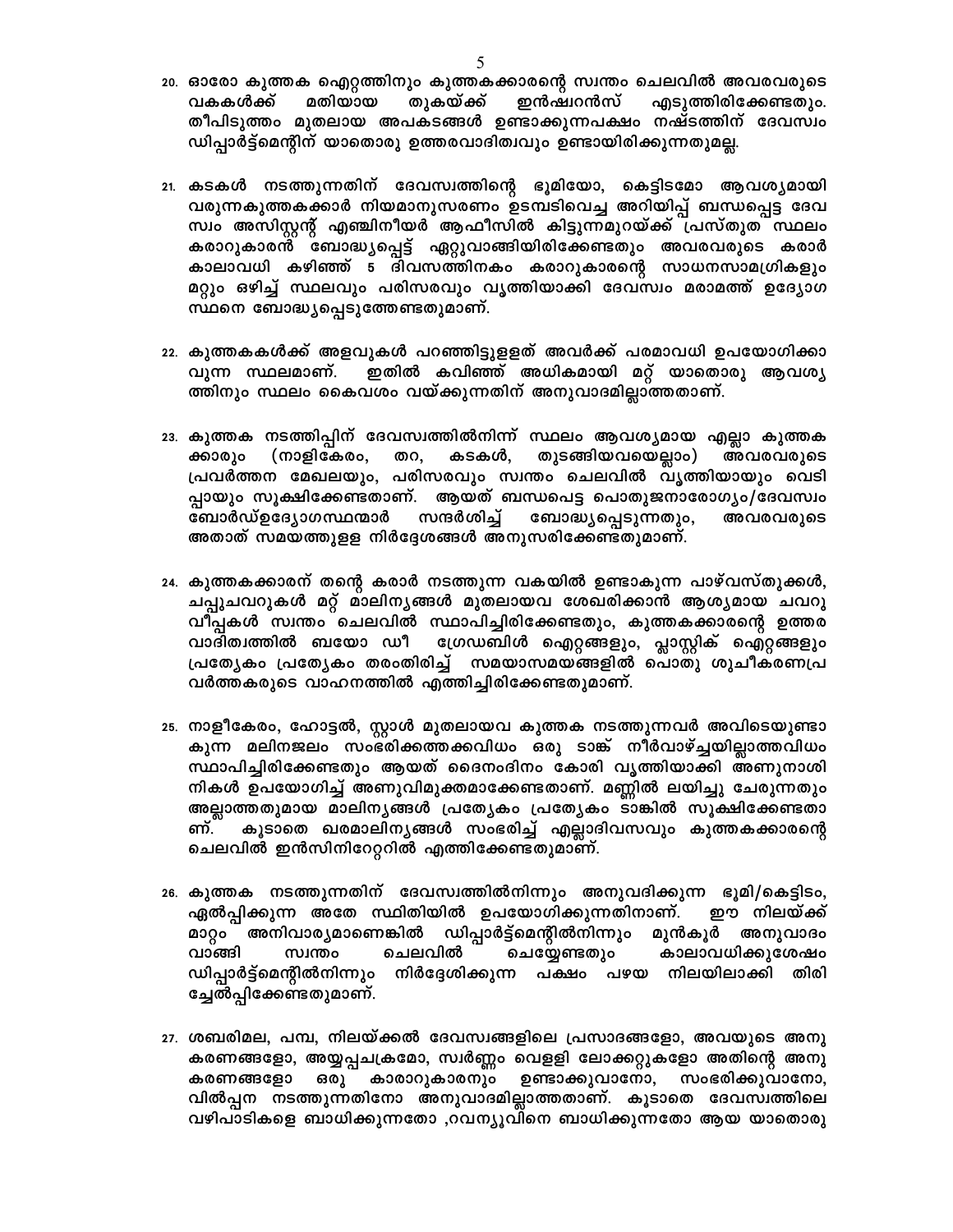20. ഓരോ കുത്തക ഐറ്റത്തിനും കുത്തകക്കാരന്റെ സ്വന്തം ചെലവിൽ അവരവരുടെ വകകൾക്ക് മതിയായ തുകയ്ക്ക് ഇൻഷ്വറൻസ് എടുത്തിരിക്കേണ്ടതും. തീപിടുത്തം മുതലായ അപകടങ്ങൾ ഉണ്ടാക്കുന്നപക്ഷം നഷ്ടത്തിന് ദേവസ്വം ഡിപ്പാർട്ട്മെന്റിന് യാതൊരു ഉത്തരവാദിത്വവും ഉണ്ടായിരിക്കുന്നതുമല്ല.

21. കടകൾ നടത്തുന്നതിന് ദേവസ്വത്തിന്റെ ഭൂമിയോ, കെട്ടിടമോ ആവശ്യമായി വരുന്നകുത്തകക്കാർ നിയമാനുസരണം ഉടമ്പടിവെച്ച അറിയിപ്പ് ബന്ധപ്പെട്ട ദേവ സ്വം അസിസ്റ്റന്റ് എഞ്ചിനീയർ ആഫീസിൽ കിട്ടുന്നമുറയ്ക്ക് പ്രസ്തുത സ്ഥലം കരാറുകാരൻ ബോദ്ധ്യപ്പെട്ട് ഏറ്റുവാങ്ങിയിരിക്കേണ്ടതും അവരവരുടെ കരാർ കാലാവധി കഴിഞ്ഞ് 5 ദിവസത്തിനകം കരാറുകാരന്റെ സാധനസാമഗ്രികളും മറ്റും ഒഴിച്ച് സ്ഥലവും പരിസരവും വൃത്തിയാക്കി ദേവസ്വം മരാമത്ത് ഉദ്യോഗ സ്ഥനെ ബോദ്ധ്യപ്പെടുത്തേണ്ടതുമാണ്.

22. കുത്തകകൾക്ക് അളവുകൾ പറഞ്ഞിട്ടുളളത് അവർക്ക് പരമാവധി ഉപയോഗിക്കാ വുന്ന സ്ഥലമാണ്. ഇതിൽ കവിഞ്ഞ് അധികമായി മറ്റ് യാതൊരു ആവശ്യ ത്തിനും സ്ഥലം കൈവശം വയ്ക്കുന്നതിന് അനുവാദമില്ലാത്തതാണ്.

23. കുത്തക നടത്തിപ്പിന് ദേവസ്വത്തിൽനിന്ന് സ്ഥലം ആവശ്യമായ എല്ലാ കുത്തക ക്കാരും (നാളികേരം, തറ, കടകൾ, തുടങ്ങിയവയെല്ലാം) അവരവരുടെ പ്രവർത്തന മേഖലയും, പരിസരവും സ്വന്തം ചെലവിൽ വൃത്തിയായും വെടി പ്പായും സൂക്ഷിക്കേണ്ടതാണ്. ആയത് ബന്ധപെട്ട പൊതുജനാരോഗ്യം/ദേവസ്വം ബോർഡ്ഉദ്യോഗസ്ഥന്മാർ സന്ദർശിച്ച് ബോദ്ധ്യപ്പെടുന്നതും, അവരവരുടെ അതാത് സമയത്തുളള നിർദ്ദേശങ്ങൾ അനുസരിക്കേണ്ടതുമാണ്.

24. കുത്തകക്കാരന് തന്റെ കരാർ നടത്തുന്ന വകയിൽ ഉണ്ടാകുന്ന പാഴ്‌വസ്തുക്കൾ, ചപ്പുചവറുകൾ മറ്റ് മാലിന്യങ്ങൾ മുതലായവ ശേഖരിക്കാൻ ആശ്യമായ ചവറു വീപ്പകൾ സ്വന്തം ചെലവിൽ സ്ഥാപിച്ചിരിക്കേണ്ടതും, കുത്തകക്കാരന്റെ ഉത്തര വാദിത്വത്തിൽ ബയോ ഡീ ഗ്രേഡബിൾ ഐറ്റങ്ങളും, പ്ലാസ്റ്റിക് ഐറ്റങ്ങളും പ്രത്യേകം പ്രത്യേകം തരംതിരിച്ച് സമയാസമയങ്ങളിൽ പൊതു ശുചീകരണപ്ര വർത്തകരുടെ വാഹനത്തിൽ എത്തിച്ചിരിക്കേണ്ടതുമാണ്.

25. നാളീകേരം, ഹോട്ടൽ, സ്റ്റാൾ മുതലായവ കുത്തക നടത്തുന്നവർ അവിടെയുണ്ടാ കുന്ന മലിനജലം സംഭരിക്കത്തക്കവിധം ഒരു ടാങ്ക് നീർവാഴ്ച്ചയില്ലാത്തവിധം സ്ഥാപിച്ചിരിക്കേണ്ടതും ആയത് ദൈനംദിനം കോരി വൃത്തിയാക്കി അണുനാശി നികൾ ഉപയോഗിച്ച് അണുവിമുക്തമാക്കേണ്ടതാണ്. മണ്ണിൽ ലയിച്ചു ചേരുന്നതും അല്ലാത്തതുമായ മാലിന്യങ്ങൾ പ്രത്യേകം പ്രത്യേകം ടാങ്കിൽ സൂക്ഷിക്കേണ്ടതാ ണ്. കൂടാതെ ഖരമാലിന്യങ്ങൾ സംഭരിച്ച് എല്ലാദിവസവും കുത്തകക്കാരന്റെ ചെലവിൽ ഇൻസിനിറേറ്ററിൽ എത്തിക്കേണ്ടതുമാണ്.

26. കുത്തക നടത്തുന്നതിന് ദേവസ്വത്തിൽനിന്നും അനുവദിക്കുന്ന ഭൂമി/കെട്ടിടം, ഏൽപ്പിക്കുന്ന അതേ സ്ഥിതിയിൽ ഉപയോഗിക്കുന്നതിനാണ്. ഈ നിലയ്ക്ക് മാറ്റം അനിവാര്യമാണെങ്കിൽ ഡിപ്പാർട്ട്മെന്റിൽനിന്നും മുൻകൂർ അനുവാദം വാങ്ങി സ്വന്തം ചെലവിൽ ചെയ്യേണ്ടതും കാലാവധിക്കുശേഷം ഡിപ്പാർട്ട്മെന്റിൽനിന്നും നിർദ്ദേശിക്കുന്ന പക്ഷം പഴയ നിലയിലാക്കി തിരി ച്ചേൽപ്പിക്കേണ്ടതുമാണ്.

27. ശബരിമല, പമ്പ, നിലയ്ക്കൽ ദേവസ്വങ്ങളിലെ പ്രസാദങ്ങളോ, അവയുടെ അനു കരണങ്ങളോ, അയ്യപ്പചക്രമോ, സ്വർണ്ണം വെളളി ലോക്കറ്റുകളോ അതിന്റെ അനു കരണങ്ങളോ ഒരു കാരാറുകാരനും ഉണ്ടാക്കുവാനോ, സംഭരിക്കുവാനോ, വിൽപ്പന നടത്തുന്നതിനോ അനുവാദമില്ലാത്തതാണ്. കൂടാതെ ദേവസ്വത്തിലെ വഴിപാടികളെ ബാധിക്കുന്നതോ ,റവന്യൂവിനെ ബാധിക്കുന്നതോ ആയ യാതൊരു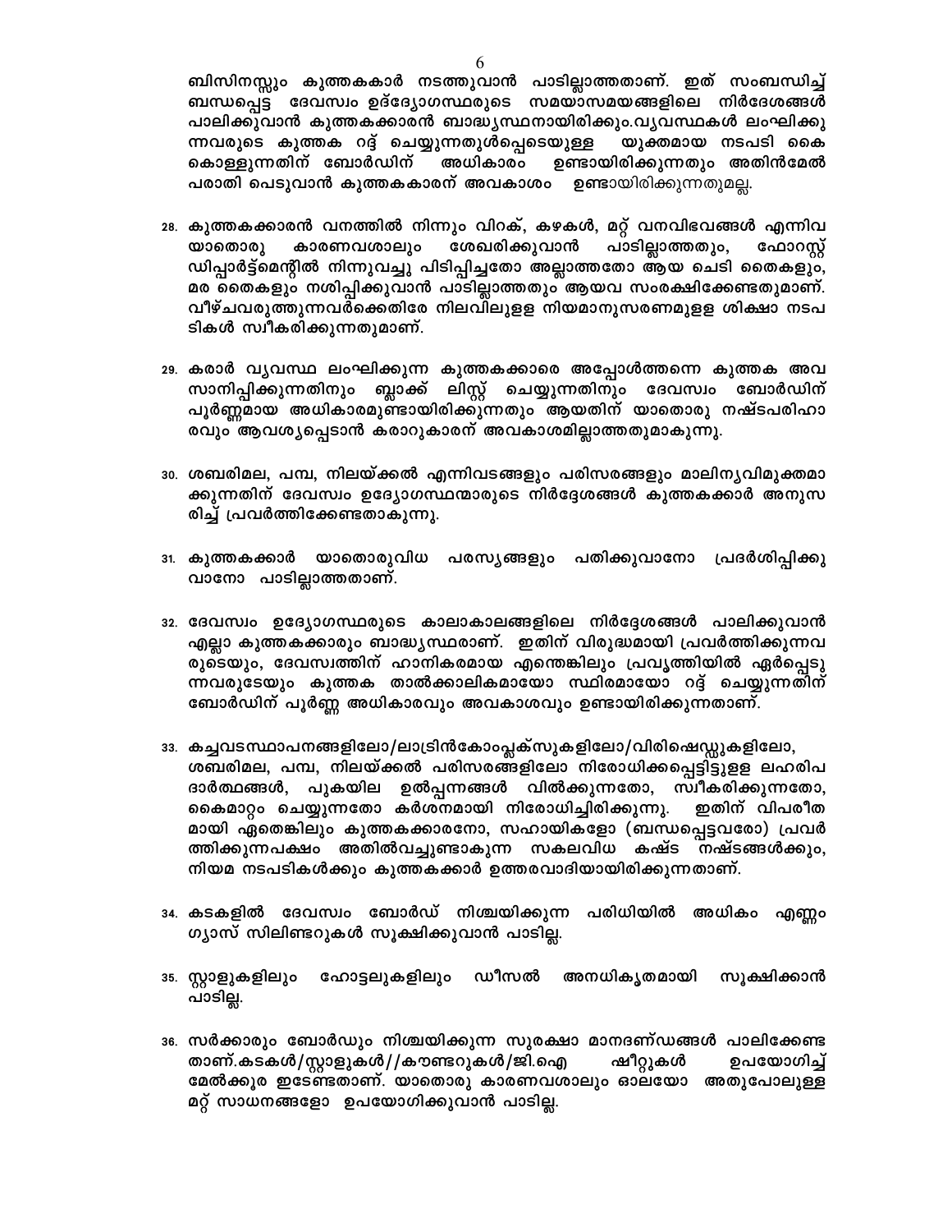ബിസിനസ്സും കുത്തകകാർ നടത്തുവാൻ പാടില്ലാത്തതാണ്. ഇത് സംബന്ധിച്ച് ബന്ധപ്പെട്ട ദേവസ്വം ഉദ്ദ്യോഗസ്ഥരുടെ സമയാസമയങ്ങളിലെ നിർദേശങ്ങൾ പാലിക്കുവാൻ കുത്തകക്കാരൻ ബാദ്ധ്യസ്ഥനായിരിക്കും.വ്യവസ്ഥകൾ ലംഘിക്കുന്നവരുടെ കുത്തക റദ്ദ് ചെയ്യുന്നതുൾപ്പെടെയുള്ള യുക്തമായ നടപടി കൈകൊള്ളുന്നതിന് ബോർഡിന് അധികാരം ഉണ്ടായിരിക്കുന്നതും അതിൻമേൽ പരാതി പെടുവാൻ കുത്തകകാരന് അവകാശം ഉണ്ടായിരിക്കുന്നതുമല്ല.

28. കുത്തകക്കാരൻ വനത്തിൽ നിന്നും വിറക്, കഴകൾ, മറ്റ് വനവിഭവങ്ങൾ എന്നിവ യാതൊരു കാരണവശാലും ശേഖരിക്കുവാൻ പാടില്ലാത്തതും, ഫോറസ്റ്റ് ഡിപ്പാർട്ട്മെന്റിൽ നിന്നുവച്ചു പിടിപ്പിച്ചതോ അല്ലാത്തതോ ആയ ചെടി തൈകളും, മര തൈകളും നശിപ്പിക്കുവാൻ പാടില്ലാത്തതും ആയവ സംരക്ഷിക്കേണ്ടതുമാണ്. വീഴ്ചവരുത്തുന്നവർക്കെതിരേ നിലവിലുളള നിയമാനുസരണമുളള ശിക്ഷാ നടപടികൾ സ്വീകരിക്കുന്നതുമാണ്.

29. കരാർ വ്യവസ്ഥ ലംഘിക്കുന്ന കുത്തകക്കാരെ അപ്പോൾത്തന്നെ കുത്തക അവസാനിപ്പിക്കുന്നതിനും ബ്ലാക്ക് ലിസ്റ്റ് ചെയ്യുന്നതിനും ദേവസ്വം ബോർഡിന് പൂർണ്ണമായ അധികാരമുണ്ടായിരിക്കുന്നതും ആയതിന് യാതൊരു നഷ്ടപരിഹാരവും ആവശ്യപ്പെടാൻ കരാറുകാരന് അവകാശമില്ലാത്തതുമാകുന്നു.

30. ശബരിമല, പമ്പ, നിലയ്ക്കൽ എന്നിവടങ്ങളും പരിസരങ്ങളും മാലിന്യവിമുക്തമാക്കുന്നതിന് ദേവസ്വം ഉദ്യോഗസ്ഥന്മാരുടെ നിർദ്ദേശങ്ങൾ കുത്തകക്കാർ അനുസരിച്ച് പ്രവർത്തിക്കേണ്ടതാകുന്നു.

31. കുത്തകക്കാർ യാതൊരുവിധ പരസ്യങ്ങളും പതിക്കുവാനോ പ്രദർശിപ്പിക്കുവാനോ പാടില്ലാത്തതാണ്.

32. ദേവസ്വം ഉദ്യോഗസ്ഥരുടെ കാലാകാലങ്ങളിലെ നിർദ്ദേശങ്ങൾ പാലിക്കുവാൻ എല്ലാ കുത്തകക്കാരും ബാദ്ധ്യസ്ഥരാണ്. ഇതിന് വിരുദ്ധമായി പ്രവർത്തിക്കുന്നവരുടെയും, ദേവസ്വത്തിന് ഹാനികരമായ എന്തെങ്കിലും പ്രവൃത്തിയിൽ ഏർപ്പെടുന്നവരുടേയും കുത്തക താൽക്കാലികമായോ സ്ഥിരമായോ റദ്ദ് ചെയ്യുന്നതിന് ബോർഡിന് പൂർണ്ണ അധികാരവും അവകാശവും ഉണ്ടായിരിക്കുന്നതാണ്.

33. കച്ചവടസ്ഥാപനങ്ങളിലോ/ലാട്രിൻകോംപ്ലക്സുകളിലോ/വിരിഷെഡ്ഡുകളിലോ, ശബരിമല, പമ്പ, നിലയ്ക്കൽ പരിസരങ്ങളിലോ നിരോധിക്കപ്പെട്ടിട്ടുളള ലഹരിപദാർത്ഥങ്ങൾ, പുകയില ഉൽപ്പന്നങ്ങൾ വിൽക്കുന്നതോ, സ്വീകരിക്കുന്നതോ, കൈമാറ്റം ചെയ്യുന്നതോ കർശനമായി നിരോധിച്ചിരിക്കുന്നു. ഇതിന് വിപരീതമായി ഏതെങ്കിലും കുത്തകക്കാരനോ, സഹായികളോ (ബന്ധപ്പെട്ടവരോ) പ്രവർത്തിക്കുന്നപക്ഷം അതിൽവച്ചുണ്ടാകുന്ന സകലവിധ കഷ്ട നഷ്ടങ്ങൾക്കും, നിയമ നടപടികൾക്കും കുത്തകക്കാർ ഉത്തരവാദിയായിരിക്കുന്നതാണ്.

34. കടകളിൽ ദേവസ്വം ബോർഡ് നിശ്ചയിക്കുന്ന പരിധിയിൽ അധികം എണ്ണം ഗ്യാസ് സിലിണ്ടറുകൾ സൂക്ഷിക്കുവാൻ പാടില്ല.

35. സ്റ്റാളുകളിലും ഹോട്ടലുകളിലും ഡീസൽ അനധികൃതമായി സൂക്ഷിക്കാൻ പാടില്ല.

36. സർക്കാരും ബോർഡും നിശ്ചയിക്കുന്ന സുരക്ഷാ മാനദണ്ഡങ്ങൾ പാലിക്കേണ്ടതാണ്.കടകൾ/സ്റ്റാളുകൾ//കൗണ്ടറുകൾ/ജി.ഐ ഷീറ്റുകൾ ഉപയോഗിച്ച് മേൽക്കൂര ഇടേണ്ടതാണ്. യാതൊരു കാരണവശാലും ഓലയോ അതുപോലുള്ള മറ്റ് സാധനങ്ങളോ ഉപയോഗിക്കുവാൻ പാടില്ല.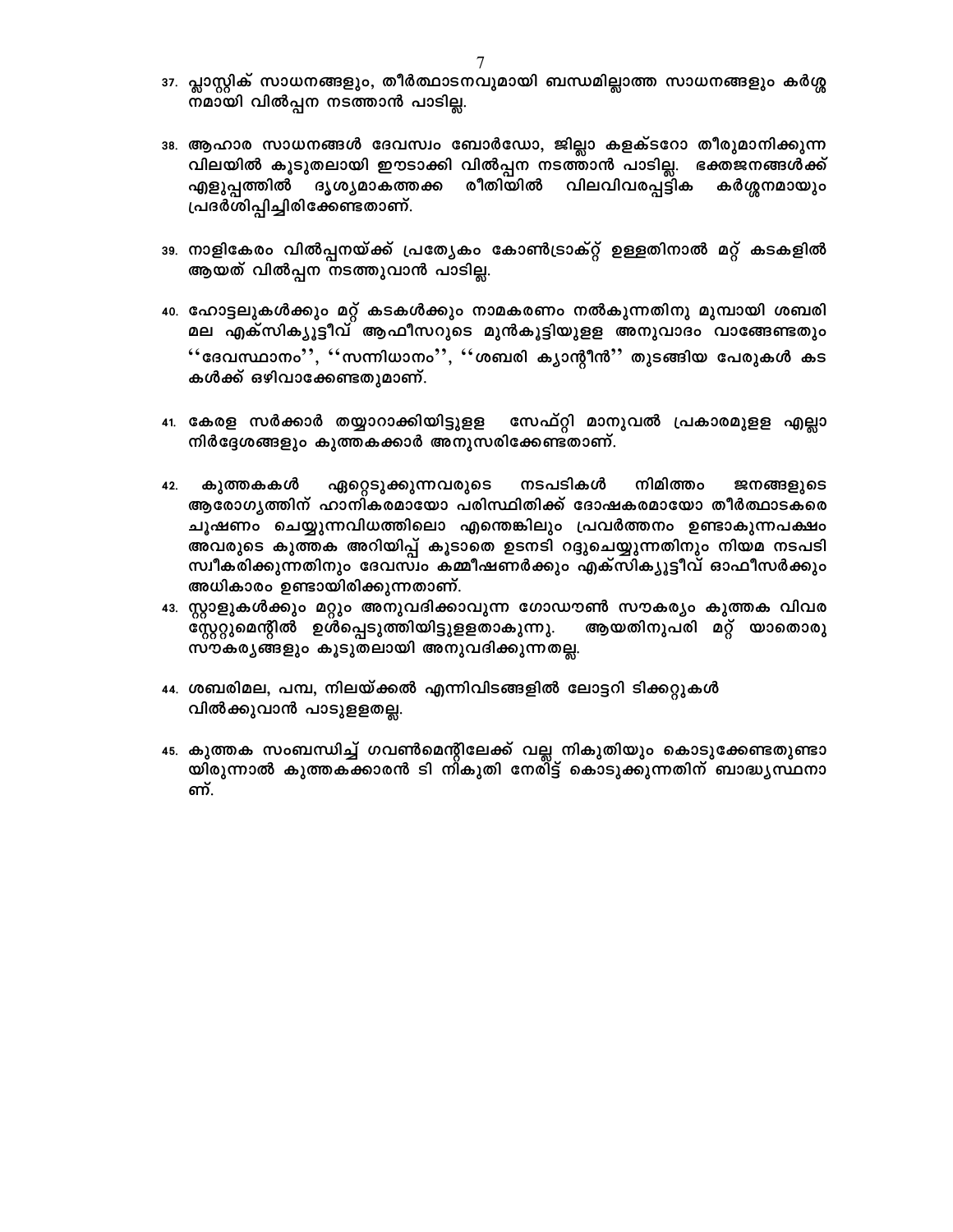37. പ്ലാസ്റ്റിക് സാധനങ്ങളും, തീർത്ഥാടനവുമായി ബന്ധമില്ലാത്ത സാധനങ്ങളും കർശ്ശനമായി വിൽപ്പന നടത്താൻ പാടില്ല.

38. ആഹാര സാധനങ്ങൾ ദേവസ്വം ബോർഡോ, ജില്ലാ കളക്ടറോ തീരുമാനിക്കുന്ന വിലയിൽ കൂടുതലായി ഈടാക്കി വിൽപ്പന നടത്താൻ പാടില്ല. ഭക്തജനങ്ങൾക്ക് എളുപ്പത്തിൽ ദൃശ്യമാകത്തക്ക രീതിയിൽ വിലവിവരപ്പട്ടിക കർശ്ശനമായും പ്രദർശിപ്പിച്ചിരിക്കേണ്ടതാണ്.

39. നാളികേരം വിൽപ്പനയ്ക്ക് പ്രത്യേകം കോൺട്രാക്റ്റ് ഉള്ളതിനാൽ മറ്റ് കടകളിൽ ആയത് വിൽപ്പന നടത്തുവാൻ പാടില്ല.

40. ഹോട്ടലുകൾക്കും മറ്റ് കടകൾക്കും നാമകരണം നൽകുന്നതിനു മുമ്പായി ശബരി മല എക്സിക്യൂട്ടീവ് ആഫീസറുടെ മുൻകൂട്ടിയുളള അനുവാദം വാങ്ങേണ്ടതും ''ദേവസ്ഥാനം'', ''സന്നിധാനം'', ''ശബരി ക്യാന്റീൻ'' തുടങ്ങിയ പേരുകൾ കടകൾക്ക് ഒഴിവാക്കേണ്ടതുമാണ്.

41. കേരള സർക്കാർ തയ്യാറാക്കിയിട്ടുളള സേഫ്റ്റി മാനുവൽ പ്രകാരമുളള എല്ലാ നിർദ്ദേശങ്ങളും കുത്തകക്കാർ അനുസരിക്കേണ്ടതാണ്.

42. കുത്തകകൾ ഏറ്റെടുക്കുന്നവരുടെ നടപടികൾ നിമിത്തം ജനങ്ങളുടെ ആരോഗ്യത്തിന് ഹാനികരമായോ പരിസ്ഥിതിക്ക് ദോഷകരമായോ തീർത്ഥാടകരെ ചൂഷണം ചെയ്യുന്നവിധത്തിലൊ എന്തെങ്കിലും പ്രവർത്തനം ഉണ്ടാകുന്നപക്ഷം അവരുടെ കുത്തക അറിയിപ്പ് കൂടാതെ ഉടനടി റദ്ദുചെയ്യുന്നതിനും നിയമ നടപടി സ്വീകരിക്കുന്നതിനും ദേവസ്വം കമ്മീഷണർക്കും എക്സിക്യൂട്ടീവ് ഓഫീസർക്കും അധികാരം ഉണ്ടായിരിക്കുന്നതാണ്.

43. സ്റ്റാളുകൾക്കും മറ്റും അനുവദിക്കാവുന്ന ഗോഡൗൺ സൗകര്യം കുത്തക വിവര സ്റ്റേറ്റുമെന്റിൽ ഉൾപ്പെടുത്തിയിട്ടുളളതാകുന്നു. ആയതിനുപരി മറ്റ് യാതൊരു സൗകര്യങ്ങളും കൂടുതലായി അനുവദിക്കുന്നതല്ല.

44. ശബരിമല, പമ്പ, നിലയ്ക്കൽ എന്നിവിടങ്ങളിൽ ലോട്ടറി ടിക്കറ്റുകൾ വിൽക്കുവാൻ പാടുളളതല്ല.

45. കുത്തക സംബന്ധിച്ച് ഗവൺമെന്റിലേക്ക് വല്ല നികുതിയും കൊടുക്കേണ്ടതുണ്ടായിരുന്നാൽ കുത്തകക്കാരൻ ടി നികുതി നേരിട്ട് കൊടുക്കുന്നതിന് ബാദ്ധ്യസ്ഥനാണ്.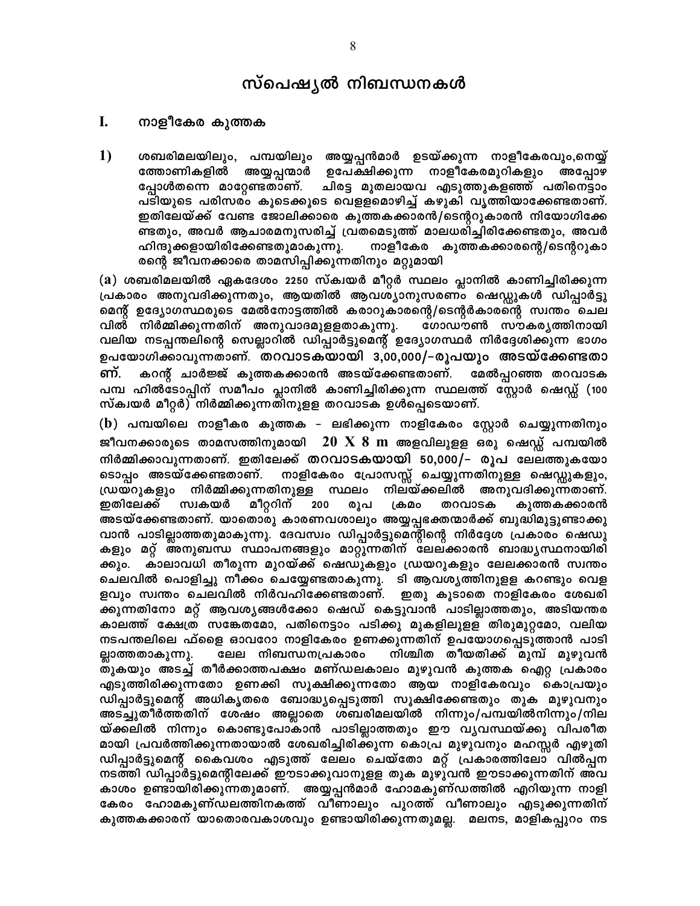# സ്പെഷ്യൽ നിബന്ധനകൾ

## I. നാളീകേര കുത്തക

**1)** ശബരിമലയിലും, പമ്പയിലും അയ്യപ്പൻമാർ ഉടയ്ക്കുന്ന നാളീകേരവും,നെയ്യ് ത്തോണികളിൽ അയ്യപ്പന്മാർ ഉപേക്ഷിക്കുന്ന നാളീകേരമുറികളും അപ്പോഴ പ്പോൾതന്നെ മാറ്റേണ്ടതാണ്. ചിരട്ട മുതലായവ എടുത്തുകളഞ്ഞ് പതിനെട്ടാം പടിയുടെ പരിസരം കൂടെക്കൂടെ വെള്ളമൊഴിച്ച് കഴുകി വൃത്തിയാക്കേണ്ടതാണ്. ഇതിലേയ്ക്ക് വേണ്ട ജോലിക്കാരെ കുത്തകക്കാരൻ/ടെന്ററുകാരൻ നിയോഗിക്കേ ണ്ടതും, അവർ ആചാരമനുസരിച്ച് വ്രതമെടുത്ത് മാലധരിച്ചിരിക്കേണ്ടതും, അവർ ഹിന്ദുക്കളായിരിക്കേണ്ടതുമാകുന്നു. നാളീകേര കുത്തകക്കാരന്റെ/ടെന്ററുകാ രന്റെ ജീവനക്കാരെ താമസിപ്പിക്കുന്നതിനും മറ്റുമായി

(a) ശബരിമലയിൽ ഏകദേശം 2250 സ്ക്വയർ മീറ്റർ സ്ഥലം പ്ലാനിൽ കാണിച്ചിരിക്കുന്ന പ്രകാരം അനുവദിക്കുന്നതും, ആയതിൽ ആവശ്യാനുസരണം ഷെഡ്ഡുകൾ ഡിപ്പാർട്ടു മെന്റ് ഉദ്യോഗസ്ഥരുടെ മേൽനോട്ടത്തിൽ കരാറുകാരന്റെ/ടെന്റർകാരന്റെ സ്വന്തം ചെല വിൽ നിർമ്മിക്കുന്നതിന് അനുവാദമുള്ളതാകുന്നു. ഗോഡൗൺ സൗകര്യത്തിനായി വലിയ നടപ്പന്തലിന്റെ സെല്ലാറിൽ ഡിപ്പാർട്ടുമെന്റ് ഉദ്യോഗസ്ഥർ നിർദ്ദേശിക്കുന്ന ഭാഗം ഉപയോഗിക്കാവുന്നതാണ്. **തറവാടകയായി 3,00,000/-രൂപയും അടയ്ക്കേണ്ടതാ ണ്.** കറന്റ് ചാർജ്ജ് കുത്തകക്കാരൻ അടയ്ക്കേണ്ടതാണ്. മേൽപ്പറഞ്ഞ തറവാടക പമ്പ ഹിൽടോപ്പിന് സമീപം പ്ലാനിൽ കാണിച്ചിരിക്കുന്ന സ്ഥലത്ത് സ്റ്റോർ ഷെഡ്സ് (100 സ്ക്വയർ മീറ്റർ) നിർമ്മിക്കുന്നതിനുളള തറവാടക ഉൾപ്പെടെയാണ്.

(b) പമ്പയിലെ നാളീകര കുത്തക - ലഭിക്കുന്ന നാളികേരം സ്റ്റോർ ചെയ്യുന്നതിനും ജീവനക്കാരുടെ താമസത്തിനുമായി **20 X 8 m** അളവിലുളള ഒരു ഷെഡ്സ് പമ്പയിൽ നിർമ്മിക്കാവുന്നതാണ്. ഇതിലേക്ക് **തറവാടകയായി 50,000/- രൂപ** ലേലത്തുകയോ ടൊപ്പം അടയ്ക്കേണ്ടതാണ്. നാളികേരം പ്രോസസ്സ് ചെയ്യുന്നതിനുള്ള ഷെഡ്ഡുകളും, ഡ്രയറുകളും നിർമ്മിക്കുന്നതിനുളള സ്ഥലം നിലയ്ക്കലിൽ അനുവദിക്കുന്നതാണ്. ഇതിലേക്ക് സ്വകയർ മീറ്ററിന് 200 രൂപ ക്രമം തറവാടക കുത്തകക്കാരൻ അടയ്ക്കേണ്ടതാണ്. യാതൊരു കാരണവശാലും അയ്യപ്പഭക്തന്മാർക്ക് ബുദ്ധിമുട്ടുണ്ടാക്കു വാൻ പാടില്ലാത്തതുമാകുന്നു. ദേവസ്വം ഡിപ്പാർട്ടുമെന്റിന്റെ നിർദ്ദേശ പ്രകാരം ഷെഡു കളും മറ്റ് അനുബന്ധ സ്ഥാപനങ്ങളും മാറ്റുന്നതിന് ലേലക്കാരൻ ബാദ്ധ്യസ്ഥനായിരി ക്കും. കാലാവധി തീരുന്ന മുറയ്ക്ക് ഷെഡുകളും ഡ്രയറുകളും ലേലക്കാരൻ സ്വന്തം ചെലവിൽ പൊളിച്ചു നീക്കം ചെയ്യേണ്ടതാകുന്നു. ടി ആവശ്യത്തിനുള്ള കറണ്ടും വെള ളവും സ്വന്തം ചെലവിൽ നിർവഹിക്കേണ്ടതാണ്. ഇതു കൂടാതെ നാളികേരം ശേഖരി ക്കുന്നതിനോ മറ്റ് ആവശ്യങ്ങൾക്കോ ഷെഡ് കെട്ടുവാൻ പാടില്ലാത്തതും, അടിയന്തര കാലത്ത് ക്ഷേത്ര സങ്കേതമോ, പതിനെട്ടാം പടിക്കു മുകളിലുളള തിരുമുറ്റമോ, വലിയ നടപന്തലിലെ ഫ്ളൈ ഓവറോ നാളികേരം ഉണക്കുന്നതിന് ഉപയോഗപ്പെടുത്താൻ പാടി ല്ലാത്തതാകുന്നു. ലേല നിബന്ധനപ്രകാരം നിശ്ചിത തീയതിക്ക് മുമ്പ് മുഴുവൻ തുകയും അടച്ച് തീർക്കാത്തപക്ഷം മണ്ഡലകാലം മുഴുവൻ കുത്തക ഐറ്റ പ്രകാരം എടുത്തിരിക്കുന്നതോ ഉണക്കി സൂക്ഷിക്കുന്നതോ ആയ നാളികേരവും കൊപ്രയും ഡിപ്പാർട്ടുമെന്റ് അധികൃതരെ ബോദ്ധ്യപ്പെടുത്തി സൂക്ഷിക്കേണ്ടതും തുക മുഴുവനും അടച്ചുതീർത്തതിന് ശേഷം അല്ലാതെ ശബരിമലയിൽ നിന്നും/പമ്പയിൽനിന്നും/നില യ്ക്കലിൽ നിന്നും കൊണ്ടുപോകാൻ പാടില്ലാത്തതും ഈ വ്യവസ്ഥയ്ക്കു വിപരീത മായി പ്രവർത്തിക്കുന്നതായാൽ ശേഖരിച്ചിരിക്കുന്ന കൊപ്ര മുഴുവനും മഹസ്സർ എഴുതി ഡിപ്പാർട്ടുമെന്റ് കൈവശം എടുത്ത് ലേലം ചെയ്തോ മറ്റ് പ്രകാരത്തിലോ വിൽപ്പന നടത്തി ഡിപ്പാർട്ടുമെന്റിലേക്ക് ഈടാക്കുവാനുള്ള തുക മുഴുവൻ ഈടാക്കുന്നതിന് അവ കാശം ഉണ്ടായിരിക്കുന്നതുമാണ്. അയ്യപ്പൻമാർ ഹോമകുണ്ഡത്തിൽ എറിയുന്ന നാളി കേരം ഹോമകുണ്ഡലത്തിനകത്ത് വീണാലും പുറത്ത് വീണാലും എടുക്കുന്നതിന് കുത്തകക്കാരന് യാതൊരവകാശവും ഉണ്ടായിരിക്കുന്നതുമല്ല. മലനട, മാളികപ്പുറം നട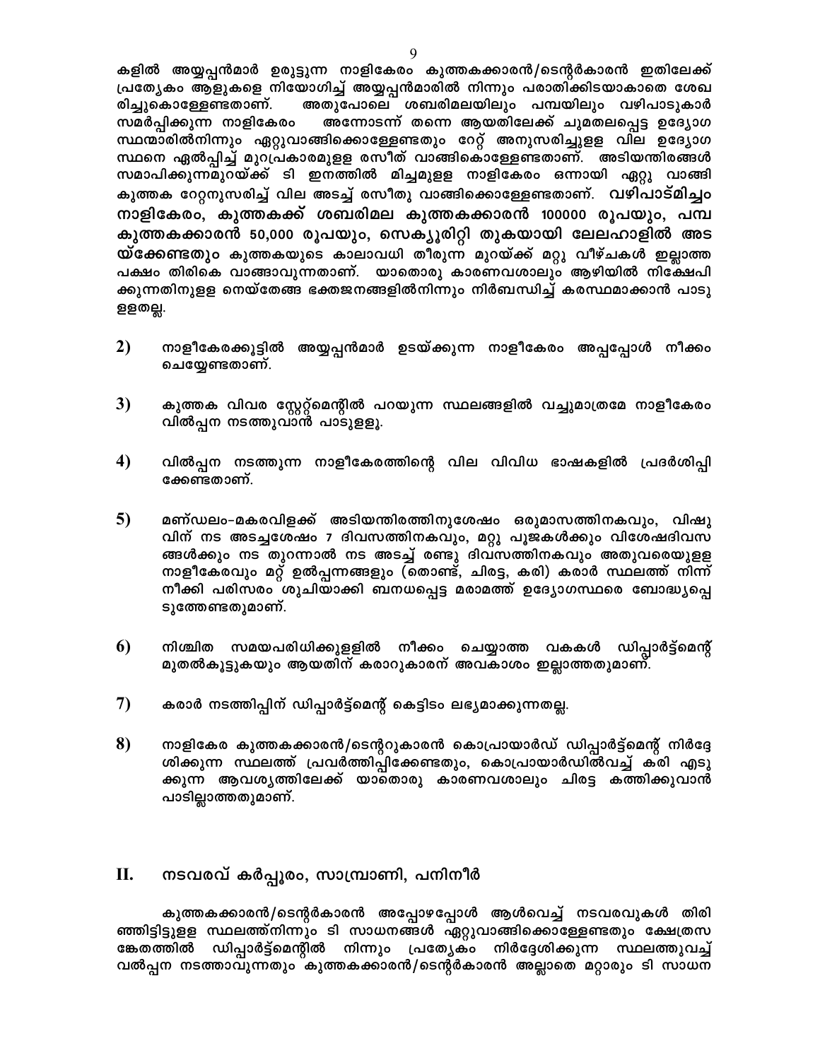കളിൽ അയ്യപ്പൻമാർ ഉരുട്ടുന്ന നാളികേരം കുത്തകക്കാരൻ/ടെന്റർകാരൻ ഇതിലേക്ക് പ്രത്യേകം ആളുകളെ നിയോഗിച്ച് അയ്യപ്പൻമാരിൽ നിന്നും പരാതിക്കിടയാകാതെ ശേഖരിച്ചുകൊള്ളേണ്ടതാണ്. അതുപോലെ ശബരിമലയിലും പമ്പയിലും വഴിപാടുകാർ സമർപ്പിക്കുന്ന നാളികേരം അന്നോടന്ന് തന്നെ ആയതിലേക്ക് ചുമതലപ്പെട്ട ഉദ്യോഗസ്ഥന്മാരിൽനിന്നും ഏറ്റുവാങ്ങിക്കൊള്ളേണ്ടതും റേറ്റ് അനുസരിച്ചുള്ള വില ഉദ്യോഗസ്ഥനെ ഏൽപ്പിച്ച് മുറപ്രകാരമുള്ള രസീത് വാങ്ങികൊള്ളേണ്ടതാണ്. അടിയന്തിരങ്ങൾ സമാപിക്കുന്നമുറയ്ക്ക് ടി ഇനത്തിൽ മിച്ചമുള്ള നാളികേരം ഒന്നായി ഏറ്റു വാങ്ങി കുത്തക റേറ്റനുസരിച്ച് വില അടച്ച് രസീതു വാങ്ങിക്കൊള്ളേണ്ടതാണ്. **വഴിപാട്മിച്ചം നാളികേരം, കുത്തകക്ക് ശബരിമല കുത്തകക്കാരൻ 100000 രൂപയും, പമ്പ കുത്തകക്കാരൻ 50,000 രൂപയും, സെക്യൂരിറ്റി തുകയായി ലേലഹാളിൽ അടയ്ക്കേണ്ടതും** കുത്തകയുടെ കാലാവധി തീരുന്ന മുറയ്ക്ക് മറ്റു വീഴ്ചകൾ ഇല്ലാത്ത പക്ഷം തിരികെ വാങ്ങാവുന്നതാണ്. യാതൊരു കാരണവശാലും ആഴിയിൽ നിക്ഷേപിക്കുന്നതിനുള്ള നെയ്തേങ്ങ ഭക്തജനങ്ങളിൽനിന്നും നിർബന്ധിച്ച് കരസ്ഥമാക്കാൻ പാടുള്ളതല്ല.

2) നാളീകേരക്കൂട്ടിൽ അയ്യപ്പൻമാർ ഉടയ്ക്കുന്ന നാളീകേരം അപ്പപ്പോൾ നീക്കം ചെയ്യേണ്ടതാണ്.

3) കുത്തക വിവര സ്റ്റേറ്റ്മെന്റിൽ പറയുന്ന സ്ഥലങ്ങളിൽ വച്ചുമാത്രമേ നാളീകേരം വിൽപ്പന നടത്തുവാൻ പാടുള്ളൂ.

4) വിൽപ്പന നടത്തുന്ന നാളീകേരത്തിന്റെ വില വിവിധ ഭാഷകളിൽ പ്രദർശിപ്പിക്കേണ്ടതാണ്.

5) മണ്ഡലം-മകരവിളക്ക് അടിയന്തിരത്തിനുശേഷം ഒരുമാസത്തിനകവും, വിഷുവിന് നട അടച്ചശേഷം 7 ദിവസത്തിനകവും, മറ്റു പൂജകൾക്കും വിശേഷദിവസങ്ങൾക്കും നട തുറന്നാൽ നട അടച്ച് രണ്ടു ദിവസത്തിനകവും അതുവരെയുള്ള നാളീകേരവും മറ്റ് ഉൽപ്പന്നങ്ങളും (തൊണ്ട്, ചിരട്ട, കരി) കരാർ സ്ഥലത്ത് നിന്ന് നീക്കി പരിസരം ശുചിയാക്കി ബന്ധപ്പെട്ട മരാമത്ത് ഉദ്യോഗസ്ഥരെ ബോദ്ധ്യപ്പെടുത്തേണ്ടതുമാണ്.

6) നിശ്ചിത സമയപരിധിക്കുള്ളിൽ നീക്കം ചെയ്യാത്ത വകകൾ ഡിപ്പാർട്ട്മെന്റ് മുതൽകൂട്ടുകയും ആയതിന് കരാറുകാരന് അവകാശം ഇല്ലാത്തതുമാണ്.

7) കരാർ നടത്തിപ്പിന് ഡിപ്പാർട്ട്മെന്റ് കെട്ടിടം ലഭ്യമാക്കുന്നതല്ല.

8) നാളികേര കുത്തകക്കാരൻ/ടെന്ററുകാരൻ കൊപ്രായാർഡ് ഡിപ്പാർട്ട്മെന്റ് നിർദ്ദേശിക്കുന്ന സ്ഥലത്ത് പ്രവർത്തിപ്പിക്കേണ്ടതും, കൊപ്രായാർഡിൽവച്ച് കരി എടുക്കുന്ന ആവശ്യത്തിലേക്ക് യാതൊരു കാരണവശാലും ചിരട്ട കത്തിക്കുവാൻ പാടില്ലാത്തതുമാണ്.

## II. നടവരവ് കർപ്പൂരം, സാമ്പ്രാണി, പനിനീർ

കുത്തകക്കാരൻ/ടെന്റർകാരൻ അപ്പോഴപ്പോൾ ആൾവെച്ച് നടവരവുകൾ തിരിഞ്ഞിട്ടിട്ടുള്ള സ്ഥലത്ത്നിന്നും ടി സാധനങ്ങൾ ഏറ്റുവാങ്ങിക്കൊള്ളേണ്ടതും ക്ഷേത്രസങ്കേതത്തിൽ ഡിപ്പാർട്ട്മെന്റിൽ നിന്നും പ്രത്യേകം നിർദ്ദേശിക്കുന്ന സ്ഥലത്തുവച്ച് വൽപ്പന നടത്താവുന്നതും കുത്തകക്കാരൻ/ടെന്റർകാരൻ അല്ലാതെ മറ്റാരും ടി സാധന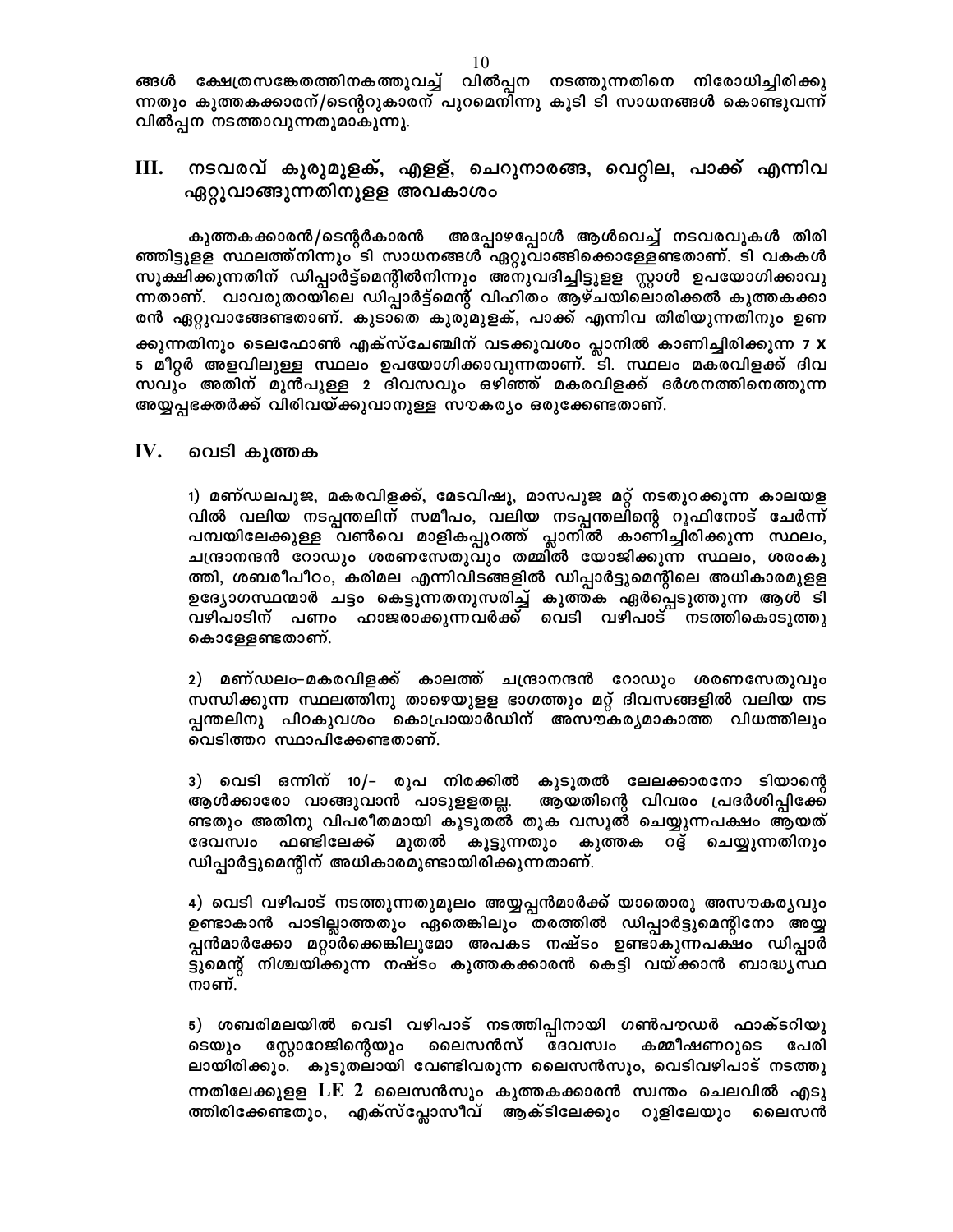ങ്ങൾ ക്ഷേത്രസങ്കേതത്തിനകത്തുവച്ച് വിൽപ്പന നടത്തുന്നതിനെ നിരോധിച്ചിരിക്കുന്നതും കുത്തകക്കാരന്/ടെന്ററുകാരന് പുറമെനിന്നു കൂടി ടി സാധനങ്ങൾ കൊണ്ടുവന്ന് വിൽപ്പന നടത്താവുന്നതുമാകുന്നു.

## III. നടവരവ് കുരുമുളക്, എള്ള്, ചെറുനാരങ്ങ, വെറ്റില, പാക്ക് എന്നിവ ഏറ്റുവാങ്ങുന്നതിനുള്ള അവകാശം

കുത്തകക്കാരൻ/ടെന്റർകാരൻ അപ്പോഴപ്പോൾ ആൾവെച്ച് നടവരവുകൾ തിരിഞ്ഞിട്ടുള്ള സ്ഥലത്ത്നിന്നും ടി സാധനങ്ങൾ ഏറ്റുവാങ്ങിക്കൊള്ളേണ്ടതാണ്. ടി വകകൾ സൂക്ഷിക്കുന്നതിന് ഡിപ്പാർട്ട്മെന്റിൽനിന്നും അനുവദിച്ചിട്ടുള്ള സ്റ്റാൾ ഉപയോഗിക്കാവുന്നതാണ്. വാവരുതറയിലെ ഡിപ്പാർട്ട്മെന്റ് വിഹിതം ആഴ്ചയിലൊരിക്കൽ കുത്തകക്കാരൻ ഏറ്റുവാങ്ങേണ്ടതാണ്. കൂടാതെ കുരുമുളക്, പാക്ക് എന്നിവ തിരിയുന്നതിനും ഉണക്കുന്നതിനും ടെലഫോൺ എക്സ്ചേഞ്ചിന് വടക്കുവശം പ്ലാനിൽ കാണിച്ചിരിക്കുന്ന 7 X 5 മീറ്റർ അളവിലുള്ള സ്ഥലം ഉപയോഗിക്കാവുന്നതാണ്. ടി. സ്ഥലം മകരവിളക്ക് ദിവസവും അതിന് മുൻപുള്ള 2 ദിവസവും ഒഴിഞ്ഞ് മകരവിളക്ക് ദർശനത്തിനെത്തുന്ന അയ്യപ്പഭക്തർക്ക് വിരിവയ്ക്കുവാനുള്ള സൗകര്യം ഒരുക്കേണ്ടതാണ്.

## IV. വെടി കുത്തക

1) മണ്ഡലപൂജ, മകരവിളക്ക്, മേടവിഷു, മാസപൂജ മറ്റ് നടതുറക്കുന്ന കാലയളവിൽ വലിയ നടപ്പന്തലിന് സമീപം, വലിയ നടപ്പന്തലിന്റെ റൂഫിനോട് ചേർന്ന് പമ്പയിലേക്കുള്ള വൺവെ മാളികപ്പുറത്ത് പ്ലാനിൽ കാണിച്ചിരിക്കുന്ന സ്ഥലം, ചന്ദ്രാനന്ദൻ റോഡും ശരണസേതുവും തമ്മിൽ യോജിക്കുന്ന സ്ഥലം, ശരംകുത്തി, ശബരീപീഠം, കരിമല എന്നിവിടങ്ങളിൽ ഡിപ്പാർട്ടുമെന്റിലെ അധികാരമുള്ള ഉദ്യോഗസ്ഥന്മാർ ചട്ടം കെട്ടുന്നതനുസരിച്ച് കുത്തക ഏർപ്പെടുത്തുന്ന ആൾ ടി വഴിപാടിന് പണം ഹാജരാക്കുന്നവർക്ക് വെടി വഴിപാട് നടത്തികൊടുത്തുകൊള്ളേണ്ടതാണ്.

2) മണ്ഡലം-മകരവിളക്ക് കാലത്ത് ചന്ദ്രാനന്ദൻ റോഡും ശരണസേതുവും സന്ധിക്കുന്ന സ്ഥലത്തിനു താഴെയുള്ള ഭാഗത്തും മറ്റ് ദിവസങ്ങളിൽ വലിയ നടപ്പന്തലിനു പിറകുവശം കൊപ്രായാർഡിന് അസൗകര്യമാകാത്ത വിധത്തിലും വെടിത്തറ സ്ഥാപിക്കേണ്ടതാണ്.

3) വെടി ഒന്നിന് 10/- രൂപ നിരക്കിൽ കൂടുതൽ ലേലക്കാരനോ ടിയാന്റെ ആൾക്കാരോ വാങ്ങുവാൻ പാടുള്ളതല്ല. ആയതിന്റെ വിവരം പ്രദർശിപ്പിക്കേണ്ടതും അതിനു വിപരീതമായി കൂടുതൽ തുക വസൂൽ ചെയ്യുന്നപക്ഷം ആയത് ദേവസ്വം ഫണ്ടിലേക്ക് മുതൽ കൂട്ടുന്നതും കുത്തക റദ്ദ് ചെയ്യുന്നതിനും ഡിപ്പാർട്ടുമെന്റിന് അധികാരമുണ്ടായിരിക്കുന്നതാണ്.

4) വെടി വഴിപാട് നടത്തുന്നതുമൂലം അയ്യപ്പൻമാർക്ക് യാതൊരു അസൗകര്യവും ഉണ്ടാകാൻ പാടില്ലാത്തതും ഏതെങ്കിലും തരത്തിൽ ഡിപ്പാർട്ടുമെന്റിനോ അയ്യപ്പൻമാർക്കോ മറ്റാർക്കെങ്കിലുമോ അപകട നഷ്ടം ഉണ്ടാകുന്നപക്ഷം ഡിപ്പാർട്ടുമെന്റ് നിശ്ചയിക്കുന്ന നഷ്ടം കുത്തകക്കാരൻ കെട്ടി വയ്ക്കാൻ ബാദ്ധ്യസ്ഥനാണ്.

5) ശബരിമലയിൽ വെടി വഴിപാട് നടത്തിപ്പിനായി ഗൺപൗഡർ ഫാക്ടറിയുടെയും സ്റ്റോറേജിന്റെയും ലൈസൻസ് ദേവസ്വം കമ്മീഷണറുടെ പേരിലായിരിക്കും. കൂടുതലായി വേണ്ടിവരുന്ന ലൈസൻസും, വെടിവഴിപാട് നടത്തുന്നതിലേക്കുള്ള LE 2 ലൈസൻസും കുത്തകക്കാരൻ സ്വന്തം ചെലവിൽ എടുത്തിരിക്കേണ്ടതും, എക്സ്പ്ലോസീവ് ആക്ടിലേക്കും റൂളിലേയും ലൈസൻ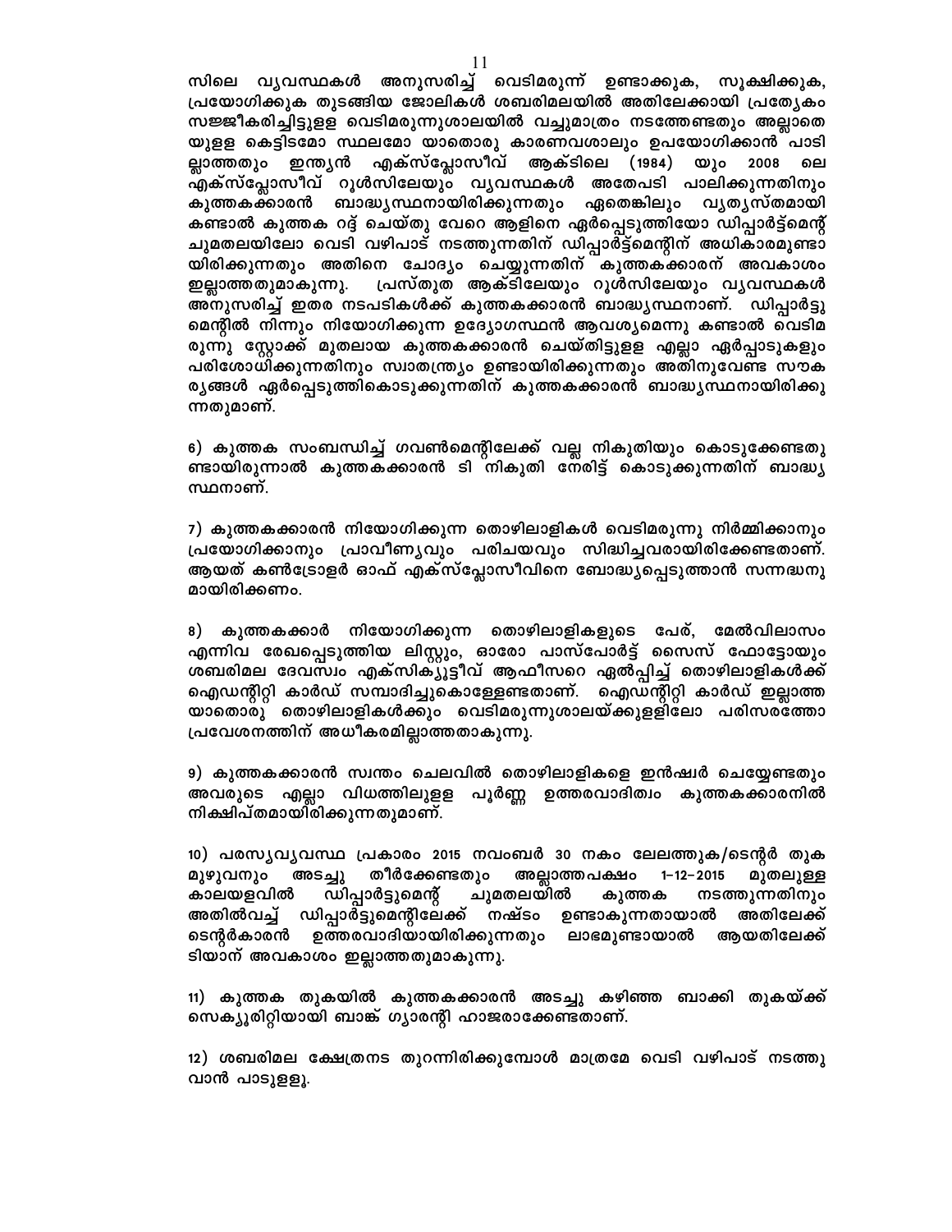സിലെ വ്യവസ്ഥകൾ അനുസരിച്ച് വെടിമരുന്ന് ഉണ്ടാക്കുക, സൂക്ഷിക്കുക, പ്രയോഗിക്കുക തുടങ്ങിയ ജോലികൾ ശബരിമലയിൽ അതിലേക്കായി പ്രത്യേകം സജ്ജീകരിച്ചിട്ടുളള വെടിമരുന്നുശാലയിൽ വച്ചുമാത്രം നടത്തേണ്ടതും അല്ലാതെ യുളള കെട്ടിടമോ സ്ഥലമോ യാതൊരു കാരണവശാലും ഉപയോഗിക്കാൻ പാടി ല്ലാത്തതും ഇന്ത്യൻ എക്സ്പ്ലോസീവ് ആക്ടിലെ (1984) യും 2008 ലെ എക്സ്പ്ലോസീവ് റൂൾസിലേയും വ്യവസ്ഥകൾ അതേപടി പാലിക്കുന്നതിനും കുത്തകക്കാരൻ ബാദ്ധ്യസ്ഥനായിരിക്കുന്നതും ഏതെങ്കിലും വ്യത്യസ്തമായി കണ്ടാൽ കുത്തക റദ്ദ് ചെയ്തു വേറെ ആളിനെ ഏർപ്പെടുത്തിയോ ഡിപ്പാർട്ട്മെന്റ് ചുമതലയിലോ വെടി വഴിപാട് നടത്തുന്നതിന് ഡിപ്പാർട്ട്മെന്റിന് അധികാരമുണ്ടാ യിരിക്കുന്നതും അതിനെ ചോദ്യം ചെയ്യുന്നതിന് കുത്തകക്കാരന് അവകാശം ഇല്ലാത്തതുമാകുന്നു. പ്രസ്തുത ആക്ടിലേയും റൂൾസിലേയും വ്യവസ്ഥകൾ അനുസരിച്ച് ഇതര നടപടികൾക്ക് കുത്തകക്കാരൻ ബാദ്ധ്യസ്ഥനാണ്. ഡിപ്പാർട്ടു മെന്റിൽ നിന്നും നിയോഗിക്കുന്ന ഉദ്യോഗസ്ഥൻ ആവശ്യമെന്നു കണ്ടാൽ വെടിമ രുന്നു സ്റ്റോക്ക് മുതലായ കുത്തകക്കാരൻ ചെയ്തിട്ടുളള എല്ലാ ഏർപ്പാടുകളും പരിശോധിക്കുന്നതിനും സ്വാതന്ത്ര്യം ഉണ്ടായിരിക്കുന്നതും അതിനുവേണ്ട സൗക ര്യങ്ങൾ ഏർപ്പെടുത്തികൊടുക്കുന്നതിന് കുത്തകക്കാരൻ ബാദ്ധ്യസ്ഥനായിരിക്കു ന്നതുമാണ്.

6) കുത്തക സംബന്ധിച്ച് ഗവൺമെന്റിലേക്ക് വല്ല നികുതിയും കൊടുക്കേണ്ടതു ണ്ടായിരുന്നാൽ കുത്തകക്കാരൻ ടി നികുതി നേരിട്ട് കൊടുക്കുന്നതിന് ബാദ്ധ്യ സ്ഥനാണ്.

7) കുത്തകക്കാരൻ നിയോഗിക്കുന്ന തൊഴിലാളികൾ വെടിമരുന്നു നിർമ്മിക്കാനും പ്രയോഗിക്കാനും പ്രാവീണ്യവും പരിചയവും സിദ്ധിച്ചവരായിരിക്കേണ്ടതാണ്. ആയത് കൺട്രോളർ ഓഫ് എക്സ്പ്ലോസീവിനെ ബോദ്ധ്യപ്പെടുത്താൻ സന്നദ്ധനു മായിരിക്കണം.

8) കുത്തകക്കാർ നിയോഗിക്കുന്ന തൊഴിലാളികളുടെ പേര്, മേൽവിലാസം എന്നിവ രേഖപ്പെടുത്തിയ ലിസ്റ്റും, ഓരോ പാസ്പോർട്ട് സൈസ് ഫോട്ടോയും ശബരിമല ദേവസ്വം എക്സിക്യൂട്ടീവ് ആഫീസറെ ഏൽപ്പിച്ച് തൊഴിലാളികൾക്ക് ഐഡന്റിറ്റി കാർഡ് സമ്പാദിച്ചുകൊള്ളേണ്ടതാണ്. ഐഡന്റിറ്റി കാർഡ് ഇല്ലാത്ത യാതൊരു തൊഴിലാളികൾക്കും വെടിമരുന്നുശാലയ്ക്കുളളിലോ പരിസരത്തോ പ്രവേശനത്തിന് അധീകരമില്ലാത്തതാകുന്നു.

9) കുത്തകക്കാരൻ സ്വന്തം ചെലവിൽ തൊഴിലാളികളെ ഇൻഷ്വർ ചെയ്യേണ്ടതും അവരുടെ എല്ലാ വിധത്തിലുളള പൂർണ്ണ ഉത്തരവാദിത്വം കുത്തകക്കാരനിൽ നിക്ഷിപ്തമായിരിക്കുന്നതുമാണ്.

10) പരസ്യവ്യവസ്ഥ പ്രകാരം 2015 നവംബർ 30 നകം ലേലത്തുക/ടെന്റർ തുക മുഴുവനും അടച്ചു തീർക്കേണ്ടതും അല്ലാത്തപക്ഷം 1-12-2015 മുതലുള്ള കാലയളവിൽ ഡിപ്പാർട്ടുമെന്റ് ചുമതലയിൽ കുത്തക നടത്തുന്നതിനും അതിൽവച്ച് ഡിപ്പാർട്ടുമെന്റിലേക്ക് നഷ്ടം ഉണ്ടാകുന്നതായാൽ അതിലേക്ക് ടെന്റർകാരൻ ഉത്തരവാദിയായിരിക്കുന്നതും ലാഭമുണ്ടായാൽ ആയതിലേക്ക് ടിയാന് അവകാശം ഇല്ലാത്തതുമാകുന്നു.

11) കുത്തക തുകയിൽ കുത്തകക്കാരൻ അടച്ചു കഴിഞ്ഞ ബാക്കി തുകയ്ക്ക് സെക്യൂരിറ്റിയായി ബാങ്ക് ഗ്യാരന്റി ഹാജരാക്കേണ്ടതാണ്.

12) ശബരിമല ക്ഷേത്രനട തുറന്നിരിക്കുമ്പോൾ മാത്രമേ വെടി വഴിപാട് നടത്തു വാൻ പാടുളളൂ.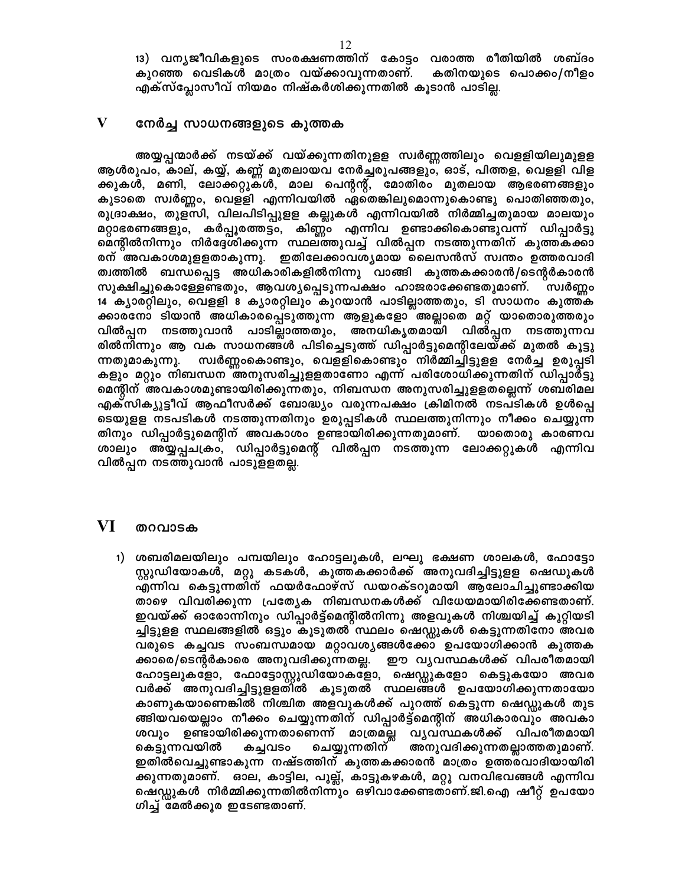13) വന്യജീവികളുടെ സംരക്ഷണത്തിന് കോട്ടം വരാത്ത രീതിയിൽ ശബ്ദം കുറഞ്ഞ വെടികൾ മാത്രം വയ്ക്കാവുന്നതാണ്. കതിനയുടെ പൊക്കം/നീളം എക്സ്പ്ലോസീവ് നിയമം നിഷ്കർശിക്കുന്നതിൽ കൂടാൻ പാടില്ല.

## V നേർച്ച സാധനങ്ങളുടെ കുത്തക

അയ്യപ്പന്മാർക്ക് നടയ്ക്ക് വയ്ക്കുന്നതിനുള്ള സ്വർണ്ണത്തിലും വെള്ളിയിലുമുള്ള ആൾരൂപം, കാല്, കയ്യ്, കണ്ണ് മുതലായവ നേർച്ചരൂപങ്ങളും, ഓട്, പിത്തള, വെള്ളി വിള ക്കുകൾ, മണി, ലോക്കറ്റുകൾ, മാല പെന്റന്റ്, മോതിരം മുതലായ ആഭരണങ്ങളും കൂടാതെ സ്വർണ്ണം, വെള്ളി എന്നിവയിൽ ഏതെങ്കിലുമൊന്നുകൊണ്ടു പൊതിഞ്ഞതും, രുദ്രാക്ഷം, തുളസി, വിലപിടിപ്പുള്ള കല്ലുകൾ എന്നിവയിൽ നിർമ്മിച്ചതുമായ മാലയും മറ്റാഭരണങ്ങളും, കർപ്പൂരത്തട്ടം, കിണ്ണം എന്നിവ ഉണ്ടാക്കികൊണ്ടുവന്ന് ഡിപ്പാർട്ടു മെന്റിൽനിന്നും നിർദ്ദേശിക്കുന്ന സ്ഥലത്തുവച്ച് വിൽപ്പന നടത്തുന്നതിന് കുത്തകക്കാ രന് അവകാശമുള്ളതാകുന്നു. ഇതിലേക്കാവശ്യമായ ലൈസൻസ് സ്വന്തം ഉത്തരവാദി ത്വത്തിൽ ബന്ധപ്പെട്ട അധികാരികളിൽനിന്നു വാങ്ങി കുത്തകക്കാരൻ/ടെന്റർകാരൻ സൂക്ഷിച്ചുകൊള്ളേണ്ടതും, ആവശ്യപ്പെടുന്നപക്ഷം ഹാജരാക്കേണ്ടതുമാണ്. സ്വർണ്ണം 14 ക്യാരറ്റിലും, വെള്ളി 8 ക്യാരറ്റിലും കുറയാൻ പാടില്ലാത്തതും, ടി സാധനം കുത്തക ക്കാരനോ ടിയാൻ അധികാരപ്പെടുത്തുന്ന ആളുകളോ അല്ലാതെ മറ്റ് യാതൊരുത്തരും വിൽപ്പന നടത്തുവാൻ പാടില്ലാത്തതും, അനധികൃതമായി വിൽപ്പന നടത്തുന്നവ രിൽനിന്നും ആ വക സാധനങ്ങൾ പിടിച്ചെടുത്ത് ഡിപ്പാർട്ടുമെന്റിലേയ്ക്ക് മുതൽ കൂട്ടു ന്നതുമാകുന്നു. സ്വർണ്ണംകൊണ്ടും, വെള്ളികൊണ്ടും നിർമ്മിച്ചിട്ടുള്ള നേർച്ച ഉരുപ്പടി കളും മറ്റും നിബന്ധന അനുസരിച്ചുള്ളതാണോ എന്ന് പരിശോധിക്കുന്നതിന് ഡിപ്പാർട്ടു മെന്റിന് അവകാശമുണ്ടായിരിക്കുന്നതും, നിബന്ധന അനുസരിച്ചുള്ളതല്ലെന്ന് ശബരിമല എക്സിക്യൂട്ടീവ് ആഫീസർക്ക് ബോദ്ധ്യം വരുന്നപക്ഷം ക്രിമിനൽ നടപടികൾ ഉൾപ്പെ ടെയുള്ള നടപടികൾ നടത്തുന്നതിനും ഉരുപ്പടികൾ സ്ഥലത്തുനിന്നും നീക്കം ചെയ്യുന്ന തിനും ഡിപ്പാർട്ടുമെന്റിന് അവകാശം ഉണ്ടായിരിക്കുന്നതുമാണ്. യാതൊരു കാരണവ ശാലും അയ്യപ്പചക്രം, ഡിപ്പാർട്ടുമെന്റ് വിൽപ്പന നടത്തുന്ന ലോക്കറ്റുകൾ എന്നിവ വിൽപ്പന നടത്തുവാൻ പാടുള്ളതല്ല.

## VI തറവാടക

1) ശബരിമലയിലും പമ്പയിലും ഹോട്ടലുകൾ, ലഘു ഭക്ഷണ ശാലകൾ, ഫോട്ടോ സ്റ്റുഡിയോകൾ, മറ്റു കടകൾ, കുത്തകക്കാർക്ക് അനുവദിച്ചിട്ടുള്ള ഷെഡുകൾ എന്നിവ കെട്ടുന്നതിന് ഫയർഫോഴ്സ് ഡയറക്ടറുമായി ആലോചിച്ചുണ്ടാക്കിയ താഴെ വിവരിക്കുന്ന പ്രത്യേക നിബന്ധനകൾക്ക് വിധേയമായിരിക്കേണ്ടതാണ്. ഇവയ്ക്ക് ഓരോന്നിനും ഡിപ്പാർട്ട്മെന്റിൽനിന്നു അളവുകൾ നിശ്ചയിച്ച് കുറ്റിയടി ച്ചിട്ടുള്ള സ്ഥലങ്ങളിൽ ഒട്ടും കൂടുതൽ സ്ഥലം ഷെഡ്ഡുകൾ കെട്ടുന്നതിനോ അവര വരുടെ കച്ചവട സംബന്ധമായ മറ്റാവശ്യങ്ങൾക്കോ ഉപയോഗിക്കാൻ കുത്തക ക്കാരെ/ടെന്റർകാരെ അനുവദിക്കുന്നതല്ല. ഈ വ്യവസ്ഥകൾക്ക് വിപരീതമായി ഹോട്ടലുകളോ, ഫോട്ടോസ്റ്റുഡിയോകളോ, ഷെഡ്ഡുകളോ കെട്ടുകയോ അവര വർക്ക് അനുവദിച്ചിട്ടുള്ളതിൽ കൂടുതൽ സ്ഥലങ്ങൾ ഉപയോഗിക്കുന്നതായോ കാണുകയാണെങ്കിൽ നിശ്ചിത അളവുകൾക്ക് പുറത്ത് കെട്ടുന്ന ഷെഡ്ഡുകൾ തുട ങ്ങിയവയെല്ലാം നീക്കം ചെയ്യുന്നതിന് ഡിപ്പാർട്ട്മെന്റിന് അധികാരവും അവകാ ശവും ഉണ്ടായിരിക്കുന്നതാണെന്ന് മാത്രമല്ല വ്യവസ്ഥകൾക്ക് വിപരീതമായി കെട്ടുന്നവയിൽ കച്ചവടം ചെയ്യുന്നതിന് അനുവദിക്കുന്നതല്ലാത്തതുമാണ്. ഇതിൽവെച്ചുണ്ടാകുന്ന നഷ്ടത്തിന് കുത്തകക്കാരൻ മാത്രം ഉത്തരവാദിയായിരി ക്കുന്നതുമാണ്. ഓല, കാട്ടില, പുല്ല്, കാട്ടുകഴകൾ, മറ്റു വനവിഭവങ്ങൾ എന്നിവ ഷെഡ്ഡുകൾ നിർമ്മിക്കുന്നതിൽനിന്നും ഒഴിവാക്കേണ്ടതാണ്.ജി.ഐ ഷീറ്റ് ഉപയോ ഗിച്ച് മേൽക്കൂര ഇടേണ്ടതാണ്.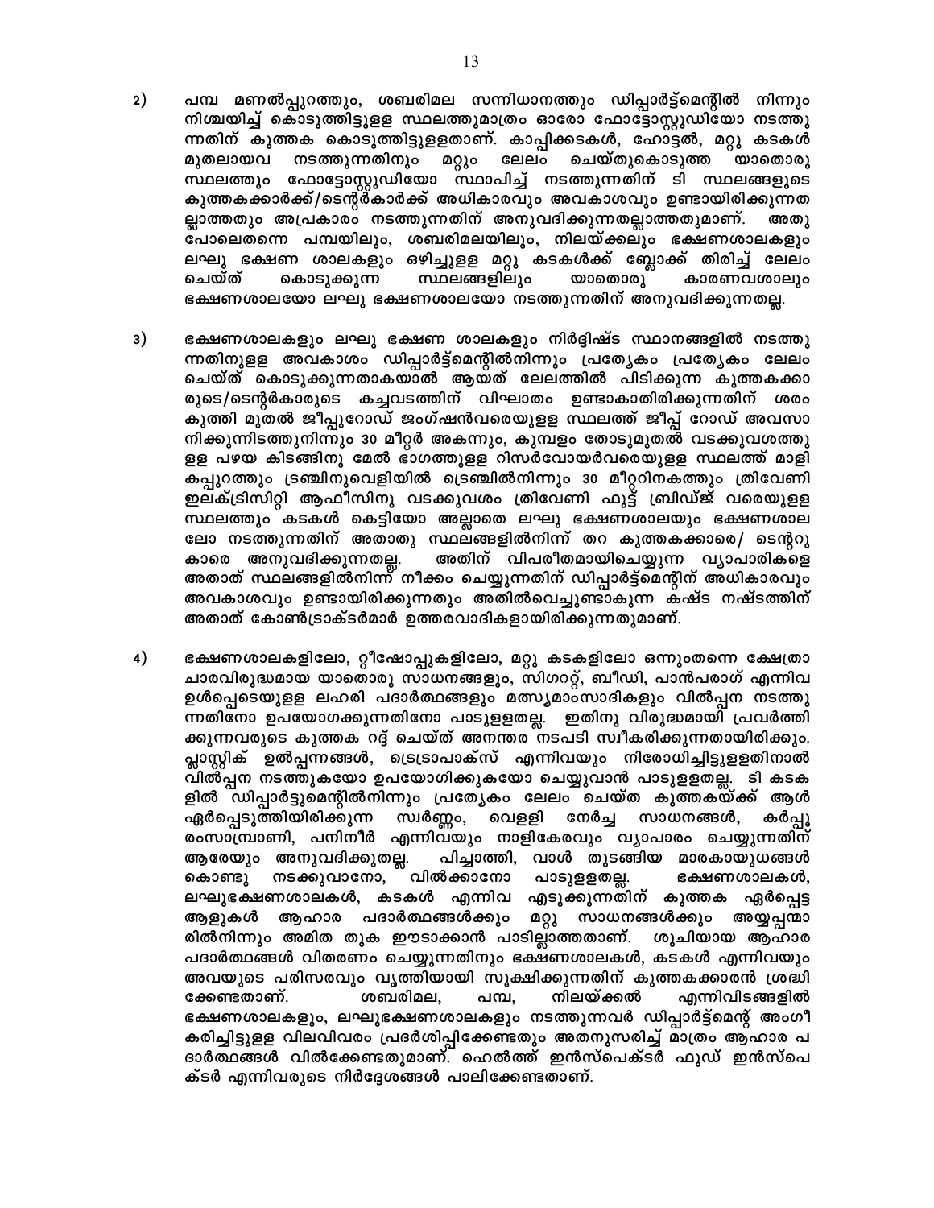2) പമ്പ മണൽപ്പുറത്തും, ശബരിമല സന്നിധാനത്തും ഡിപ്പാർട്ട്മെന്റിൽ നിന്നും നിശ്ചയിച്ച് കൊടുത്തിട്ടുള്ള സ്ഥലത്തുമാത്രം ഓരോ ഫോട്ടോസ്റ്റുഡിയോ നടത്തുന്നതിന് കുത്തക കൊടുത്തിട്ടുള്ളതാണ്. കാപ്പിക്കടകൾ, ഹോട്ടൽ, മറ്റു കടകൾ മുതലായവ നടത്തുന്നതിനും മറ്റും ലേലം ചെയ്തുകൊടുത്ത യാതൊരു സ്ഥലത്തും ഫോട്ടോസ്റ്റുഡിയോ സ്ഥാപിച്ച് നടത്തുന്നതിന് ടി സ്ഥലങ്ങളുടെ കുത്തകക്കാർക്ക്/ടെന്റർകാർക്ക് അധികാരവും അവകാശവും ഉണ്ടായിരിക്കുന്നതല്ലാത്തതും അപ്രകാരം നടത്തുന്നതിന് അനുവദിക്കുന്നതല്ലാത്തതുമാണ്. അതുപോലെതന്നെ പമ്പയിലും, ശബരിമലയിലും, നിലയ്ക്കലും ഭക്ഷണശാലകളും ലഘു ഭക്ഷണ ശാലകളും ഒഴിച്ചുള്ള മറ്റു കടകൾക്ക് ബ്ലോക്ക് തിരിച്ച് ലേലം ചെയ്ത് കൊടുക്കുന്ന സ്ഥലങ്ങളിലും യാതൊരു കാരണവശാലും ഭക്ഷണശാലയോ ലഘു ഭക്ഷണശാലയോ നടത്തുന്നതിന് അനുവദിക്കുന്നതല്ല.

3) ഭക്ഷണശാലകളും ലഘു ഭക്ഷണ ശാലകളും നിർദ്ദിഷ്ട സ്ഥാനങ്ങളിൽ നടത്തുന്നതിനുള്ള അവകാശം ഡിപ്പാർട്ട്മെന്റിൽനിന്നും പ്രത്യേകം പ്രത്യേകം ലേലം ചെയ്ത് കൊടുക്കുന്നതാകയാൽ ആയത് ലേലത്തിൽ പിടിക്കുന്ന കുത്തകക്കാരുടെ/ടെന്റർകാരുടെ കച്ചവടത്തിന് വിഘാതം ഉണ്ടാകാതിരിക്കുന്നതിന് ശരംകുത്തി മുതൽ ജീപ്പുറോഡ് ജംഗ്ഷൻവരെയുള്ള സ്ഥലത്ത് ജീപ്പ് റോഡ് അവസാനിക്കുന്നിടത്തുനിന്നും 30 മീറ്റർ അകന്നും, കുമ്പളം തോടുമുതൽ വടക്കുവശത്തുള്ള പഴയ കിടങ്ങിനു മേൽ ഭാഗത്തുള്ള റിസർവോയർവരെയുള്ള സ്ഥലത്ത് മാളികപ്പുറത്തും ട്രഞ്ചിനുവെളിയിൽ ട്രെഞ്ചിൽനിന്നും 30 മീറ്ററിനകത്തും ത്രിവേണി ഇലക്ട്രിസിറ്റി ആഫീസിനു വടക്കുവശം ത്രിവേണി ഫുട്ട് ബ്രിഡ്ജ് വരെയുള്ള സ്ഥലത്തും കടകൾ കെട്ടിയോ അല്ലാതെ ലഘു ഭക്ഷണശാലയും ഭക്ഷണശാലലോ നടത്തുന്നതിന് അതാതു സ്ഥലങ്ങളിൽനിന്ന് തറ കുത്തകക്കാരെ/ ടെന്ററുകാരെ അനുവദിക്കുന്നതല്ല. അതിന് വിപരീതമായിചെയ്യുന്ന വ്യാപാരികളെ അതാത് സ്ഥലങ്ങളിൽനിന്ന് നീക്കം ചെയ്യുന്നതിന് ഡിപ്പാർട്ട്മെന്റിന് അധികാരവും അവകാശവും ഉണ്ടായിരിക്കുന്നതും അതിൽവെച്ചുണ്ടാകുന്ന കഷ്ട നഷ്ടത്തിന് അതാത് കോൺട്രാക്ടർമാർ ഉത്തരവാദികളായിരിക്കുന്നതുമാണ്.

4) ഭക്ഷണശാലകളിലോ, ടീഷോപ്പുകളിലോ, മറ്റു കടകളിലോ ഒന്നുംതന്നെ ക്ഷേത്രാചാരവിരുദ്ധമായ യാതൊരു സാധനങ്ങളും, സിഗററ്റ്, ബീഡി, പാൻപരാഗ് എന്നിവ ഉൾപ്പെടെയുള്ള ലഹരി പദാർത്ഥങ്ങളും മത്സ്യമാംസാദികളും വിൽപ്പന നടത്തുന്നതിനോ ഉപയോഗക്കുന്നതിനോ പാടുള്ളതല്ല. ഇതിനു വിരുദ്ധമായി പ്രവർത്തിക്കുന്നവരുടെ കുത്തക റദ്ദ് ചെയ്ത് അനന്തര നടപടി സ്വീകരിക്കുന്നതായിരിക്കും. പ്ലാസ്റ്റിക് ഉൽപ്പന്നങ്ങൾ, ട്രെട്രാപാക്സ് എന്നിവയും നിരോധിച്ചിട്ടുള്ളതിനാൽ വിൽപ്പന നടത്തുകയോ ഉപയോഗിക്കുകയോ ചെയ്യുവാൻ പാടുള്ളതല്ല. ടി കടകളിൽ ഡിപ്പാർട്ടുമെന്റിൽനിന്നും പ്രത്യേകം ലേലം ചെയ്ത കുത്തകയ്ക്ക് ആൾ ഏർപ്പെടുത്തിയിരിക്കുന്ന സ്വർണ്ണം, വെള്ളി നേർച്ച സാധനങ്ങൾ, കർപ്പൂരംസാമ്പ്രാണി, പനിനീർ എന്നിവയും നാളികേരവും വ്യാപാരം ചെയ്യുന്നതിന് ആരേയും അനുവദിക്കുതല്ല. പിച്ചാത്തി, വാൾ തുടങ്ങിയ മാരകായുധങ്ങൾ കൊണ്ടു നടക്കുവാനോ, വിൽക്കാനോ പാടുള്ളതല്ല. ഭക്ഷണശാലകൾ, ലഘുഭക്ഷണശാലകൾ, കടകൾ എന്നിവ എടുക്കുന്നതിന് കുത്തക ഏർപ്പെട്ട ആളുകൾ ആഹാര പദാർത്ഥങ്ങൾക്കും മറ്റു സാധനങ്ങൾക്കും അയ്യപ്പന്മാരിൽനിന്നും അമിത തുക ഈടാക്കാൻ പാടില്ലാത്തതാണ്. ശുചിയായ ആഹാര പദാർത്ഥങ്ങൾ വിതരണം ചെയ്യുന്നതിനും ഭക്ഷണശാലകൾ, കടകൾ എന്നിവയും അവയുടെ പരിസരവും വൃത്തിയായി സൂക്ഷിക്കുന്നതിന് കുത്തകക്കാരൻ ശ്രദ്ധിക്കേണ്ടതാണ്. ശബരിമല, പമ്പ, നിലയ്ക്കൽ എന്നിവിടങ്ങളിൽ ഭക്ഷണശാലകളും, ലഘുഭക്ഷണശാലകളും നടത്തുന്നവർ ഡിപ്പാർട്ട്മെന്റ് അംഗീകരിച്ചിട്ടുള്ള വിലവിവരം പ്രദർശിപ്പിക്കേണ്ടതും അതനുസരിച്ച് മാത്രം ആഹാര പദാർത്ഥങ്ങൾ വിൽക്കേണ്ടതുമാണ്. ഹെൽത്ത് ഇൻസ്പെക്ടർ ഫുഡ് ഇൻസ്പെക്ടർ എന്നിവരുടെ നിർദ്ദേശങ്ങൾ പാലിക്കേണ്ടതാണ്.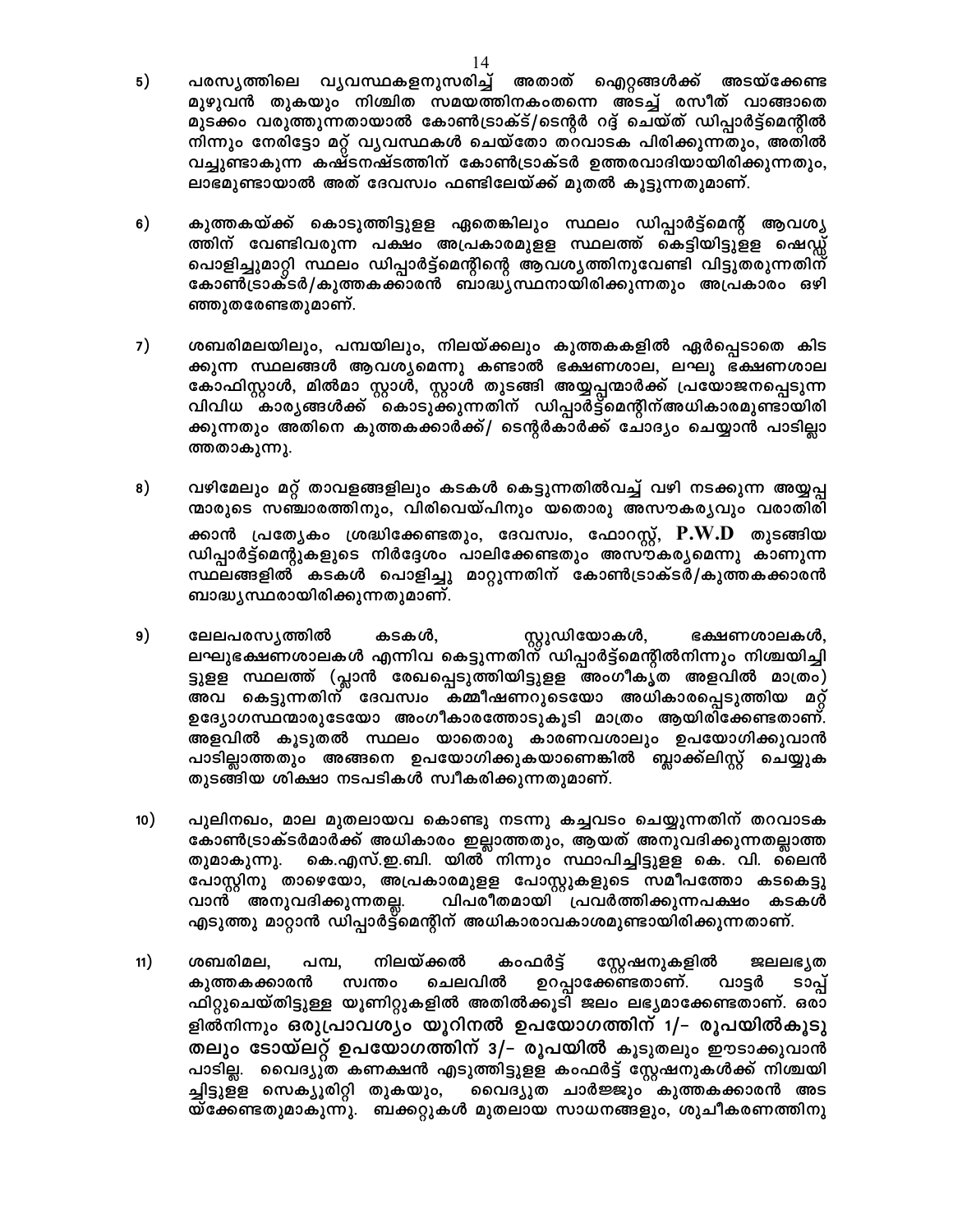5) പരസ്യത്തിലെ വ്യവസ്ഥകളനുസരിച്ച് അതാത് ഐറ്റങ്ങൾക്ക് അടയ്ക്കേണ്ട മുഴുവൻ തുകയും നിശ്ചിത സമയത്തിനകംതന്നെ അടച്ച് രസീത് വാങ്ങാതെ മുടക്കം വരുത്തുന്നതായാൽ കോൺട്രാക്ട്/ടെന്റർ റദ്ദ് ചെയ്ത് ഡിപ്പാർട്ട്മെന്റിൽ നിന്നും നേരിട്ടോ മറ്റ് വ്യവസ്ഥകൾ ചെയ്തോ തറവാടക പിരിക്കുന്നതും, അതിൽ വച്ചുണ്ടാകുന്ന കഷ്ടനഷ്ടത്തിന് കോൺട്രാക്ടർ ഉത്തരവാദിയായിരിക്കുന്നതും, ലാഭമുണ്ടായാൽ അത് ദേവസ്വം ഫണ്ടിലേയ്ക്ക് മുതൽ കൂട്ടുന്നതുമാണ്.

6) കുത്തകയ്ക്ക് കൊടുത്തിട്ടുളള ഏതെങ്കിലും സ്ഥലം ഡിപ്പാർട്ട്മെന്റ് ആവശ്യത്തിന് വേണ്ടിവരുന്ന പക്ഷം അപ്രകാരമുളള സ്ഥലത്ത് കെട്ടിയിട്ടുളള ഷെഡ്ഡ് പൊളിച്ചുമാറ്റി സ്ഥലം ഡിപ്പാർട്ട്മെന്റിന്റെ ആവശ്യത്തിനുവേണ്ടി വിട്ടുതരുന്നതിന് കോൺട്രാക്ടർ/കുത്തകക്കാരൻ ബാദ്ധ്യസ്ഥനായിരിക്കുന്നതും അപ്രകാരം ഒഴിഞ്ഞുതരേണ്ടതുമാണ്.

7) ശബരിമലയിലും, പമ്പയിലും, നിലയ്ക്കലും കുത്തകകളിൽ ഏർപ്പെടാതെ കിടക്കുന്ന സ്ഥലങ്ങൾ ആവശ്യമെന്നു കണ്ടാൽ ഭക്ഷണശാല, ലഘു ഭക്ഷണശാല കോഫിസ്റ്റാൾ, മിൽമാ സ്റ്റാൾ, സ്റ്റാൾ തുടങ്ങി അയ്യപ്പന്മാർക്ക് പ്രയോജനപ്പെടുന്ന വിവിധ കാര്യങ്ങൾക്ക് കൊടുക്കുന്നതിന് ഡിപ്പാർട്ട്മെന്റിന്അധികാരമുണ്ടായിരിക്കുന്നതും അതിനെ കുത്തകക്കാർക്ക്/ ടെന്റർകാർക്ക് ചോദ്യം ചെയ്യാൻ പാടില്ലാത്തതാകുന്നു.

8) വഴിമേലും മറ്റ് താവളങ്ങളിലും കടകൾ കെട്ടുന്നതിൽവച്ച് വഴി നടക്കുന്ന അയ്യപ്പന്മാരുടെ സഞ്ചാരത്തിനും, വിരിവെയ്പിനും യതൊരു അസൗകര്യവും വരാതിരിക്കാൻ പ്രത്യേകം ശ്രദ്ധിക്കേണ്ടതും, ദേവസ്വം, ഫോറസ്റ്റ്, P.W.D തുടങ്ങിയ ഡിപ്പാർട്ട്മെന്റുകളുടെ നിർദ്ദേശം പാലിക്കേണ്ടതും അസൗകര്യമെന്നു കാണുന്ന സ്ഥലങ്ങളിൽ കടകൾ പൊളിച്ചു മാറ്റുന്നതിന് കോൺട്രാക്ടർ/കുത്തകക്കാരൻ ബാദ്ധ്യസ്ഥരായിരിക്കുന്നതുമാണ്.

9) ലേലപരസ്യത്തിൽ കടകൾ, സ്റ്റുഡിയോകൾ, ഭക്ഷണശാലകൾ, ലഘുഭക്ഷണശാലകൾ എന്നിവ കെട്ടുന്നതിന് ഡിപ്പാർട്ട്മെന്റിൽനിന്നും നിശ്ചയിച്ചിട്ടുളള സ്ഥലത്ത് (പ്ലാൻ രേഖപ്പെടുത്തിയിട്ടുളള അംഗീകൃത അളവിൽ മാത്രം) അവ കെട്ടുന്നതിന് ദേവസ്വം കമ്മീഷണറുടെയോ അധികാരപ്പെടുത്തിയ മറ്റ് ഉദ്യോഗസ്ഥന്മാരുടേയോ അംഗീകാരത്തോടുകൂടി മാത്രം ആയിരിക്കേണ്ടതാണ്. അളവിൽ കൂടുതൽ സ്ഥലം യാതൊരു കാരണവശാലും ഉപയോഗിക്കുവാൻ പാടില്ലാത്തതും അങ്ങനെ ഉപയോഗിക്കുകയാണെങ്കിൽ ബ്ലാക്ക്ലിസ്റ്റ് ചെയ്യുക തുടങ്ങിയ ശിക്ഷാ നടപടികൾ സ്വീകരിക്കുന്നതുമാണ്.

10) പുലിനഖം, മാല മുതലായവ കൊണ്ടു നടന്നു കച്ചവടം ചെയ്യുന്നതിന് തറവാടക കോൺട്രാക്ടർമാർക്ക് അധികാരം ഇല്ലാത്തതും, ആയത് അനുവദിക്കുന്നതല്ലാത്തതുമാകുന്നു. കെ.എസ്.ഇ.ബി. യിൽ നിന്നും സ്ഥാപിച്ചിട്ടുളള കെ. വി. ലൈൻ പോസ്റ്റിനു താഴെയോ, അപ്രകാരമുളള പോസ്റ്റുകളുടെ സമീപത്തോ കടകെട്ടുവാൻ അനുവദിക്കുന്നതല്ല. വിപരീതമായി പ്രവർത്തിക്കുന്നപക്ഷം കടകൾ എടുത്തു മാറ്റാൻ ഡിപ്പാർട്ട്മെന്റിന് അധികാരാവകാശമുണ്ടായിരിക്കുന്നതാണ്.

11) ശബരിമല, പമ്പ, നിലയ്ക്കൽ കംഫർട്ട് സ്റ്റേഷനുകളിൽ ജലലഭ്യത കുത്തകക്കാരൻ സ്വന്തം ചെലവിൽ ഉറപ്പാക്കേണ്ടതാണ്. വാട്ടർ ടാപ്പ് ഫിറ്റുചെയ്തിട്ടുളള യൂണിറ്റുകളിൽ അതിൽക്കൂടി ജലം ലഭ്യമാക്കേണ്ടതാണ്. ഒരാളിൽനിന്നും **ഒരുപ്രാവശ്യം യൂറിനൽ ഉപയോഗത്തിന് 1/- രൂപയിൽകൂടുതലും ടോയ്ലറ്റ് ഉപയോഗത്തിന് 3/- രൂപയിൽ** കൂടുതലും ഈടാക്കുവാൻ പാടില്ല. വൈദ്യുത കണക്ഷൻ എടുത്തിട്ടുളള കംഫർട്ട് സ്റ്റേഷനുകൾക്ക് നിശ്ചയിച്ചിട്ടുളള സെക്യൂരിറ്റി തുകയും, വൈദ്യുത ചാർജ്ജും കുത്തകക്കാരൻ അടയ്ക്കേണ്ടതുമാകുന്നു. ബക്കറ്റുകൾ മുതലായ സാധനങ്ങളും, ശുചീകരണത്തിനു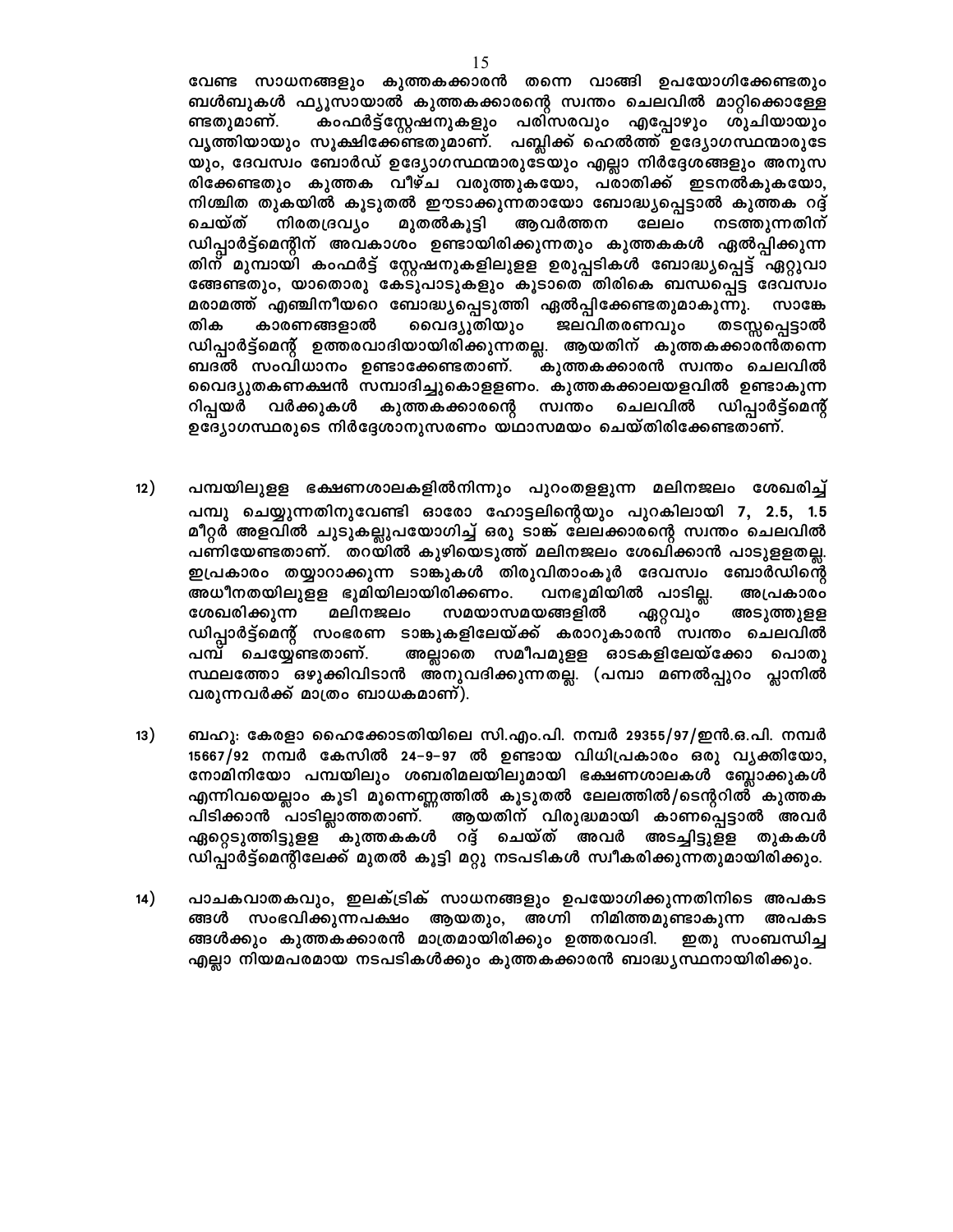വേണ്ട സാധനങ്ങളും കുത്തകക്കാരൻ തന്നെ വാങ്ങി ഉപയോഗിക്കേണ്ടതും ബൾബുകൾ ഫ്യൂസായാൽ കുത്തകക്കാരന്റെ സ്വന്തം ചെലവിൽ മാറ്റിക്കൊള്ളേണ്ടതുമാണ്. കംഫർട്ട്സ്റ്റേഷനുകളും പരിസരവും എപ്പോഴും ശുചിയായും വൃത്തിയായും സൂക്ഷിക്കേണ്ടതുമാണ്. പബ്ലിക്ക് ഹെൽത്ത് ഉദ്യോഗസ്ഥന്മാരുടേയും, ദേവസ്വം ബോർഡ് ഉദ്യോഗസ്ഥന്മാരുടേയും എല്ലാ നിർദ്ദേശങ്ങളും അനുസരിക്കേണ്ടതും കുത്തക വീഴ്ച വരുത്തുകയോ, പരാതിക്ക് ഇടനൽകുകയോ, നിശ്ചിത തുകയിൽ കൂടുതൽ ഈടാക്കുന്നതായോ ബോദ്ധ്യപ്പെട്ടാൽ കുത്തക റദ്ദ് ചെയ്ത് നിരതദ്രവ്യം മുതൽകൂട്ടി ആവർത്തന ലേലം നടത്തുന്നതിന് ഡിപ്പാർട്ട്മെന്റിന് അവകാശം ഉണ്ടായിരിക്കുന്നതും കുത്തകകൾ ഏൽപ്പിക്കുന്നതിന് മുമ്പായി കംഫർട്ട് സ്റ്റേഷനുകളിലുള്ള ഉരുപ്പടികൾ ബോദ്ധ്യപ്പെട്ട് ഏറ്റുവാങ്ങേണ്ടതും, യാതൊരു കേടുപാടുകളും കൂടാതെ തിരികെ ബന്ധപ്പെട്ട ദേവസ്വം മരാമത്ത് എഞ്ചിനീയറെ ബോദ്ധ്യപ്പെടുത്തി ഏൽപ്പിക്കേണ്ടതുമാകുന്നു. സാങ്കേതിക കാരണങ്ങളാൽ വൈദ്യുതിയും ജലവിതരണവും തടസ്സപ്പെട്ടാൽ ഡിപ്പാർട്ട്മെന്റ് ഉത്തരവാദിയായിരിക്കുന്നതല്ല. ആയതിന് കുത്തകക്കാരൻതന്നെ ബദൽ സംവിധാനം ഉണ്ടാക്കേണ്ടതാണ്. കുത്തകക്കാരൻ സ്വന്തം ചെലവിൽ വൈദ്യുതകണക്ഷൻ സമ്പാദിച്ചുകൊള്ളണം. കുത്തകക്കാലയളവിൽ ഉണ്ടാകുന്ന റിപ്പയർ വർക്കുകൾ കുത്തകക്കാരന്റെ സ്വന്തം ചെലവിൽ ഡിപ്പാർട്ട്മെന്റ് ഉദ്യോഗസ്ഥരുടെ നിർദ്ദേശാനുസരണം യഥാസമയം ചെയ്തിരിക്കേണ്ടതാണ്.

12) പമ്പയിലുള്ള ഭക്ഷണശാലകളിൽനിന്നും പുറംതള്ളുന്ന മലിനജലം ശേഖരിച്ച് പമ്പു ചെയ്യുന്നതിനുവേണ്ടി ഓരോ ഹോട്ടലിന്റെയും പുറകിലായി 7, 2.5, 1.5 മീറ്റർ അളവിൽ ചുടുകല്ലുപയോഗിച്ച് ഒരു ടാങ്ക് ലേലക്കാരന്റെ സ്വന്തം ചെലവിൽ പണിയേണ്ടതാണ്. തറയിൽ കുഴിയെടുത്ത് മലിനജലം ശേഖിക്കാൻ പാടുള്ളതല്ല. ഇപ്രകാരം തയ്യാറാക്കുന്ന ടാങ്കുകൾ തിരുവിതാംകൂർ ദേവസ്വം ബോർഡിന്റെ അധീനതയിലുള്ള ഭൂമിയിലായിരിക്കണം. വനഭൂമിയിൽ പാടില്ല. അപ്രകാരം ശേഖരിക്കുന്ന മലിനജലം സമയാസമയങ്ങളിൽ ഏറ്റവും അടുത്തുള്ള ഡിപ്പാർട്ട്മെന്റ് സംഭരണ ടാങ്കുകളിലേയ്ക്ക് കരാറുകാരൻ സ്വന്തം ചെലവിൽ പമ്പ് ചെയ്യേണ്ടതാണ്. അല്ലാതെ സമീപമുള്ള ഓടകളിലേയ്ക്കോ പൊതുസ്ഥലത്തോ ഒഴുക്കിവിടാൻ അനുവദിക്കുന്നതല്ല. (പമ്പാ മണൽപ്പുറം പ്ലാനിൽ വരുന്നവർക്ക് മാത്രം ബാധകമാണ്).

13) ബഹു: കേരളാ ഹൈക്കോടതിയിലെ സി.എം.പി. നമ്പർ 29355/97/ഇൻ.ഒ.പി. നമ്പർ 15667/92 നമ്പർ കേസിൽ 24-9-97 ൽ ഉണ്ടായ വിധിപ്രകാരം ഒരു വ്യക്തിയോ, നോമിനിയോ പമ്പയിലും ശബരിമലയിലുമായി ഭക്ഷണശാലകൾ ബ്ലോക്കുകൾ എന്നിവയെല്ലാം കൂടി മൂന്നെണ്ണത്തിൽ കൂടുതൽ ലേലത്തിൽ/ടെന്ററിൽ കുത്തക പിടിക്കാൻ പാടില്ലാത്തതാണ്. ആയതിന് വിരുദ്ധമായി കാണപ്പെട്ടാൽ അവർ ഏറ്റെടുത്തിട്ടുള്ള കുത്തകകൾ റദ്ദ് ചെയ്ത് അവർ അടച്ചിട്ടുള്ള തുകകൾ ഡിപ്പാർട്ട്മെന്റിലേക്ക് മുതൽ കൂട്ടി മറ്റു നടപടികൾ സ്വീകരിക്കുന്നതുമായിരിക്കും.

14) പാചകവാതകവും, ഇലക്ട്രിക് സാധനങ്ങളും ഉപയോഗിക്കുന്നതിനിടെ അപകടങ്ങൾ സംഭവിക്കുന്നപക്ഷം ആയതും, അഗ്നി നിമിത്തമുണ്ടാകുന്ന അപകടങ്ങൾക്കും കുത്തകക്കാരൻ മാത്രമായിരിക്കും ഉത്തരവാദി. ഇതു സംബന്ധിച്ച എല്ലാ നിയമപരമായ നടപടികൾക്കും കുത്തകക്കാരൻ ബാദ്ധ്യസ്ഥനായിരിക്കും.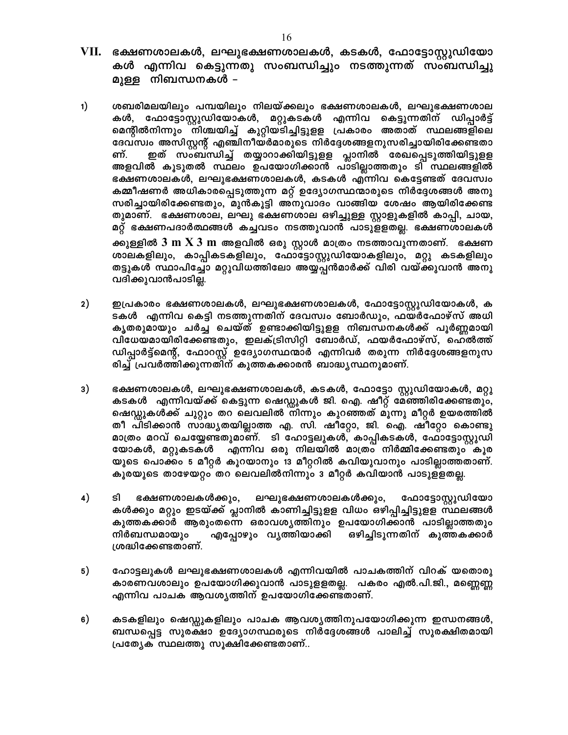## VII. ഭക്ഷണശാലകൾ, ലഘുഭക്ഷണശാലകൾ, കടകൾ, ഫോട്ടോസ്റ്റുഡിയോകൾ എന്നിവ കെട്ടുന്നതു സംബന്ധിച്ചും നടത്തുന്നത് സംബന്ധിച്ചുമുള്ള നിബന്ധനകൾ –

1) ശബരിമലയിലും പമ്പയിലും നിലയ്ക്കലും ഭക്ഷണശാലകൾ, ലഘുഭക്ഷണശാലകൾ, ഫോട്ടോസ്റ്റുഡിയോകൾ, മറ്റുകടകൾ എന്നിവ കെട്ടുന്നതിന് ഡിപ്പാർട്ട്മെന്റിൽനിന്നും നിശ്ചയിച്ച് കുറ്റിയടിച്ചിട്ടുള്ള പ്രകാരം അതാത് സ്ഥലങ്ങളിലെ ദേവസ്വം അസിസ്റ്റന്റ് എഞ്ചിനീയർമാരുടെ നിർദ്ദേശങ്ങളനുസരിച്ചായിരിക്കേണ്ടതാണ്. ഇത് സംബന്ധിച്ച് തയ്യാറാക്കിയിട്ടുള്ള പ്ലാനിൽ രേഖപ്പെടുത്തിയിട്ടുള്ള അളവിൽ കൂടുതൽ സ്ഥലം ഉപയോഗിക്കാൻ പാടില്ലാത്തതും ടി സ്ഥലങ്ങളിൽ ഭക്ഷണശാലകൾ, ലഘുഭക്ഷണശാലകൾ, കടകൾ എന്നിവ കെട്ടേണ്ടത് ദേവസ്വം കമ്മീഷണർ അധികാരപ്പെടുത്തുന്ന മറ്റ് ഉദ്യോഗസ്ഥന്മാരുടെ നിർദ്ദേശങ്ങൾ അനുസരിച്ചായിരിക്കേണ്ടതും, മുൻകൂട്ടി അനുവാദം വാങ്ങിയ ശേഷം ആയിരിക്കേണ്ടതുമാണ്. ഭക്ഷണശാല, ലഘു ഭക്ഷണശാല ഒഴിച്ചുള്ള സ്റ്റാളുകളിൽ കാപ്പി, ചായ, മറ്റ് ഭക്ഷണപദാർത്ഥങ്ങൾ കച്ചവടം നടത്തുവാൻ പാടുള്ളതല്ല. ഭക്ഷണശാലകൾക്കുള്ളിൽ 3 m X 3 m അളവിൽ ഒരു സ്റ്റാൾ മാത്രം നടത്താവുന്നതാണ്. ഭക്ഷണശാലകളിലും, കാപ്പികടകളിലും, ഫോട്ടോസ്റ്റുഡിയോകളിലും, മറ്റു കടകളിലും തട്ടുകൾ സ്ഥാപിച്ചോ മറ്റുവിധത്തിലോ അയ്യപ്പൻമാർക്ക് വിരി വയ്ക്കുവാൻ അനുവദിക്കുവാൻപാടില്ല.

2) ഇപ്രകാരം ഭക്ഷണശാലകൾ, ലഘുഭക്ഷണശാലകൾ, ഫോട്ടോസ്റ്റുഡിയോകൾ, കടകൾ എന്നിവ കെട്ടി നടത്തുന്നതിന് ദേവസ്വം ബോർഡും, ഫയർഫോഴ്സ് അധികൃതരുമായും ചർച്ച ചെയ്ത് ഉണ്ടാക്കിയിട്ടുള്ള നിബന്ധനകൾക്ക് പൂർണ്ണമായി വിധേയമായിരിക്കേണ്ടതും, ഇലക്ട്രിസിറ്റി ബോർഡ്, ഫയർഫോഴ്സ്, ഹെൽത്ത് ഡിപ്പാർട്ട്മെന്റ്, ഫോറസ്റ്റ് ഉദ്യോഗസ്ഥന്മാർ എന്നിവർ തരുന്ന നിർദ്ദേശങ്ങളനുസരിച്ച് പ്രവർത്തിക്കുന്നതിന് കുത്തകക്കാരൻ ബാദ്ധ്യസ്ഥനുമാണ്.

3) ഭക്ഷണശാലകൾ, ലഘുഭക്ഷണശാലകൾ, കടകൾ, ഫോട്ടോ സ്റ്റുഡിയോകൾ, മറ്റു കടകൾ എന്നിവയ്ക്ക് കെട്ടുന്ന ഷെഡ്ഡുകൾ ജി. ഐ. ഷീറ്റ് മേഞ്ഞിരിക്കേണ്ടതും, ഷെഡ്ഡുകൾക്ക് ചുറ്റും തറ ലെവലിൽ നിന്നും കുറഞ്ഞത് മൂന്നു മീറ്റർ ഉയരത്തിൽ തീ പിടിക്കാൻ സാദ്ധ്യതയില്ലാത്ത എ. സി. ഷീറ്റോ, ജി. ഐ. ഷീറ്റോ കൊണ്ടു മാത്രം മറവ് ചെയ്യേണ്ടതുമാണ്. ടി ഹോട്ടലുകൾ, കാപ്പികടകൾ, ഫോട്ടോസ്റ്റുഡിയോകൾ, മറ്റുകടകൾ എന്നിവ ഒരു നിലയിൽ മാത്രം നിർമ്മിക്കേണ്ടതും കൂരയുടെ പൊക്കം 5 മീറ്റർ കുറയാനും 13 മീറ്ററിൽ കവിയുവാനും പാടില്ലാത്തതാണ്. കൂരയുടെ താഴേയറ്റം തറ ലെവലിൽനിന്നും 3 മീറ്റർ കവിയാൻ പാടുള്ളതല്ല.

4) ടി ഭക്ഷണശാലകൾക്കും, ലഘുഭക്ഷണശാലകൾക്കും, ഫോട്ടോസ്റ്റുഡിയോകൾക്കും മറ്റും ഇടയ്ക്ക് പ്ലാനിൽ കാണിച്ചിട്ടുള്ള വിധം ഒഴിപ്പിച്ചിട്ടുള്ള സ്ഥലങ്ങൾ കുത്തകക്കാർ ആരുംതന്നെ ഒരാവശ്യത്തിനും ഉപയോഗിക്കാൻ പാടില്ലാത്തതും നിർബന്ധമായും എപ്പോഴും വൃത്തിയാക്കി ഒഴിച്ചിടുന്നതിന് കുത്തകക്കാർ ശ്രദ്ധിക്കേണ്ടതാണ്.

5) ഹോട്ടലുകൾ ലഘുഭക്ഷണശാലകൾ എന്നിവയിൽ പാചകത്തിന് വിറക് യതൊരു കാരണവശാലും ഉപയോഗിക്കുവാൻ പാടുള്ളതല്ല. പകരം എൽ.പി.ജി., മണ്ണെണ്ണ എന്നിവ പാചക ആവശ്യത്തിന് ഉപയോഗിക്കേണ്ടതാണ്.

6) കടകളിലും ഷെഡ്ഡുകളിലും പാചക ആവശ്യത്തിനുപയോഗിക്കുന്ന ഇന്ധനങ്ങൾ, ബന്ധപ്പെട്ട സുരക്ഷാ ഉദ്യോഗസ്ഥരുടെ നിർദ്ദേശങ്ങൾ പാലിച്ച് സുരക്ഷിതമായി പ്രത്യേക സ്ഥലത്തു സൂക്ഷിക്കേണ്ടതാണ്..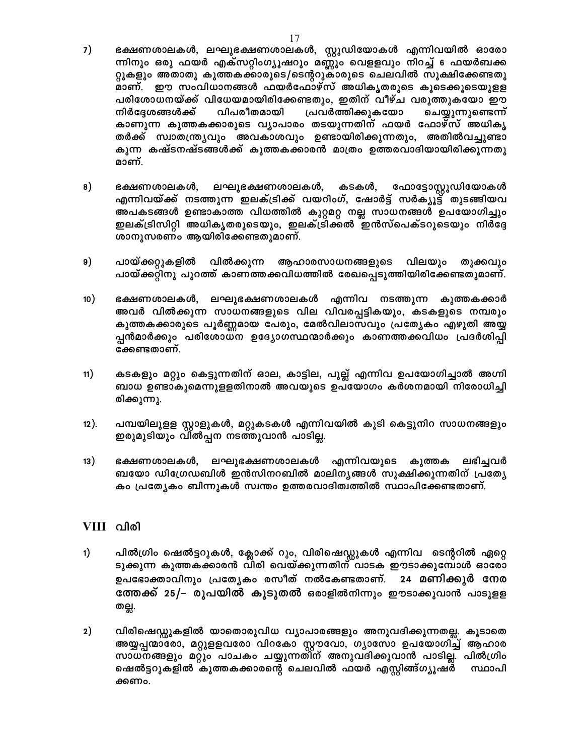7) ഭക്ഷണശാലകൾ, ലഘുഭക്ഷണശാലകൾ, സ്റ്റുഡിയോകൾ എന്നിവയിൽ ഓരോന്നിനും ഒരു ഫയർ എക്സ്റ്റിംഗ്യൂഷറും മണ്ണും വെളളവും നിറച്ച് 6 ഫയർബക്കറ്റുകളും അതാതു കുത്തകക്കാരുടെ/ടെന്ററുകാരുടെ ചെലവിൽ സൂക്ഷിക്കേണ്ടതുമാണ്. ഈ സംവിധാനങ്ങൾ ഫയർഫോഴ്സ് അധികൃതരുടെ കൂടെക്കൂടെയുളള പരിശോധനയ്ക്ക് വിധേയമായിരിക്കേണ്ടതും, ഇതിന് വീഴ്ച വരുത്തുകയോ ഈ നിർദ്ദേശങ്ങൾക്ക് വിപരീതമായി പ്രവർത്തിക്കുകയോ ചെയ്യുന്നുണ്ടെന്ന് കാണുന്ന കുത്തകക്കാരുടെ വ്യാപാരം തടയുന്നതിന് ഫയർ ഫോഴ്സ് അധികൃതർക്ക് സ്വാതന്ത്ര്യവും അവകാശവും ഉണ്ടായിരിക്കുന്നതും, അതിൽവച്ചുണ്ടാകുന്ന കഷ്ടനഷ്ടങ്ങൾക്ക് കുത്തകക്കാരൻ മാത്രം ഉത്തരവാദിയായിരിക്കുന്നതുമാണ്.

8) ഭക്ഷണശാലകൾ, ലഘുഭക്ഷണശാലകൾ, കടകൾ, ഫോട്ടോസ്റ്റുഡിയോകൾ എന്നിവയ്ക്ക് നടത്തുന്ന ഇലക്ട്രിക്ക് വയറിംഗ്, ഷോർട്ട് സർക്യൂട്ട് തുടങ്ങിയവ അപകടങ്ങൾ ഉണ്ടാകാത്ത വിധത്തിൽ കുറ്റമറ്റ നല്ല സാധനങ്ങൾ ഉപയോഗിച്ചും ഇലക്ട്രിസിറ്റി അധികൃതരുടെയും, ഇലക്ട്രിക്കൽ ഇൻസ്പെക്ടറുടെയും നിർദ്ദേശാനുസരണം ആയിരിക്കേണ്ടതുമാണ്.

9) പായ്ക്കറ്റുകളിൽ വിൽക്കുന്ന ആഹാരസാധനങ്ങളുടെ വിലയും തൂക്കവും പായ്ക്കറ്റിനു പുറത്ത് കാണത്തക്കവിധത്തിൽ രേഖപ്പെടുത്തിയിരിക്കേണ്ടതുമാണ്.

10) ഭക്ഷണശാലകൾ, ലഘുഭക്ഷണശാലകൾ എന്നിവ നടത്തുന്ന കുത്തകക്കാർ അവർ വിൽക്കുന്ന സാധനങ്ങളുടെ വില വിവരപ്പട്ടികയും, കടകളുടെ നമ്പരും കുത്തകക്കാരുടെ പൂർണ്ണമായ പേരും, മേൽവിലാസവും പ്രത്യേകം എഴുതി അയ്യപ്പൻമാർക്കും പരിശോധന ഉദ്യോഗസ്ഥന്മാർക്കും കാണത്തക്കവിധം പ്രദർശിപ്പിക്കേണ്ടതാണ്.

11) കടകളും മറ്റും കെട്ടുന്നതിന് ഓല, കാട്ടില, പുല്ല് എന്നിവ ഉപയോഗിച്ചാൽ അഗ്നിബാധ ഉണ്ടാകുമെന്നുളളതിനാൽ അവയുടെ ഉപയോഗം കർശനമായി നിരോധിച്ചിരിക്കുന്നു.

12). പമ്പയിലുളള സ്റ്റാളുകൾ, മറ്റുകടകൾ എന്നിവയിൽ കൂടി കെട്ടുനിറ സാധനങ്ങളും ഇരുമുടിയും വിൽപ്പന നടത്തുവാൻ പാടില്ല.

13) ഭക്ഷണശാലകൾ, ലഘുഭക്ഷണശാലകൾ എന്നിവയുടെ കുത്തക ലഭിച്ചവർ ബയോ ഡിഗ്രേഡബിൾ ഇൻസിനറബിൾ മാലിന്യങ്ങൾ സൂക്ഷിക്കുന്നതിന് പ്രത്യേകം പ്രത്യേകം ബിന്നുകൾ സ്വന്തം ഉത്തരവാദിത്വത്തിൽ സ്ഥാപിക്കേണ്ടതാണ്.

## VIII വിരി

1) പിൽഗ്രിം ഷെൽട്ടറുകൾ, ക്ലോക്ക് റൂം, വിരിഷെഡ്ഡുകൾ എന്നിവ ടെന്ററിൽ ഏറ്റെടുക്കുന്ന കുത്തകക്കാരൻ വിരി വെയ്ക്കുന്നതിന് വാടക ഈടാക്കുമ്പോൾ ഓരോ ഉപഭോക്താവിനും പ്രത്യേകം രസീത് നൽകേണ്ടതാണ്. **24 മണിക്കൂർ നേരത്തേക്ക് 25/- രൂപയിൽ കൂടുതൽ** ഒരാളിൽനിന്നും ഈടാക്കുവാൻ പാടുളളതല്ല.

2) വിരിഷെഡ്ഡുകളിൽ യാതൊരുവിധ വ്യാപാരങ്ങളും അനുവദിക്കുന്നതല്ല. കൂടാതെ അയ്യപ്പന്മാരോ, മറ്റുളളവരോ വിറകോ സ്റ്റൗവോ, ഗ്യാസോ ഉപയോഗിച്ച് ആഹാര സാധനങ്ങളും മറ്റും പാചകം ചെയ്യുന്നതിന് അനുവദിക്കുവാൻ പാടില്ല. പിൽഗ്രിം ഷെൽട്ടറുകളിൽ കുത്തകക്കാരന്റെ ചെലവിൽ ഫയർ എസ്റ്റിങ്ങ്ഗ്യൂഷർ സ്ഥാപിക്കണം.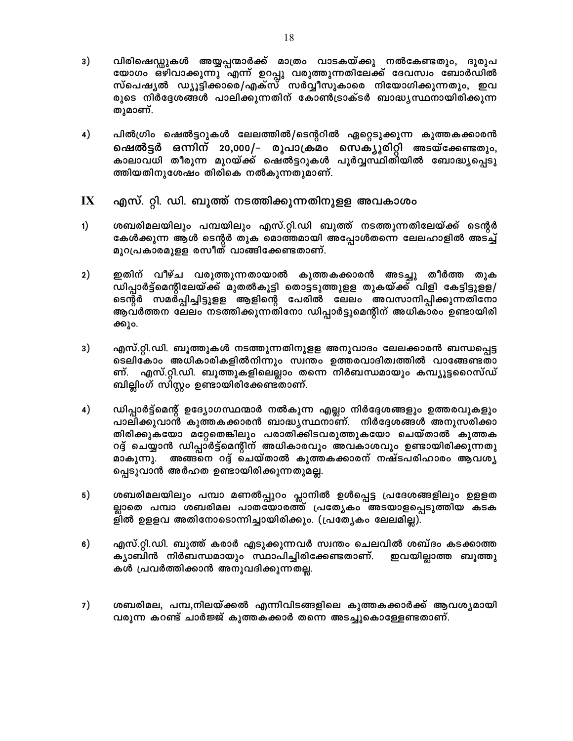3) വിരിഷെഡ്ഡുകൾ അയ്യപ്പന്മാർക്ക് മാത്രം വാടകയ്ക്കു നൽകേണ്ടതും, ദുരുപയോഗം ഒഴിവാക്കുന്നു എന്ന് ഉറപ്പു വരുത്തുന്നതിലേക്ക് ദേവസ്വം ബോർഡിൽ സ്പെഷ്യൽ ഡ്യൂട്ടിക്കാരെ/എക്സ് സർവ്വീസുകാരെ നിയോഗിക്കുന്നതും, ഇവരുടെ നിർദ്ദേശങ്ങൾ പാലിക്കുന്നതിന് കോൺട്രാക്ടർ ബാദ്ധ്യസ്ഥനായിരിക്കുന്നതുമാണ്.

4) പിൽഗ്രിം ഷെൽട്ടറുകൾ ലേലത്തിൽ/ടെന്ററിൽ ഏറ്റെടുക്കുന്ന കുത്തകക്കാരൻ **ഷെൽട്ടർ ഒന്നിന് 20,000/- രൂപാക്രമം സെക്യൂരിറ്റി** അടയ്ക്കേണ്ടതും, കാലാവധി തീരുന്ന മുറയ്ക്ക് ഷെൽട്ടറുകൾ പൂർവ്വസ്ഥിതിയിൽ ബോദ്ധ്യപ്പെടുത്തിയതിനുശേഷം തിരികെ നൽകുന്നതുമാണ്.

## IX എസ്. റ്റി. ഡി. ബൂത്ത് നടത്തിക്കുന്നതിനുളള അവകാശം

1) ശബരിമലയിലും പമ്പയിലും എസ്.റ്റി.ഡി ബൂത്ത് നടത്തുന്നതിലേയ്ക്ക് ടെന്റർ കേൾക്കുന്ന ആൾ ടെന്റർ തുക മൊത്തമായി അപ്പോൾതന്നെ ലേലഹാളിൽ അടച്ച് മുറപ്രകാരമുളള രസീത് വാങ്ങിക്കേണ്ടതാണ്.

2) ഇതിന് വീഴ്ച വരുത്തുന്നതായാൽ കുത്തകക്കാരൻ അടച്ചു തീർത്ത തുക ഡിപ്പാർട്ട്മെന്റിലേയ്ക്ക് മുതൽകൂട്ടി തൊട്ടടുത്തുളള തുകയ്ക്ക് വിളി കേട്ടിട്ടുളള/ടെന്റർ സമർപ്പിച്ചിട്ടുളള ആളിന്റെ പേരിൽ ലേലം അവസാനിപ്പിക്കുന്നതിനോ ആവർത്തന ലേലം നടത്തിക്കുന്നതിനോ ഡിപ്പാർട്ടുമെന്റിന് അധികാരം ഉണ്ടായിരിക്കും.

3) എസ്.റ്റി.ഡി. ബൂത്തുകൾ നടത്തുന്നതിനുളള അനുവാദം ലേലക്കാരൻ ബന്ധപ്പെട്ട ടെലികോം അധികാരികളിൽനിന്നും സ്വന്തം ഉത്തരവാദിത്വത്തിൽ വാങ്ങേണ്ടതാണ്. എസ്.റ്റി.ഡി. ബൂത്തുകളിലെല്ലാം തന്നെ നിർബന്ധമായും കമ്പ്യൂട്ടറൈസ്ഡ് ബില്ലിംഗ് സിസ്റ്റം ഉണ്ടായിരിക്കേണ്ടതാണ്.

4) ഡിപ്പാർട്ട്മെന്റ് ഉദ്യോഗസ്ഥന്മാർ നൽകുന്ന എല്ലാ നിർദ്ദേശങ്ങളും ഉത്തരവുകളും പാലിക്കുവാൻ കുത്തകക്കാരൻ ബാദ്ധ്യസ്ഥനാണ്. നിർദ്ദേശങ്ങൾ അനുസരിക്കാതിരിക്കുകയോ മറ്റേതെങ്കിലും പരാതിക്കിടവരുത്തുകയോ ചെയ്താൽ കുത്തക റദ്ദ് ചെയ്യാൻ ഡിപ്പാർട്ട്മെന്റിന് അധികാരവും അവകാശവും ഉണ്ടായിരിക്കുന്നതുമാകുന്നു. അങ്ങനെ റദ്ദ് ചെയ്താൽ കുത്തകക്കാരന് നഷ്ടപരിഹാരം ആവശ്യപ്പെടുവാൻ അർഹത ഉണ്ടായിരിക്കുന്നതുമല്ല.

5) ശബരിമലയിലും പമ്പാ മണൽപ്പുറം പ്ലാനിൽ ഉൾപ്പെട്ട പ്രദേശങ്ങളിലും ഉളളതല്ലാതെ പമ്പാ ശബരിമല പാതയോരത്ത് പ്രത്യേകം അടയാളപ്പെടുത്തിയ കടകളിൽ ഉളളവ അതിനോടൊന്നിച്ചായിരിക്കും. (പ്രത്യേകം ലേലമില്ല).

6) എസ്.റ്റി.ഡി. ബൂത്ത് കരാർ എടുക്കുന്നവർ സ്വന്തം ചെലവിൽ ശബ്ദം കടക്കാത്ത ക്യാബിൻ നിർബന്ധമായും സ്ഥാപിച്ചിരിക്കേണ്ടതാണ്. ഇവയില്ലാത്ത ബൂത്തുകൾ പ്രവർത്തിക്കാൻ അനുവദിക്കുന്നതല്ല.

7) ശബരിമല, പമ്പ,നിലയ്ക്കൽ എന്നിവിടങ്ങളിലെ കുത്തകക്കാർക്ക് ആവശ്യമായി വരുന്ന കറണ്ട് ചാർജ്ജ് കുത്തകക്കാർ തന്നെ അടച്ചുകൊളളേണ്ടതാണ്.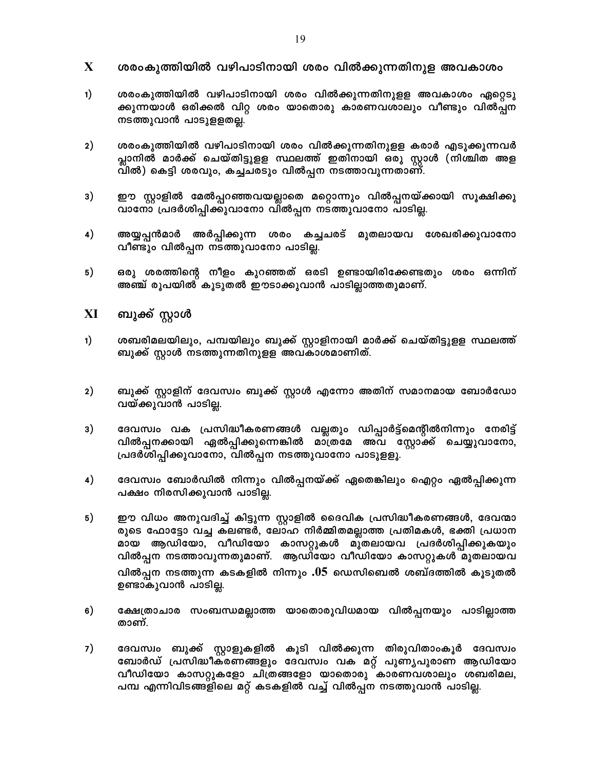## X ശരംകുത്തിയിൽ വഴിപാടിനായി ശരം വിൽക്കുന്നതിനുള അവകാശം

1) ശരംകുത്തിയിൽ വഴിപാടിനായി ശരം വിൽക്കുന്നതിനുളള അവകാശം ഏറ്റെടുക്കുന്നയാൾ ഒരിക്കൽ വിറ്റ ശരം യാതൊരു കാരണവശാലും വീണ്ടും വിൽപ്പന നടത്തുവാൻ പാടുളളതല്ല.

2) ശരംകുത്തിയിൽ വഴിപാടിനായി ശരം വിൽക്കുന്നതിനുളള കരാർ എടുക്കുന്നവർ പ്ലാനിൽ മാർക്ക് ചെയ്തിട്ടുളള സ്ഥലത്ത് ഇതിനായി ഒരു സ്റ്റാൾ (നിശ്ചിത അളവിൽ) കെട്ടി ശരവും, കച്ചചരടും വിൽപ്പന നടത്താവുന്നതാണ്.

3) ഈ സ്റ്റാളിൽ മേൽപ്പറഞ്ഞവയല്ലാതെ മറ്റൊന്നും വിൽപ്പനയ്ക്കായി സൂക്ഷിക്കുവാനോ പ്രദർശിപ്പിക്കുവാനോ വിൽപ്പന നടത്തുവാനോ പാടില്ല.

4) അയ്യപ്പൻമാർ അർപ്പിക്കുന്ന ശരം കച്ചചരട് മുതലായവ ശേഖരിക്കുവാനോ വീണ്ടും വിൽപ്പന നടത്തുവാനോ പാടില്ല.

5) ഒരു ശരത്തിന്റെ നീളം കുറഞ്ഞത് ഒരടി ഉണ്ടായിരിക്കേണ്ടതും ശരം ഒന്നിന് അഞ്ച് രൂപയിൽ കൂടുതൽ ഈടാക്കുവാൻ പാടില്ലാത്തതുമാണ്.

## XI ബുക്ക് സ്റ്റാൾ

1) ശബരിമലയിലും, പമ്പയിലും ബുക്ക് സ്റ്റാളിനായി മാർക്ക് ചെയ്തിട്ടുളള സ്ഥലത്ത് ബുക്ക് സ്റ്റാൾ നടത്തുന്നതിനുളള അവകാശമാണിത്.

2) ബുക്ക് സ്റ്റാളിന് ദേവസ്വം ബുക്ക് സ്റ്റാൾ എന്നോ അതിന് സമാനമായ ബോർഡോ വയ്ക്കുവാൻ പാടില്ല.

3) ദേവസ്വം വക പ്രസിദ്ധീകരണങ്ങൾ വല്ലതും ഡിപ്പാർട്ട്മെന്റിൽനിന്നും നേരിട്ട് വിൽപ്പനക്കായി ഏൽപ്പിക്കുന്നെങ്കിൽ മാത്രമേ അവ സ്റ്റോക്ക് ചെയ്യുവാനോ, പ്രദർശിപ്പിക്കുവാനോ, വിൽപ്പന നടത്തുവാനോ പാടുളളൂ.

4) ദേവസ്വം ബോർഡിൽ നിന്നും വിൽപ്പനയ്ക്ക് ഏതെങ്കിലും ഐറ്റം ഏൽപ്പിക്കുന്ന പക്ഷം നിരസിക്കുവാൻ പാടില്ല.

5) ഈ വിധം അനുവദിച്ച് കിട്ടുന്ന സ്റ്റാളിൽ ദൈവിക പ്രസിദ്ധീകരണങ്ങൾ, ദേവന്മാരുടെ ഫോട്ടോ വച്ച കലണ്ടർ, ലോഹ നിർമ്മിതമല്ലാത്ത പ്രതിമകൾ, ഭക്തി പ്രധാനമായ ആഡിയോ, വീഡിയോ കാസറ്റുകൾ മുതലായവ പ്രദർശിപ്പിക്കുകയും വിൽപ്പന നടത്താവുന്നതുമാണ്. ആഡിയോ വീഡിയോ കാസറ്റുകൾ മുതലായവ വിൽപ്പന നടത്തുന്ന കടകളിൽ നിന്നും .05 ഡെസിബെൽ ശബ്ദത്തിൽ കൂടുതൽ ഉണ്ടാകുവാൻ പാടില്ല.

6) ക്ഷേത്രാചാര സംബന്ധമല്ലാത്ത യാതൊരുവിധമായ വിൽപ്പനയും പാടില്ലാത്തതാണ്.

7) ദേവസ്വം ബുക്ക് സ്റ്റാളുകളിൽ കൂടി വിൽക്കുന്ന തിരുവിതാംകൂർ ദേവസ്വം ബോർഡ് പ്രസിദ്ധീകരണങ്ങളും ദേവസ്വം വക മറ്റ് പുണ്യപുരാണ ആഡിയോ വീഡിയോ കാസറ്റുകളോ ചിത്രങ്ങളോ യാതൊരു കാരണവശാലും ശബരിമല, പമ്പ എന്നിവിടങ്ങളിലെ മറ്റ് കടകളിൽ വച്ച് വിൽപ്പന നടത്തുവാൻ പാടില്ല.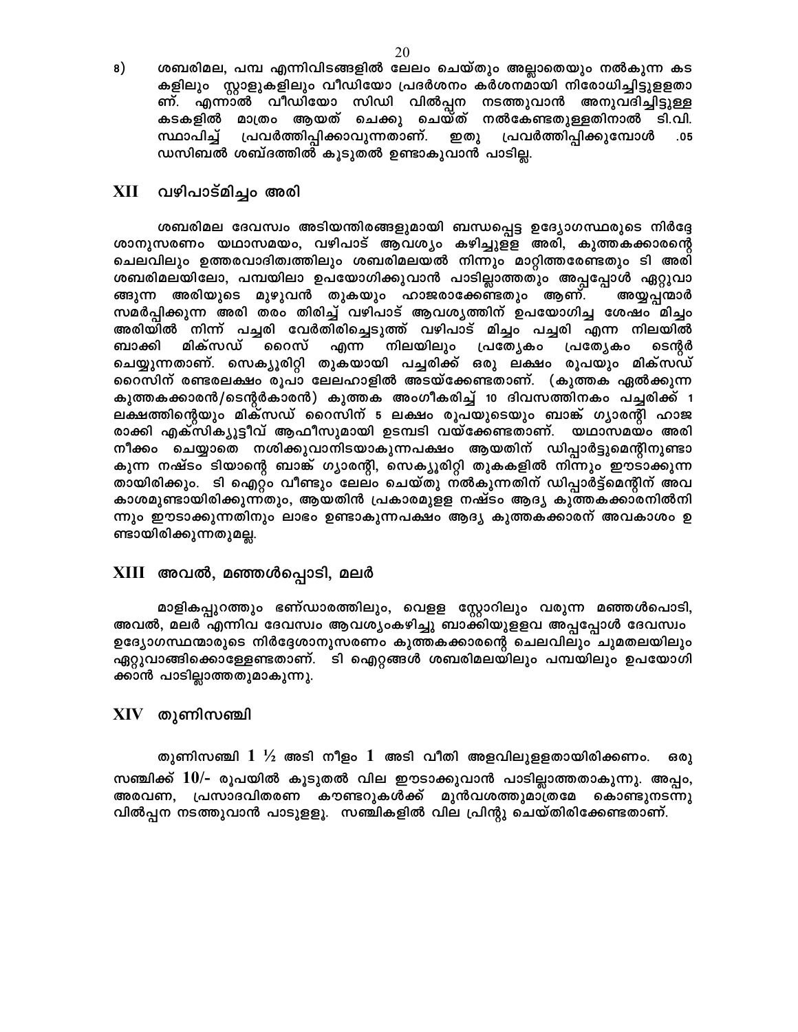8) ശബരിമല, പമ്പ എന്നിവിടങ്ങളിൽ ലേലം ചെയ്തും അല്ലാതെയും നൽകുന്ന കടകളിലും സ്റ്റാളുകളിലും വീഡിയോ പ്രദർശനം കർശനമായി നിരോധിച്ചിട്ടുള്ളതാണ്. എന്നാൽ വീഡിയോ സിഡി വിൽപ്പന നടത്തുവാൻ അനുവദിച്ചിട്ടുള്ള കടകളിൽ മാത്രം ആയത് ചെക്കു ചെയ്ത് നൽകേണ്ടതുള്ളതിനാൽ ടി.വി. സ്ഥാപിച്ച് പ്രവർത്തിപ്പിക്കാവുന്നതാണ്. ഇതു പ്രവർത്തിപ്പിക്കുമ്പോൾ .05 ഡസിബൽ ശബ്ദത്തിൽ കൂടുതൽ ഉണ്ടാകുവാൻ പാടില്ല.

## XII വഴിപാട്മിച്ചം അരി

ശബരിമല ദേവസ്വം അടിയന്തിരങ്ങളുമായി ബന്ധപ്പെട്ട ഉദ്യോഗസ്ഥരുടെ നിർദ്ദേശാനുസരണം യഥാസമയം, വഴിപാട് ആവശ്യം കഴിച്ചുള്ള അരി, കുത്തകക്കാരന്റെ ചെലവിലും ഉത്തരവാദിത്വത്തിലും ശബരിമലയൽ നിന്നും മാറ്റിത്തരേണ്ടതും ടി അരി ശബരിമലയിലോ, പമ്പയിലാ ഉപയോഗിക്കുവാൻ പാടില്ലാത്തതും അപ്പപ്പോൾ ഏറ്റുവാങ്ങുന്ന അരിയുടെ മുഴുവൻ തുകയും ഹാജരാക്കേണ്ടതും ആണ്. അയ്യപ്പന്മാർ സമർപ്പിക്കുന്ന അരി തരം തിരിച്ച് വഴിപാട് ആവശ്യത്തിന് ഉപയോഗിച്ച ശേഷം മിച്ചം അരിയിൽ നിന്ന് പച്ചരി വേർതിരിച്ചെടുത്ത് വഴിപാട് മിച്ചം പച്ചരി എന്ന നിലയിൽ ബാക്കി മിക്സഡ് റൈസ് എന്ന നിലയിലും പ്രത്യേകം പ്രത്യേകം ടെന്റർ ചെയ്യുന്നതാണ്. സെക്യൂരിറ്റി തുകയായി പച്ചരിക്ക് ഒരു ലക്ഷം രൂപയും മിക്സഡ് റൈസിന് രണ്ടരലക്ഷം രൂപാ ലേലഹാളിൽ അടയ്ക്കേണ്ടതാണ്. (കുത്തക ഏൽക്കുന്ന കുത്തകക്കാരൻ/ടെന്റർകാരൻ) കുത്തക അംഗീകരിച്ച് 10 ദിവസത്തിനകം പച്ചരിക്ക് 1 ലക്ഷത്തിന്റെയും മിക്സഡ് റൈസിന് 5 ലക്ഷം രൂപയുടെയും ബാങ്ക് ഗ്യാരന്റി ഹാജരാക്കി എക്സിക്യൂട്ടീവ് ആഫീസുമായി ഉടമ്പടി വയ്ക്കേണ്ടതാണ്. യഥാസമയം അരി നീക്കം ചെയ്യാതെ നശിക്കുവാനിടയാകുന്നപക്ഷം ആയതിന് ഡിപ്പാർട്ടുമെന്റിനുണ്ടാകുന്ന നഷ്ടം ടിയാന്റെ ബാങ്ക് ഗ്യാരന്റി, സെക്യൂരിറ്റി തുകകളിൽ നിന്നും ഈടാക്കുന്നതായിരിക്കും. ടി ഐറ്റം വീണ്ടും ലേലം ചെയ്തു നൽകുന്നതിന് ഡിപ്പാർട്ട്മെന്റിന് അവകാശമുണ്ടായിരിക്കുന്നതും, ആയതിൻ പ്രകാരമുള്ള നഷ്ടം ആദ്യ കുത്തകക്കാരനിൽനിന്നും ഈടാക്കുന്നതിനും ലാഭം ഉണ്ടാകുന്നപക്ഷം ആദ്യ കുത്തകക്കാരന് അവകാശം ഉണ്ടായിരിക്കുന്നതുമല്ല.

## XIII അവൽ, മഞ്ഞൾപ്പൊടി, മലർ

മാളികപ്പുറത്തും ഭണ്ഡാരത്തിലും, വെളള സ്റ്റോറിലും വരുന്ന മഞ്ഞൾപൊടി, അവൽ, മലർ എന്നിവ ദേവസ്വം ആവശ്യംകഴിച്ചു ബാക്കിയുളളവ അപ്പപ്പോൾ ദേവസ്വം ഉദ്യോഗസ്ഥന്മാരുടെ നിർദ്ദേശാനുസരണം കുത്തകക്കാരന്റെ ചെലവിലും ചുമതലയിലും ഏറ്റുവാങ്ങിക്കൊളളേണ്ടതാണ്. ടി ഐറ്റങ്ങൾ ശബരിമലയിലും പമ്പയിലും ഉപയോഗിക്കാൻ പാടില്ലാത്തതുമാകുന്നു.

## XIV തുണിസഞ്ചി

തുണിസഞ്ചി 1 ½ അടി നീളം 1 അടി വീതി അളവിലുളളതായിരിക്കണം. ഒരു സഞ്ചിക്ക് 10/- രൂപയിൽ കൂടുതൽ വില ഈടാക്കുവാൻ പാടില്ലാത്തതാകുന്നു. അപ്പം, അരവണ, പ്രസാദവിതരണ കൗണ്ടറുകൾക്ക് മുൻവശത്തുമാത്രമേ കൊണ്ടുനടന്നു വിൽപ്പന നടത്തുവാൻ പാടുളളൂ. സഞ്ചികളിൽ വില പ്രിന്റു ചെയ്തിരിക്കേണ്ടതാണ്.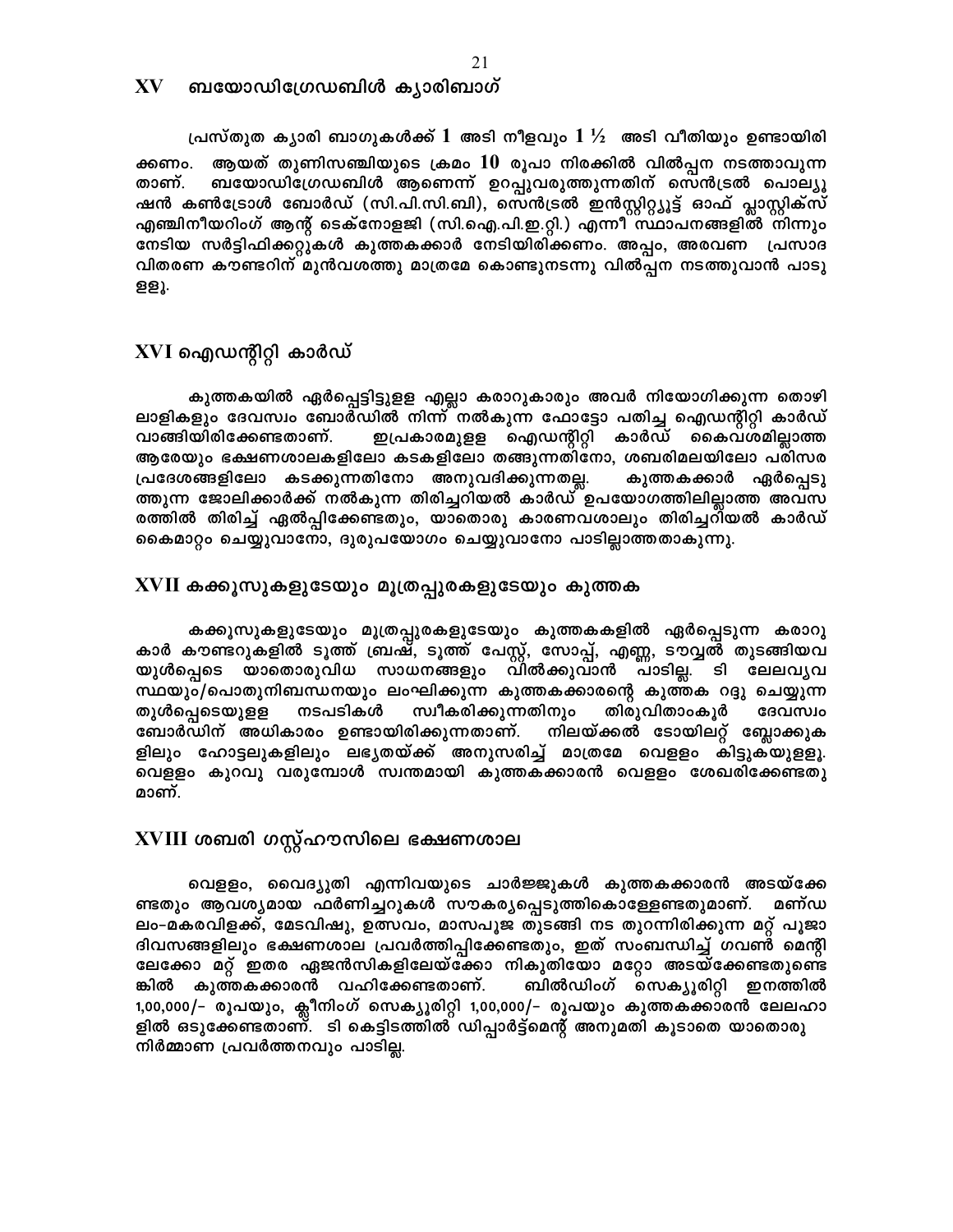## XV ബയോഡിഗ്രേഡബിൾ ക്യാരിബാഗ്

പ്രസ്തുത ക്യാരി ബാഗുകൾക്ക് 1 അടി നീളവും 1 ½ അടി വീതിയും ഉണ്ടായിരിക്കണം. ആയത് തുണിസഞ്ചിയുടെ ക്രമം 10 രൂപാ നിരക്കിൽ വിൽപ്പന നടത്താവുന്നതാണ്. ബയോഡിഗ്രേഡബിൾ ആണെന്ന് ഉറപ്പുവരുത്തുന്നതിന് സെൻട്രൽ പൊല്യൂഷൻ കൺട്രോൾ ബോർഡ് (സി.പി.സി.ബി), സെൻട്രൽ ഇൻസ്റ്റിറ്റ്യൂട്ട് ഓഫ് പ്ലാസ്റ്റിക്സ് എഞ്ചിനീയറിംഗ് ആന്റ് ടെക്നോളജി (സി.ഐ.പി.ഇ.റ്റി.) എന്നീ സ്ഥാപനങ്ങളിൽ നിന്നും നേടിയ സർട്ടിഫിക്കറ്റുകൾ കുത്തകക്കാർ നേടിയിരിക്കണം. അപ്പം, അരവണ പ്രസാദ വിതരണ കൗണ്ടറിന് മുൻവശത്തു മാത്രമേ കൊണ്ടുനടന്നു വിൽപ്പന നടത്തുവാൻ പാടുള്ളൂ.

## XVI ഐഡന്റിറ്റി കാർഡ്

കുത്തകയിൽ ഏർപ്പെട്ടിട്ടുള്ള എല്ലാ കരാറുകാരും അവർ നിയോഗിക്കുന്ന തൊഴിലാളികളും ദേവസ്വം ബോർഡിൽ നിന്ന് നൽകുന്ന ഫോട്ടോ പതിച്ച ഐഡന്റിറ്റി കാർഡ് വാങ്ങിയിരിക്കേണ്ടതാണ്. ഇപ്രകാരമുള്ള ഐഡന്റിറ്റി കാർഡ് കൈവശമില്ലാത്ത ആരേയും ഭക്ഷണശാലകളിലോ കടകളിലോ തങ്ങുന്നതിനോ, ശബരിമലയിലോ പരിസര പ്രദേശങ്ങളിലോ കടക്കുന്നതിനോ അനുവദിക്കുന്നതല്ല. കുത്തകക്കാർ ഏർപ്പെടുത്തുന്ന ജോലിക്കാർക്ക് നൽകുന്ന തിരിച്ചറിയൽ കാർഡ് ഉപയോഗത്തിലില്ലാത്ത അവസരത്തിൽ തിരിച്ച് ഏൽപ്പിക്കേണ്ടതും, യാതൊരു കാരണവശാലും തിരിച്ചറിയൽ കാർഡ് കൈമാറ്റം ചെയ്യുവാനോ, ദുരുപയോഗം ചെയ്യുവാനോ പാടില്ലാത്തതാകുന്നു.

## XVII കക്കൂസുകളുടേയും മൂത്രപ്പുരകളുടേയും കുത്തക

കക്കൂസുകളുടേയും മൂത്രപ്പുരകളുടേയും കുത്തകകളിൽ ഏർപ്പെടുന്ന കരാറുകാർ കൗണ്ടറുകളിൽ ടൂത്ത് ബ്രഷ്, ടൂത്ത് പേസ്റ്റ്, സോപ്പ്, എണ്ണ, ടൗവ്വൽ തുടങ്ങിയവയുൾപ്പെടെ യാതൊരുവിധ സാധനങ്ങളും വിൽക്കുവാൻ പാടില്ല. ടി ലേലവ്യവസ്ഥയും/പൊതുനിബന്ധനയും ലംഘിക്കുന്ന കുത്തകക്കാരന്റെ കുത്തക റദ്ദു ചെയ്യുന്നതുൾപ്പെടെയുള്ള നടപടികൾ സ്വീകരിക്കുന്നതിനും തിരുവിതാംകൂർ ദേവസ്വം ബോർഡിന് അധികാരം ഉണ്ടായിരിക്കുന്നതാണ്. നിലയ്ക്കൽ ടോയിലറ്റ് ബ്ലോക്കുകളിലും ഹോട്ടലുകളിലും ലഭ്യതയ്ക്ക് അനുസരിച്ച് മാത്രമേ വെള്ളം കിട്ടുകയുള്ളൂ. വെള്ളം കുറവു വരുമ്പോൾ സ്വന്തമായി കുത്തകക്കാരൻ വെള്ളം ശേഖരിക്കേണ്ടതുമാണ്.

## XVIII ശബരി ഗസ്റ്റ്ഹൗസിലെ ഭക്ഷണശാല

വെള്ളം, വൈദ്യുതി എന്നിവയുടെ ചാർജ്ജുകൾ കുത്തകക്കാരൻ അടയ്ക്കേണ്ടതും ആവശ്യമായ ഫർണിച്ചറുകൾ സൗകര്യപ്പെടുത്തികൊള്ളേണ്ടതുമാണ്. മണ്ഡലം-മകരവിളക്ക്, മേടവിഷു, ഉത്സവം, മാസപൂജ തുടങ്ങി നട തുറന്നിരിക്കുന്ന മറ്റ് പൂജാദിവസങ്ങളിലും ഭക്ഷണശാല പ്രവർത്തിപ്പിക്കേണ്ടതും, ഇത് സംബന്ധിച്ച് ഗവൺ മെന്റിലേക്കോ മറ്റ് ഇതര ഏജൻസികളിലേയ്ക്കോ നികുതിയോ മറ്റോ അടയ്ക്കേണ്ടതുണ്ടെങ്കിൽ കുത്തകക്കാരൻ വഹിക്കേണ്ടതാണ്. ബിൽഡിംഗ് സെക്യൂരിറ്റി ഇനത്തിൽ 1,00,000/- രൂപയും, ക്ലീനിംഗ് സെക്യൂരിറ്റി 1,00,000/- രൂപയും കുത്തകക്കാരൻ ലേലഹാളിൽ ഒടുക്കേണ്ടതാണ്. ടി കെട്ടിടത്തിൽ ഡിപ്പാർട്ട്മെന്റ് അനുമതി കൂടാതെ യാതൊരു നിർമ്മാണ പ്രവർത്തനവും പാടില്ല.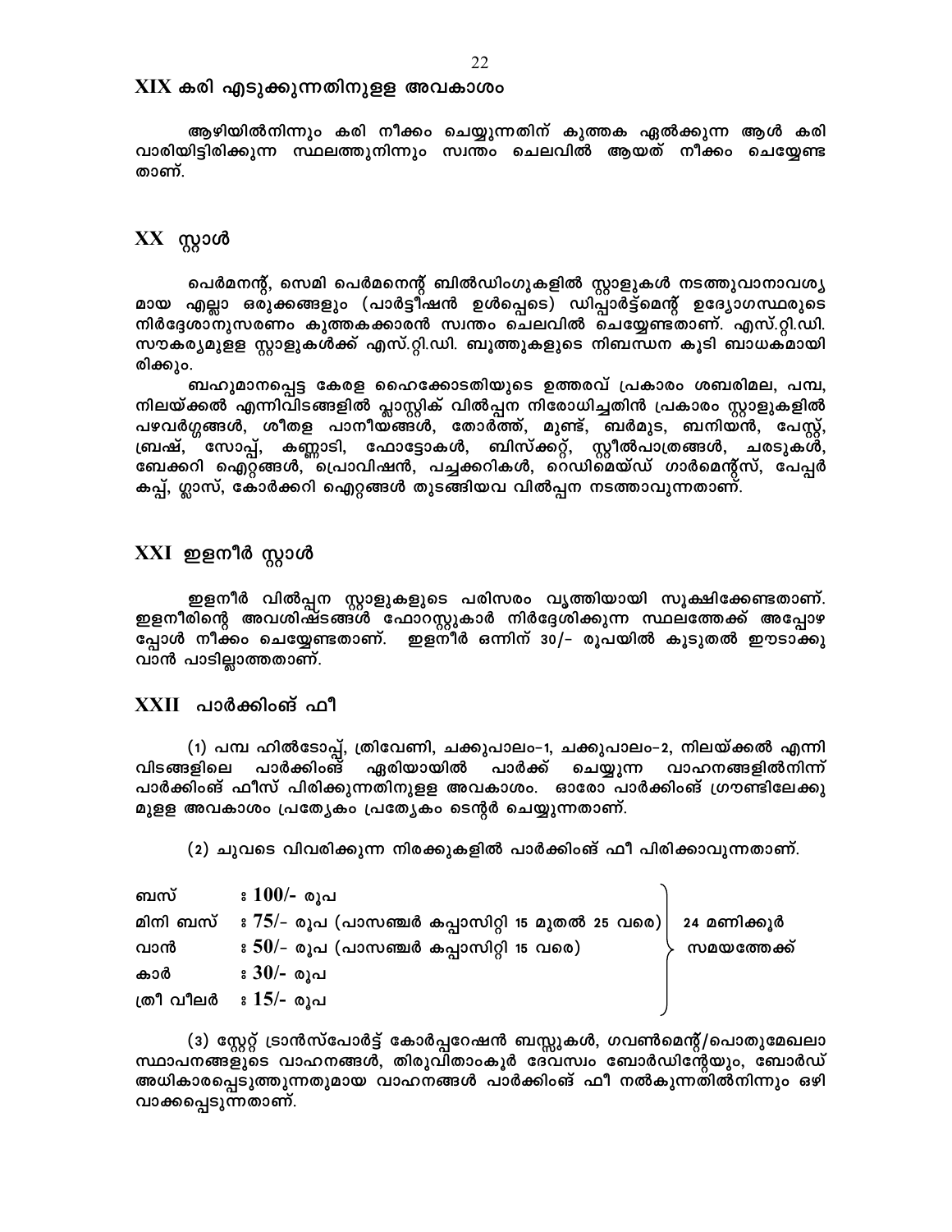## XIX കരി എടുക്കുന്നതിനുള്ള അവകാശം

ആഴിയിൽനിന്നും കരി നീക്കം ചെയ്യുന്നതിന് കുത്തക ഏൽക്കുന്ന ആൾ കരി വാരിയിട്ടിരിക്കുന്ന സ്ഥലത്തുനിന്നും സ്വന്തം ചെലവിൽ ആയത് നീക്കം ചെയ്യേണ്ട താണ്.

## XX സ്റ്റാൾ

പെർമനന്റ്, സെമി പെർമനെന്റ് ബിൽഡിംഗുകളിൽ സ്റ്റാളുകൾ നടത്തുവാനാവശ്യ മായ എല്ലാ ഒരുക്കങ്ങളും (പാർട്ടീഷൻ ഉൾപ്പെടെ) ഡിപ്പാർട്ട്മെന്റ് ഉദ്യോഗസ്ഥരുടെ നിർദ്ദേശാനുസരണം കുത്തകക്കാരൻ സ്വന്തം ചെലവിൽ ചെയ്യേണ്ടതാണ്. എസ്.റ്റി.ഡി. സൗകര്യമുളള സ്റ്റാളുകൾക്ക് എസ്.റ്റി.ഡി. ബൂത്തുകളുടെ നിബന്ധന കൂടി ബാധകമായി രിക്കും.

ബഹുമാനപ്പെട്ട കേരള ഹൈക്കോടതിയുടെ ഉത്തരവ് പ്രകാരം ശബരിമല, പമ്പ, നിലയ്ക്കൽ എന്നിവിടങ്ങളിൽ പ്ലാസ്റ്റിക് വിൽപ്പന നിരോധിച്ചതിൻ പ്രകാരം സ്റ്റാളുകളിൽ പഴവർഗ്ഗങ്ങൾ, ശീതള പാനീയങ്ങൾ, തോർത്ത്, മുണ്ട്, ബർമുട, ബനിയൻ, പേസ്റ്റ്, ബ്രഷ്, സോപ്പ്, കണ്ണാടി, ഫോട്ടോകൾ, ബിസ്ക്കറ്റ്, സ്റ്റീൽപാത്രങ്ങൾ, ചരടുകൾ, ബേക്കറി ഐറ്റങ്ങൾ, പ്രൊവിഷൻ, പച്ചക്കറികൾ, റെഡിമെയ്ഡ് ഗാർമെന്റ്സ്, പേപ്പർ കപ്പ്, ഗ്ലാസ്, കോർക്കറി ഐറ്റങ്ങൾ തുടങ്ങിയവ വിൽപ്പന നടത്താവുന്നതാണ്.

## XXI ഇളനീർ സ്റ്റാൾ

ഇളനീർ വിൽപ്പന സ്റ്റാളുകളുടെ പരിസരം വൃത്തിയായി സൂക്ഷിക്കേണ്ടതാണ്. ഇളനീരിന്റെ അവശിഷ്ടങ്ങൾ ഫോറസ്റ്റുകാർ നിർദ്ദേശിക്കുന്ന സ്ഥലത്തേക്ക് അപ്പോഴ പ്പോൾ നീക്കം ചെയ്യേണ്ടതാണ്. ഇളനീർ ഒന്നിന് 30/- രൂപയിൽ കൂടുതൽ ഈടാക്കു വാൻ പാടില്ലാത്തതാണ്.

## XXII പാർക്കിംങ് ഫീ

(1) പമ്പ ഹിൽടോപ്പ്, ത്രിവേണി, ചക്കുപാലം-1, ചക്കുപാലം-2, നിലയ്ക്കൽ എന്നി വിടങ്ങളിലെ പാർക്കിംങ് ഏരിയായിൽ പാർക്ക് ചെയ്യുന്ന വാഹനങ്ങളിൽനിന്ന് പാർക്കിംങ് ഫീസ് പിരിക്കുന്നതിനുള്ള അവകാശം. ഓരോ പാർക്കിംങ് ഗ്രൗണ്ടിലേക്കു മുള്ള അവകാശം പ്രത്യേകം പ്രത്യേകം ടെന്റർ ചെയ്യുന്നതാണ്.

(2) ചുവടെ വിവരിക്കുന്ന നിരക്കുകളിൽ പാർക്കിംങ് ഫീ പിരിക്കാവുന്നതാണ്.

| | | |
|---|---|---|
| ബസ് | : 100/- രൂപ | 24 മണിക്കൂർ സമയത്തേക്ക് |
| മിനി ബസ് | : 75/- രൂപ (പാസഞ്ചർ കപ്പാസിറ്റി 15 മുതൽ 25 വരെ) | |
| വാൻ | : 50/- രൂപ (പാസഞ്ചർ കപ്പാസിറ്റി 15 വരെ) | |
| കാർ | : 30/- രൂപ | |
| ത്രീ വീലർ | : 15/- രൂപ | |

(3) സ്റ്റേറ്റ് ട്രാൻസ്പോർട്ട് കോർപ്പറേഷൻ ബസ്സുകൾ, ഗവൺമെന്റ്/പൊതുമേഖലാ സ്ഥാപനങ്ങളുടെ വാഹനങ്ങൾ, തിരുവിതാംകൂർ ദേവസ്വം ബോർഡിന്റേയും, ബോർഡ് അധികാരപ്പെടുത്തുന്നതുമായ വാഹനങ്ങൾ പാർക്കിംങ് ഫീ നൽകുന്നതിൽനിന്നും ഒഴി വാക്കപ്പെടുന്നതാണ്.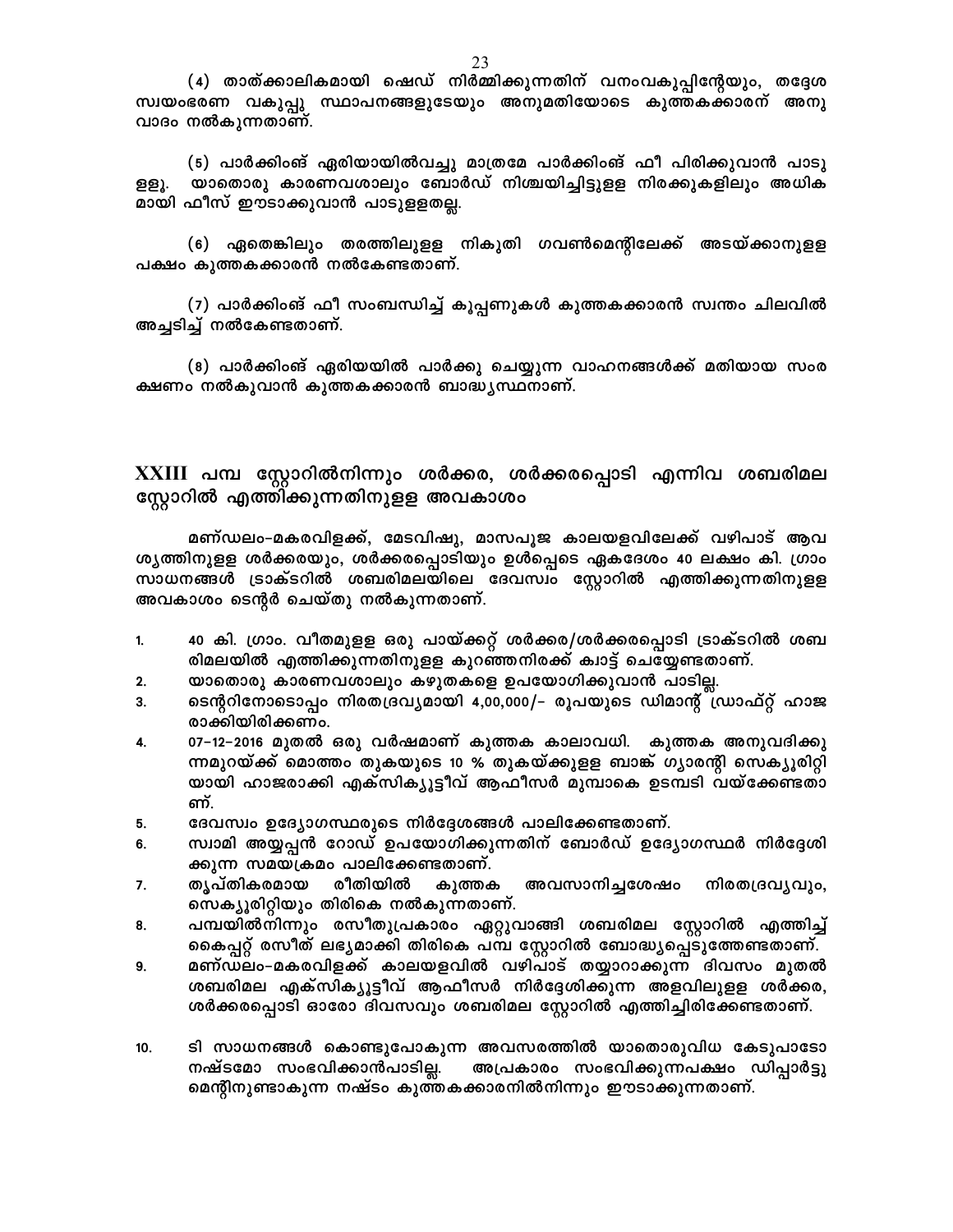(4) താത്ക്കാലികമായി ഷെഡ് നിർമ്മിക്കുന്നതിന് വനംവകുപ്പിന്റേയും, തദ്ദേശ സ്വയംഭരണ വകുപ്പു സ്ഥാപനങ്ങളുടേയും അനുമതിയോടെ കുത്തകക്കാരന് അനുവാദം നൽകുന്നതാണ്.

(5) പാർക്കിംങ് ഏരിയായിൽവച്ചു മാത്രമേ പാർക്കിംങ് ഫീ പിരിക്കുവാൻ പാടുള്ളൂ. യാതൊരു കാരണവശാലും ബോർഡ് നിശ്ചയിച്ചിട്ടുള്ള നിരക്കുകളിലും അധികമായി ഫീസ് ഈടാക്കുവാൻ പാടുള്ളതല്ല.

(6) ഏതെങ്കിലും തരത്തിലുള്ള നികുതി ഗവൺമെന്റിലേക്ക് അടയ്ക്കാനുള്ള പക്ഷം കുത്തകക്കാരൻ നൽകേണ്ടതാണ്.

(7) പാർക്കിംങ് ഫീ സംബന്ധിച്ച് കൂപ്പണുകൾ കുത്തകക്കാരൻ സ്വന്തം ചിലവിൽ അച്ചടിച്ച് നൽകേണ്ടതാണ്.

(8) പാർക്കിംങ് ഏരിയയിൽ പാർക്കു ചെയ്യുന്ന വാഹനങ്ങൾക്ക് മതിയായ സംരക്ഷണം നൽകുവാൻ കുത്തകക്കാരൻ ബാദ്ധ്യസ്ഥനാണ്.

## XXIII പമ്പ സ്റ്റോറിൽനിന്നും ശർക്കര, ശർക്കരപ്പൊടി എന്നിവ ശബരിമല സ്റ്റോറിൽ എത്തിക്കുന്നതിനുള്ള അവകാശം

മണ്ഡലം-മകരവിളക്ക്, മേടവിഷു, മാസപൂജ കാലയളവിലേക്ക് വഴിപാട് ആവശ്യത്തിനുള്ള ശർക്കരയും, ശർക്കരപ്പൊടിയും ഉൾപ്പെടെ ഏകദേശം 40 ലക്ഷം കി. ഗ്രാം സാധനങ്ങൾ ട്രാക്ടറിൽ ശബരിമലയിലെ ദേവസ്വം സ്റ്റോറിൽ എത്തിക്കുന്നതിനുള്ള അവകാശം ടെന്റർ ചെയ്തു നൽകുന്നതാണ്.

1. 40 കി. ഗ്രാം. വീതമുള്ള ഒരു പായ്ക്കറ്റ് ശർക്കര/ശർക്കരപ്പൊടി ട്രാക്ടറിൽ ശബരിമലയിൽ എത്തിക്കുന്നതിനുള്ള കുറഞ്ഞനിരക്ക് ക്വാട്ട് ചെയ്യേണ്ടതാണ്.
2. യാതൊരു കാരണവശാലും കഴുതകളെ ഉപയോഗിക്കുവാൻ പാടില്ല.
3. ടെന്ററിനോടൊപ്പം നിരതദ്രവ്യമായി 4,00,000/- രൂപയുടെ ഡിമാന്റ് ഡ്രാഫ്റ്റ് ഹാജരാക്കിയിരിക്കണം.
4. 07-12-2016 മുതൽ ഒരു വർഷമാണ് കുത്തക കാലാവധി. കുത്തക അനുവദിക്കുന്നമുറയ്ക്ക് മൊത്തം തുകയുടെ 10 % തുകയ്ക്കുള്ള ബാങ്ക് ഗ്യാരന്റി സെക്യൂരിറ്റിയായി ഹാജരാക്കി എക്സിക്യൂട്ടീവ് ആഫീസർ മുമ്പാകെ ഉടമ്പടി വയ്ക്കേണ്ടതാണ്.
5. ദേവസ്വം ഉദ്യോഗസ്ഥരുടെ നിർദ്ദേശങ്ങൾ പാലിക്കേണ്ടതാണ്.
6. സ്വാമി അയ്യപ്പൻ റോഡ് ഉപയോഗിക്കുന്നതിന് ബോർഡ് ഉദ്യോഗസ്ഥർ നിർദ്ദേശിക്കുന്ന സമയക്രമം പാലിക്കേണ്ടതാണ്.
7. തൃപ്തികരമായ രീതിയിൽ കുത്തക അവസാനിച്ചശേഷം നിരതദ്രവ്യവും, സെക്യൂരിറ്റിയും തിരികെ നൽകുന്നതാണ്.
8. പമ്പയിൽനിന്നും രസീതുപ്രകാരം ഏറ്റുവാങ്ങി ശബരിമല സ്റ്റോറിൽ എത്തിച്ച് കൈപ്പറ്റ് രസീത് ലഭ്യമാക്കി തിരികെ പമ്പ സ്റ്റോറിൽ ബോദ്ധ്യപ്പെടുത്തേണ്ടതാണ്.
9. മണ്ഡലം-മകരവിളക്ക് കാലയളവിൽ വഴിപാട് തയ്യാറാക്കുന്ന ദിവസം മുതൽ ശബരിമല എക്സിക്യൂട്ടീവ് ആഫീസർ നിർദ്ദേശിക്കുന്ന അളവിലുള്ള ശർക്കര, ശർക്കരപ്പൊടി ഓരോ ദിവസവും ശബരിമല സ്റ്റോറിൽ എത്തിച്ചിരിക്കേണ്ടതാണ്.
10. ടി സാധനങ്ങൾ കൊണ്ടുപോകുന്ന അവസരത്തിൽ യാതൊരുവിധ കേടുപാടോ നഷ്ടമോ സംഭവിക്കാൻപാടില്ല. അപ്രകാരം സംഭവിക്കുന്നപക്ഷം ഡിപ്പാർട്ടുമെന്റിനുണ്ടാകുന്ന നഷ്ടം കുത്തകക്കാരനിൽനിന്നും ഈടാക്കുന്നതാണ്.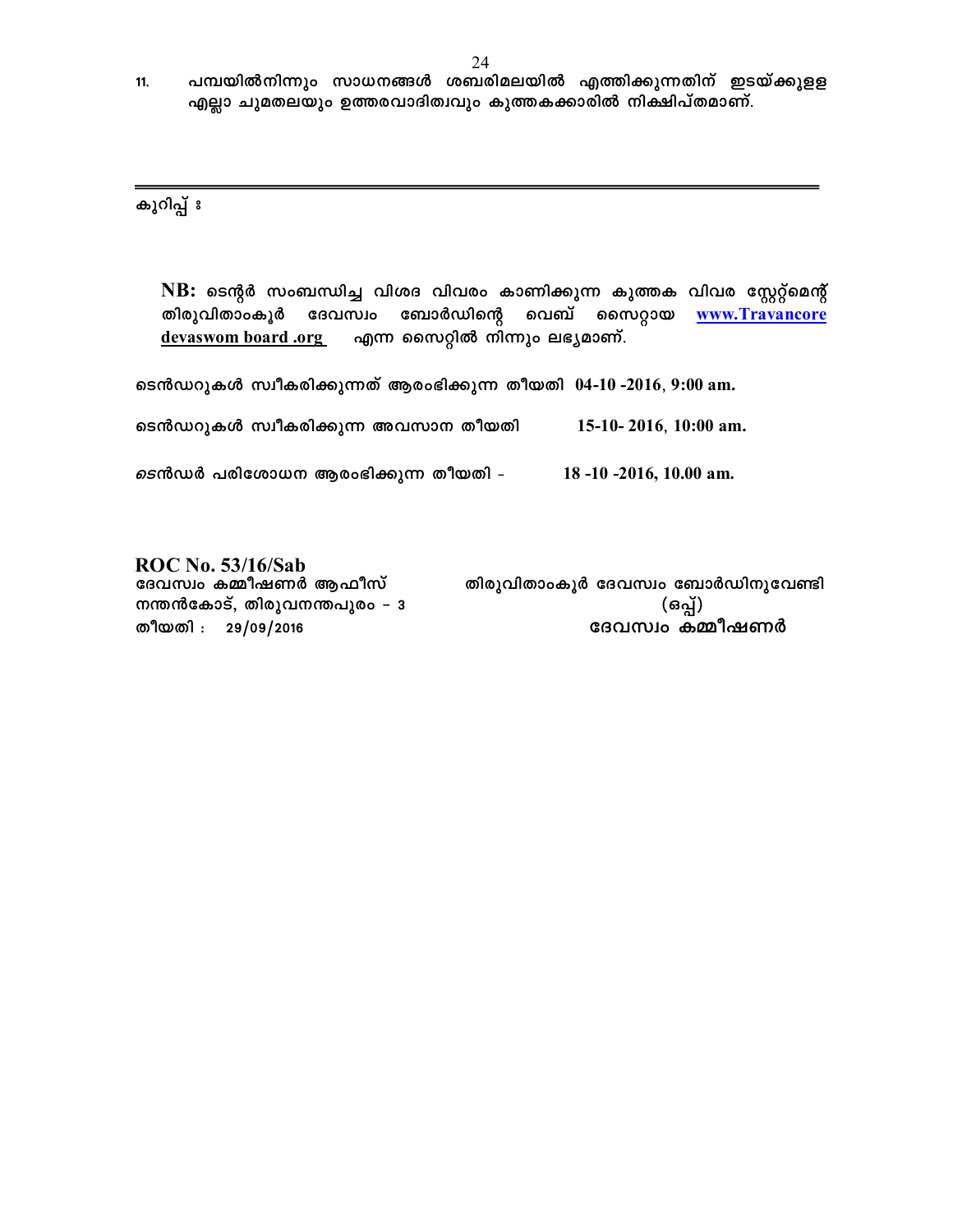11. പമ്പയിൽനിന്നും സാധനങ്ങൾ ശബരിമലയിൽ എത്തിക്കുന്നതിന് ഇടയ്ക്കുളള എല്ലാ ചുമതലയും ഉത്തരവാദിത്വവും കുത്തകക്കാരിൽ നിക്ഷിപ്തമാണ്.

---

കുറിപ്പ് ഃ

**NB:** ടെന്റർ സംബന്ധിച്ച വിശദ വിവരം കാണിക്കുന്ന കുത്തക വിവര സ്റ്റേറ്റ്മെന്റ് തിരുവിതാംകൂർ ദേവസ്വം ബോർഡിന്റെ വെബ് സൈറ്റായ **www.Travancore devaswom board .org** എന്ന സൈറ്റിൽ നിന്നും ലഭ്യമാണ്.

ടെൻഡറുകൾ സ്വീകരിക്കുന്നത് ആരംഭിക്കുന്ന തീയതി **04-10 -2016, 9:00 am.**

ടെൻഡറുകൾ സ്വീകരിക്കുന്ന അവസാന തീയതി **15-10- 2016, 10:00 am.**

ടെൻഡർ പരിശോധന ആരംഭിക്കുന്ന തീയതി - **18 -10 -2016, 10.00 am.**

**ROC No. 53/16/Sab**
ദേവസ്വം കമ്മീഷണർ ആഫീസ്
നന്തൻകോട്, തിരുവനന്തപുരം - 3
തീയതി : 29/09/2016

തിരുവിതാംകൂർ ദേവസ്വം ബോർഡിനുവേണ്ടി
(ഒപ്പ്)
**ദേവസ്വം കമ്മീഷണർ**